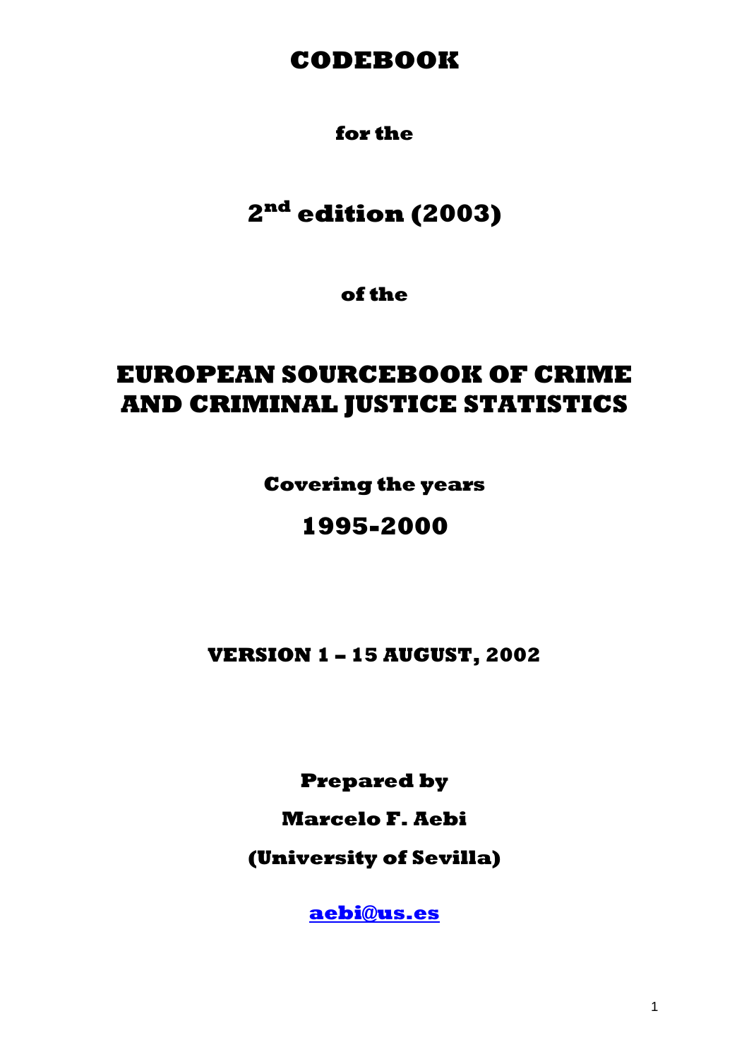# CODEBOOK

**for the**

# 2nd edition (2003)

**of the**

# EUROPEAN SOURCEBOOK OF CRIME AND CRIMINAL JUSTICE STATISTICS

**Covering the years**

## 1995-2000

**VERSION 1 – 15 AUGUST, 2002**

**Prepared by**

**Marcelo F. Aebi**

**(University of Sevilla)**

**aebi@us.es**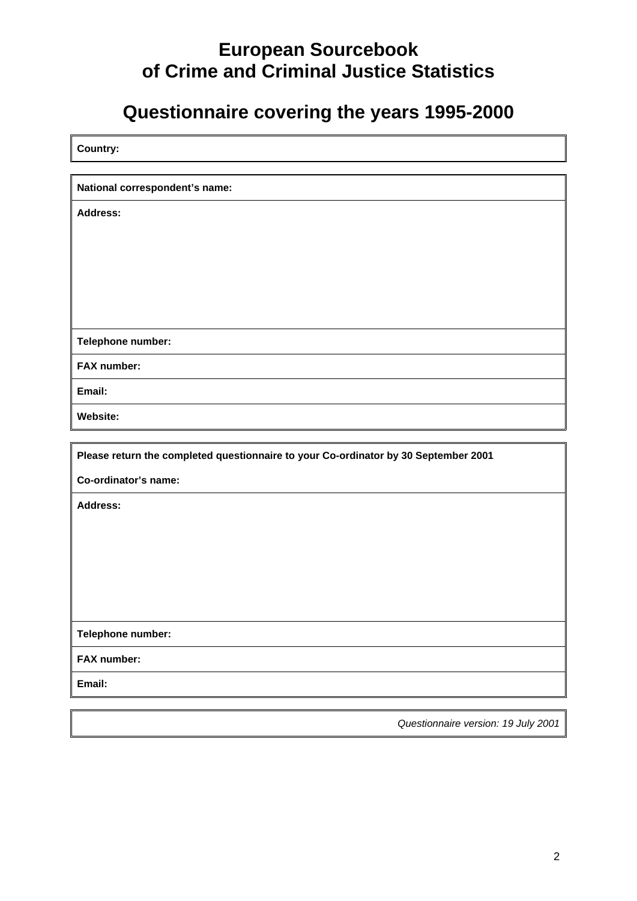# European Sourcebook of Crime and Criminal Justice Statistics

# Questionnaire covering the years 1995-2000

| **Country:** |
|---|

| **National correspondent's name:** |
|---|
| **Address:** |
| **Telephone number:** |
| **FAX number:** |
| **Email:** |
| **Website:** |

| **Please return the completed questionnaire to your Co-ordinator by 30 September 2001** <br> **Co-ordinator's name:** |
|---|
| **Address:** |
| **Telephone number:** |
| **FAX number:** |
| **Email:** |

*Questionnaire version: 19 July 2001*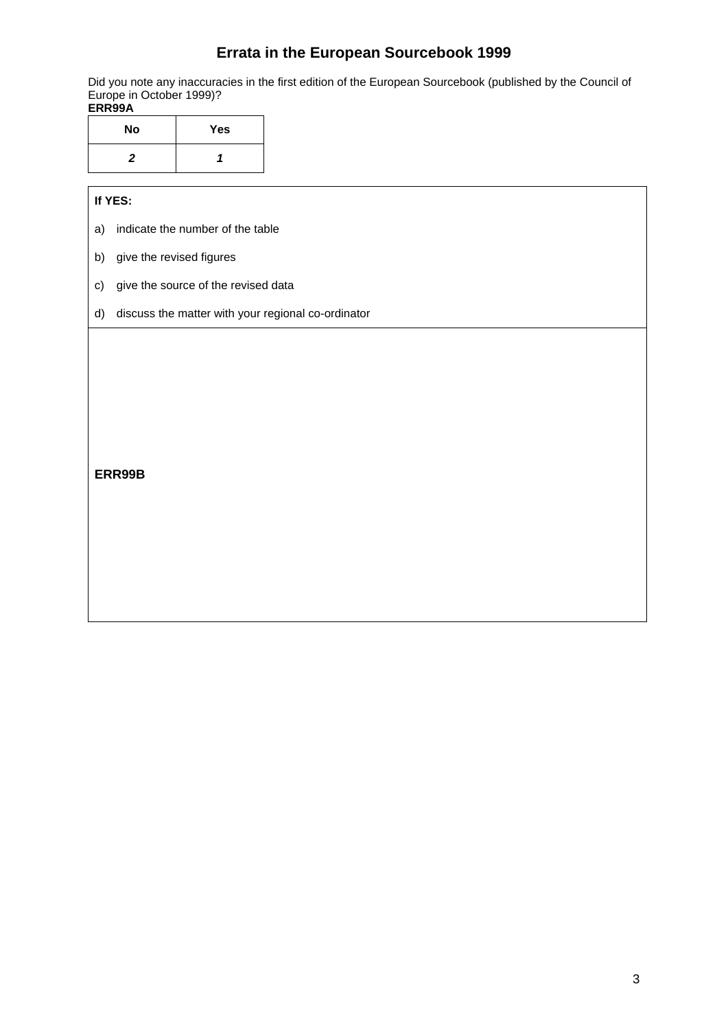# Errata in the European Sourcebook 1999

Did you note any inaccuracies in the first edition of the European Sourcebook (published by the Council of Europe in October 1999)?

**ERR99A**

| No | Yes |
|---|---|
| *2* | *1* |

**If YES:**

a) indicate the number of the table

b) give the revised figures

c) give the source of the revised data

d) discuss the matter with your regional co-ordinator

**ERR99B**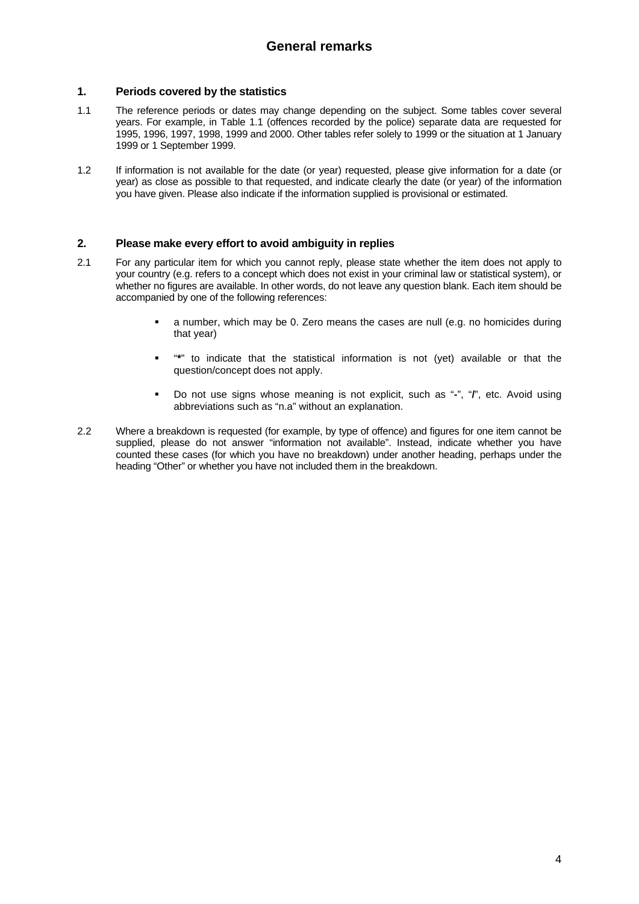# General remarks

## 1. Periods covered by the statistics

1.1 The reference periods or dates may change depending on the subject. Some tables cover several years. For example, in Table 1.1 (offences recorded by the police) separate data are requested for 1995, 1996, 1997, 1998, 1999 and 2000. Other tables refer solely to 1999 or the situation at 1 January 1999 or 1 September 1999.

1.2 If information is not available for the date (or year) requested, please give information for a date (or year) as close as possible to that requested, and indicate clearly the date (or year) of the information you have given. Please also indicate if the information supplied is provisional or estimated.

## 2. Please make every effort to avoid ambiguity in replies

2.1 For any particular item for which you cannot reply, please state whether the item does not apply to your country (e.g. refers to a concept which does not exist in your criminal law or statistical system), or whether no figures are available. In other words, do not leave any question blank. Each item should be accompanied by one of the following references:

- a number, which may be 0. Zero means the cases are null (e.g. no homicides during that year)
- "**\***" to indicate that the statistical information is not (yet) available or that the question/concept does not apply.
- Do not use signs whose meaning is not explicit, such as "**-**", "**/**", etc. Avoid using abbreviations such as "n.a" without an explanation.

2.2 Where a breakdown is requested (for example, by type of offence) and figures for one item cannot be supplied, please do not answer "information not available". Instead, indicate whether you have counted these cases (for which you have no breakdown) under another heading, perhaps under the heading "Other" or whether you have not included them in the breakdown.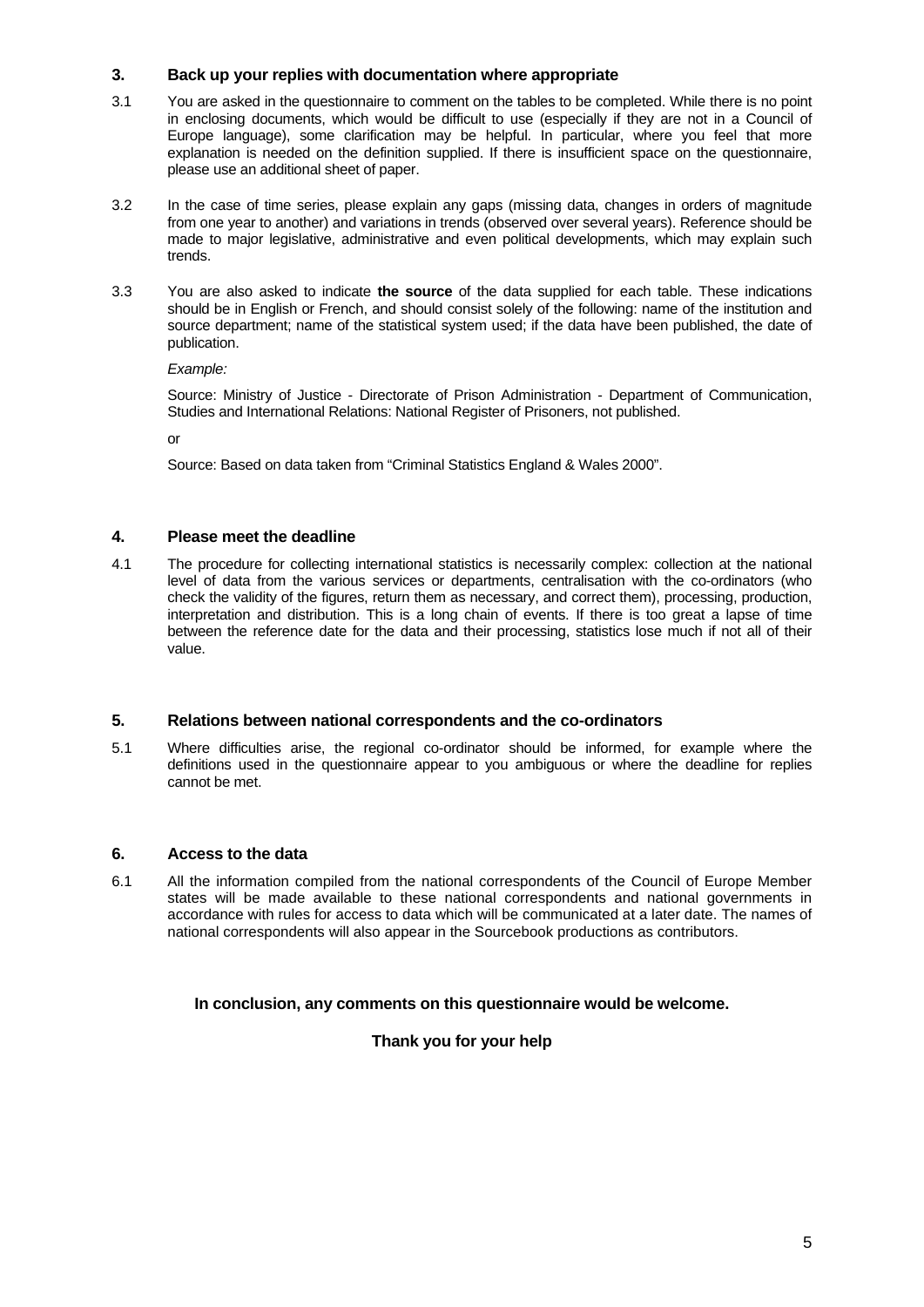## 3. Back up your replies with documentation where appropriate

3.1 You are asked in the questionnaire to comment on the tables to be completed. While there is no point in enclosing documents, which would be difficult to use (especially if they are not in a Council of Europe language), some clarification may be helpful. In particular, where you feel that more explanation is needed on the definition supplied. If there is insufficient space on the questionnaire, please use an additional sheet of paper.

3.2 In the case of time series, please explain any gaps (missing data, changes in orders of magnitude from one year to another) and variations in trends (observed over several years). Reference should be made to major legislative, administrative and even political developments, which may explain such trends.

3.3 You are also asked to indicate **the source** of the data supplied for each table. These indications should be in English or French, and should consist solely of the following: name of the institution and source department; name of the statistical system used; if the data have been published, the date of publication.

*Example:*

Source: Ministry of Justice - Directorate of Prison Administration - Department of Communication, Studies and International Relations: National Register of Prisoners, not published.

or

Source: Based on data taken from "Criminal Statistics England & Wales 2000".

## 4. Please meet the deadline

4.1 The procedure for collecting international statistics is necessarily complex: collection at the national level of data from the various services or departments, centralisation with the co-ordinators (who check the validity of the figures, return them as necessary, and correct them), processing, production, interpretation and distribution. This is a long chain of events. If there is too great a lapse of time between the reference date for the data and their processing, statistics lose much if not all of their value.

## 5. Relations between national correspondents and the co-ordinators

5.1 Where difficulties arise, the regional co-ordinator should be informed, for example where the definitions used in the questionnaire appear to you ambiguous or where the deadline for replies cannot be met.

## 6. Access to the data

6.1 All the information compiled from the national correspondents of the Council of Europe Member states will be made available to these national correspondents and national governments in accordance with rules for access to data which will be communicated at a later date. The names of national correspondents will also appear in the Sourcebook productions as contributors.

**In conclusion, any comments on this questionnaire would be welcome.**

**Thank you for your help**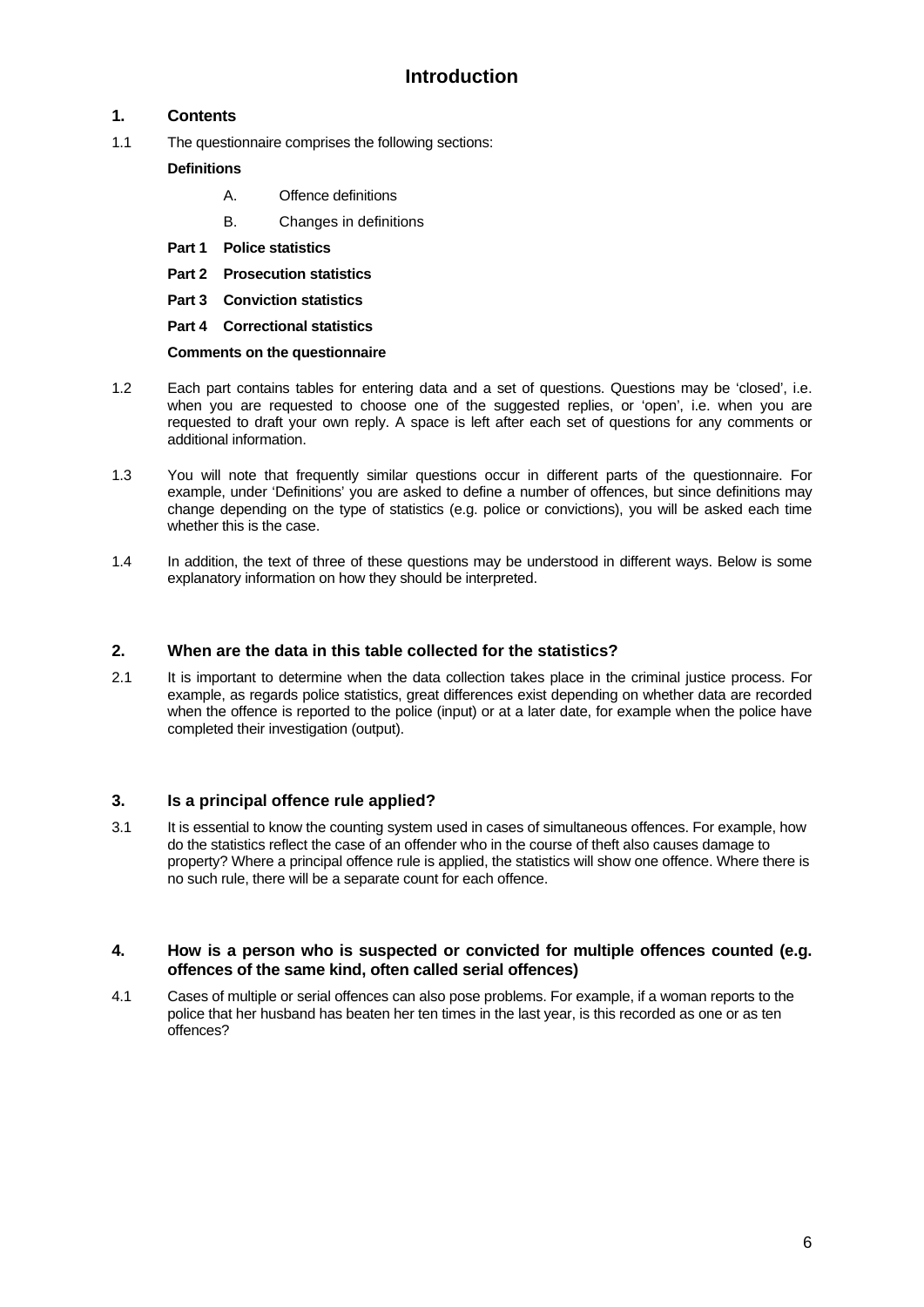# Introduction

## 1. Contents

1.1 The questionnaire comprises the following sections:

**Definitions**

- A. Offence definitions
- B. Changes in definitions

**Part 1 Police statistics**

**Part 2 Prosecution statistics**

**Part 3 Conviction statistics**

**Part 4 Correctional statistics**

**Comments on the questionnaire**

1.2 Each part contains tables for entering data and a set of questions. Questions may be 'closed', i.e. when you are requested to choose one of the suggested replies, or 'open', i.e. when you are requested to draft your own reply. A space is left after each set of questions for any comments or additional information.

1.3 You will note that frequently similar questions occur in different parts of the questionnaire. For example, under 'Definitions' you are asked to define a number of offences, but since definitions may change depending on the type of statistics (e.g. police or convictions), you will be asked each time whether this is the case.

1.4 In addition, the text of three of these questions may be understood in different ways. Below is some explanatory information on how they should be interpreted.

## 2. When are the data in this table collected for the statistics?

2.1 It is important to determine when the data collection takes place in the criminal justice process. For example, as regards police statistics, great differences exist depending on whether data are recorded when the offence is reported to the police (input) or at a later date, for example when the police have completed their investigation (output).

## 3. Is a principal offence rule applied?

3.1 It is essential to know the counting system used in cases of simultaneous offences. For example, how do the statistics reflect the case of an offender who in the course of theft also causes damage to property? Where a principal offence rule is applied, the statistics will show one offence. Where there is no such rule, there will be a separate count for each offence.

## 4. How is a person who is suspected or convicted for multiple offences counted (e.g. offences of the same kind, often called serial offences)

4.1 Cases of multiple or serial offences can also pose problems. For example, if a woman reports to the police that her husband has beaten her ten times in the last year, is this recorded as one or as ten offences?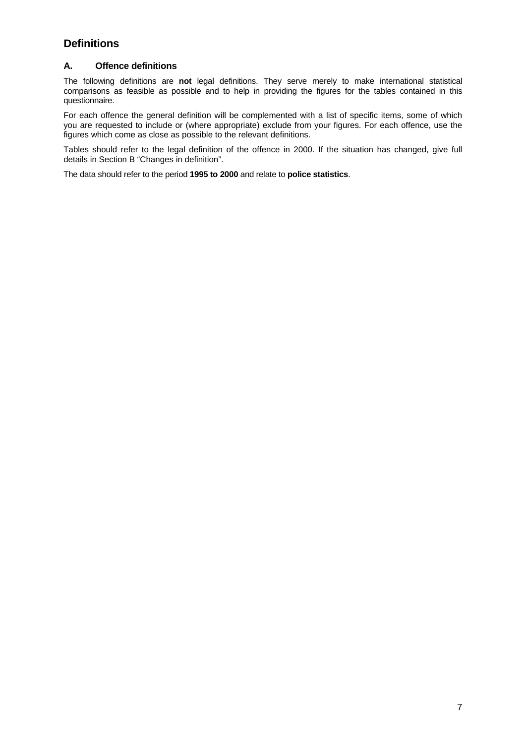## Definitions

### A. Offence definitions

The following definitions are **not** legal definitions. They serve merely to make international statistical comparisons as feasible as possible and to help in providing the figures for the tables contained in this questionnaire.

For each offence the general definition will be complemented with a list of specific items, some of which you are requested to include or (where appropriate) exclude from your figures. For each offence, use the figures which come as close as possible to the relevant definitions.

Tables should refer to the legal definition of the offence in 2000. If the situation has changed, give full details in Section B "Changes in definition".

The data should refer to the period **1995 to 2000** and relate to **police statistics**.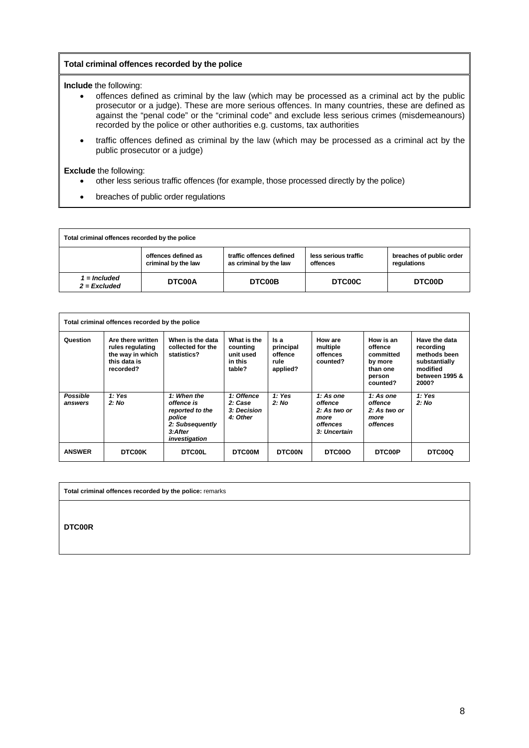**Total criminal offences recorded by the police**

**Include** the following:

- offences defined as criminal by the law (which may be processed as a criminal act by the public prosecutor or a judge). These are more serious offences. In many countries, these are defined as against the "penal code" or the "criminal code" and exclude less serious crimes (misdemeanours) recorded by the police or other authorities e.g. customs, tax authorities
- traffic offences defined as criminal by the law (which may be processed as a criminal act by the public prosecutor or a judge)

**Exclude** the following:

- other less serious traffic offences (for example, those processed directly by the police)
- breaches of public order regulations

| Total criminal offences recorded by the police | | | | |
|---|---|---|---|---|
| | offences defined as criminal by the law | traffic offences defined as criminal by the law | less serious traffic offences | breaches of public order regulations |
| *1 = Included 2 = Excluded* | **DTC00A** | **DTC00B** | **DTC00C** | **DTC00D** |

| Total criminal offences recorded by the police | | | | | | | |
|---|---|---|---|---|---|---|---|
| **Question** | **Are there written rules regulating the way in which this data is recorded?** | **When is the data collected for the statistics?** | **What is the counting unit used in this table?** | **Is a principal offence rule applied?** | **How are multiple offences counted?** | **How is an offence committed by more than one person counted?** | **Have the data recording methods been substantially modified between 1995 & 2000?** |
| ***Possible answers*** | ***1: Yes 2: No*** | ***1: When the offence is reported to the police 2: Subsequently 3:After investigation*** | ***1: Offence 2: Case 3: Decision 4: Other*** | ***1: Yes 2: No*** | ***1: As one offence 2: As two or more offences 3: Uncertain*** | ***1: As one offence 2: As two or more offences*** | ***1: Yes 2: No*** |
| **ANSWER** | **DTC00K** | **DTC00L** | **DTC00M** | **DTC00N** | **DTC00O** | **DTC00P** | **DTC00Q** |

| **Total criminal offences recorded by the police:** remarks |
|---|
| **DTC00R** |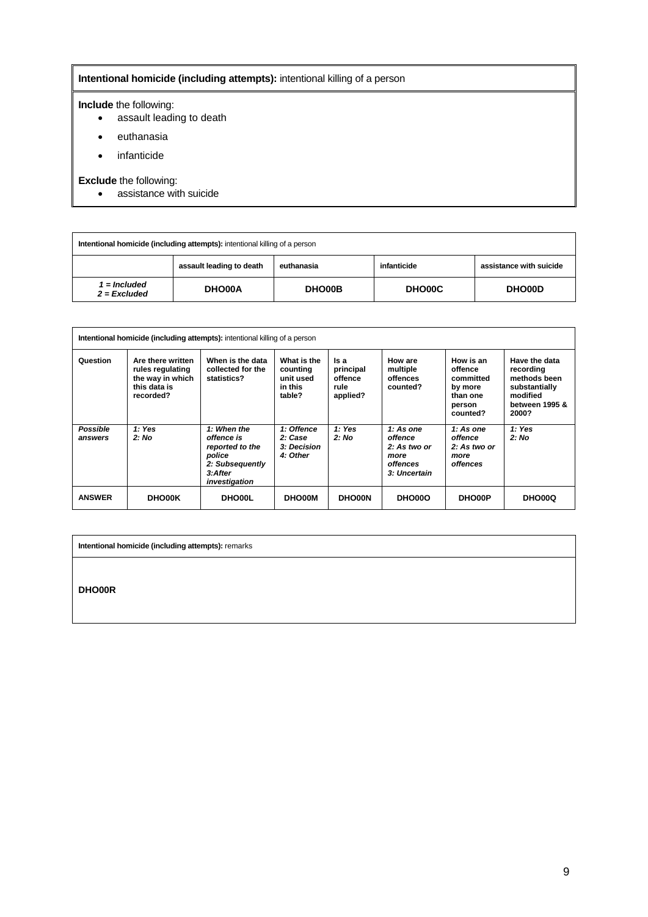**Intentional homicide (including attempts):** intentional killing of a person

**Include** the following:

- assault leading to death
- euthanasia
- infanticide

**Exclude** the following:

- assistance with suicide

| **Intentional homicide (including attempts):** intentional killing of a person | | | | |
|---|---|---|---|---|
| | **assault leading to death** | **euthanasia** | **infanticide** | **assistance with suicide** |
| *1 = Included* *2 = Excluded* | **DHO00A** | **DHO00B** | **DHO00C** | **DHO00D** |

| **Intentional homicide (including attempts):** intentional killing of a person | | | | | | | |
|---|---|---|---|---|---|---|---|
| **Question** | **Are there written rules regulating the way in which this data is recorded?** | **When is the data collected for the statistics?** | **What is the counting unit used in this table?** | **Is a principal offence rule applied?** | **How are multiple offences counted?** | **How is an offence committed by more than one person counted?** | **Have the data recording methods been substantially modified between 1995 & 2000?** |
| ***Possible answers*** | ***1: Yes*** ***2: No*** | ***1: When the offence is reported to the police*** ***2: Subsequently*** ***3:After investigation*** | ***1: Offence*** ***2: Case*** ***3: Decision*** ***4: Other*** | ***1: Yes*** ***2: No*** | ***1: As one offence*** ***2: As two or more offences*** ***3: Uncertain*** | ***1: As one offence*** ***2: As two or more offences*** | ***1: Yes*** ***2: No*** |
| **ANSWER** | **DHO00K** | **DHO00L** | **DHO00M** | **DHO00N** | **DHO00O** | **DHO00P** | **DHO00Q** |

| **Intentional homicide (including attempts):** remarks |
|---|
| **DHO00R** |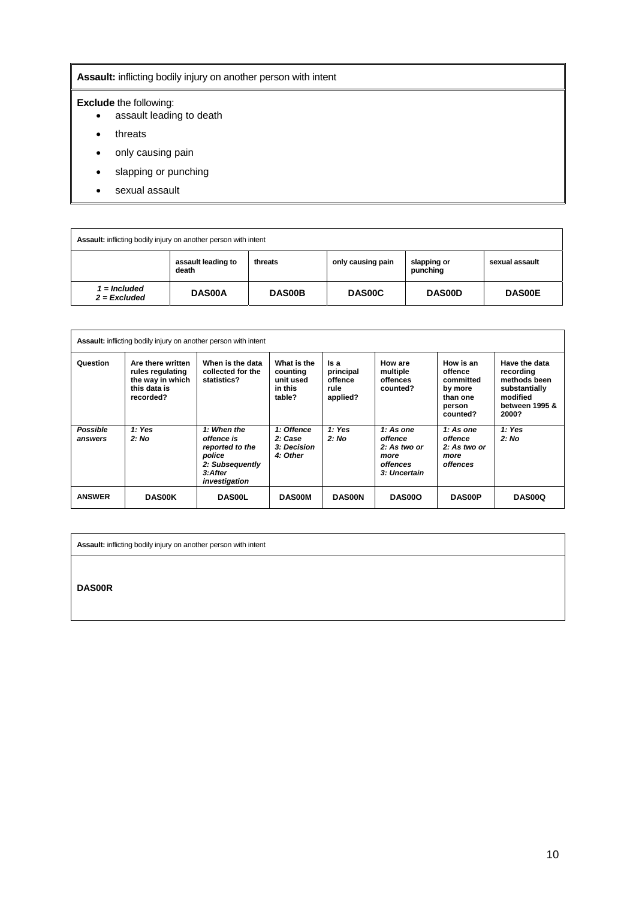**Assault:** inflicting bodily injury on another person with intent

**Exclude** the following:

- assault leading to death
- threats
- only causing pain
- slapping or punching
- sexual assault

| **Assault:** inflicting bodily injury on another person with intent | | | | | |
|---|---|---|---|---|---|
| | **assault leading to death** | **threats** | **only causing pain** | **slapping or punching** | **sexual assault** |
| ***1 = Included 2 = Excluded*** | **DAS00A** | **DAS00B** | **DAS00C** | **DAS00D** | **DAS00E** |

| **Assault:** inflicting bodily injury on another person with intent | | | | | | | |
|---|---|---|---|---|---|---|---|
| **Question** | **Are there written rules regulating the way in which this data is recorded?** | **When is the data collected for the statistics?** | **What is the counting unit used in this table?** | **Is a principal offence rule applied?** | **How are multiple offences counted?** | **How is an offence committed by more than one person counted?** | **Have the data recording methods been substantially modified between 1995 & 2000?** |
| ***Possible answers*** | ***1: Yes 2: No*** | ***1: When the offence is reported to the police 2: Subsequently 3:After investigation*** | ***1: Offence 2: Case 3: Decision 4: Other*** | ***1: Yes 2: No*** | ***1: As one offence 2: As two or more offences 3: Uncertain*** | ***1: As one offence 2: As two or more offences*** | ***1: Yes 2: No*** |
| **ANSWER** | **DAS00K** | **DAS00L** | **DAS00M** | **DAS00N** | **DAS00O** | **DAS00P** | **DAS00Q** |

| **Assault:** inflicting bodily injury on another person with intent |
|---|
| **DAS00R** |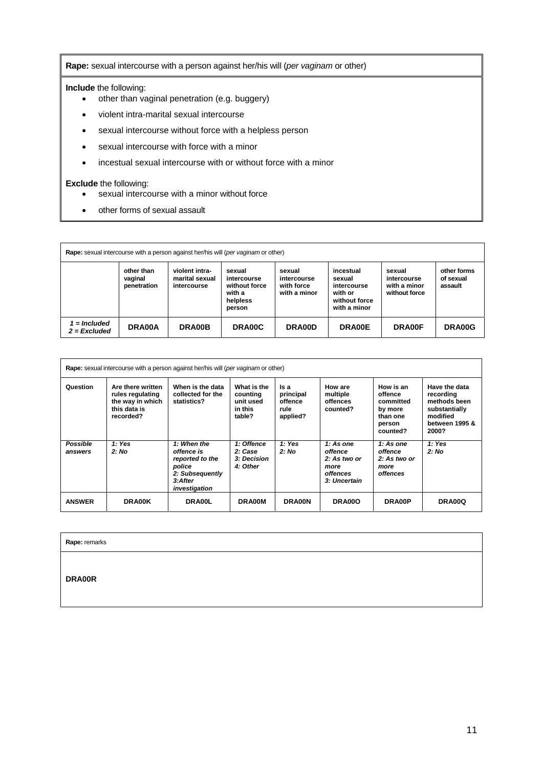**Rape:** sexual intercourse with a person against her/his will (*per vaginam* or other)

**Include** the following:

- other than vaginal penetration (e.g. buggery)
- violent intra-marital sexual intercourse
- sexual intercourse without force with a helpless person
- sexual intercourse with force with a minor
- incestual sexual intercourse with or without force with a minor

**Exclude** the following:

- sexual intercourse with a minor without force
- other forms of sexual assault

| **Rape:** sexual intercourse with a person against her/his will (*per vaginam* or other) | | | | | | | |
|---|---|---|---|---|---|---|---|
| | **other than vaginal penetration** | **violent intra-marital sexual intercourse** | **sexual intercourse without force with a helpless person** | **sexual intercourse with force with a minor** | **incestual sexual intercourse with or without force with a minor** | **sexual intercourse with a minor without force** | **other forms of sexual assault** |
| ***1 = Included 2 = Excluded*** | **DRA00A** | **DRA00B** | **DRA00C** | **DRA00D** | **DRA00E** | **DRA00F** | **DRA00G** |

| **Rape:** sexual intercourse with a person against her/his will (*per vaginam* or other) | | | | | | | |
|---|---|---|---|---|---|---|---|
| **Question** | **Are there written rules regulating the way in which this data is recorded?** | **When is the data collected for the statistics?** | **What is the counting unit used in this table?** | **Is a principal offence rule applied?** | **How are multiple offences counted?** | **How is an offence committed by more than one person counted?** | **Have the data recording methods been substantially modified between 1995 & 2000?** |
| ***Possible answers*** | ***1: Yes 2: No*** | ***1: When the offence is reported to the police 2: Subsequently 3:After investigation*** | ***1: Offence 2: Case 3: Decision 4: Other*** | ***1: Yes 2: No*** | ***1: As one offence 2: As two or more offences 3: Uncertain*** | ***1: As one offence 2: As two or more offences*** | ***1: Yes 2: No*** |
| **ANSWER** | **DRA00K** | **DRA00L** | **DRA00M** | **DRA00N** | **DRA00O** | **DRA00P** | **DRA00Q** |

| **Rape:** remarks |
|---|
| **DRA00R** |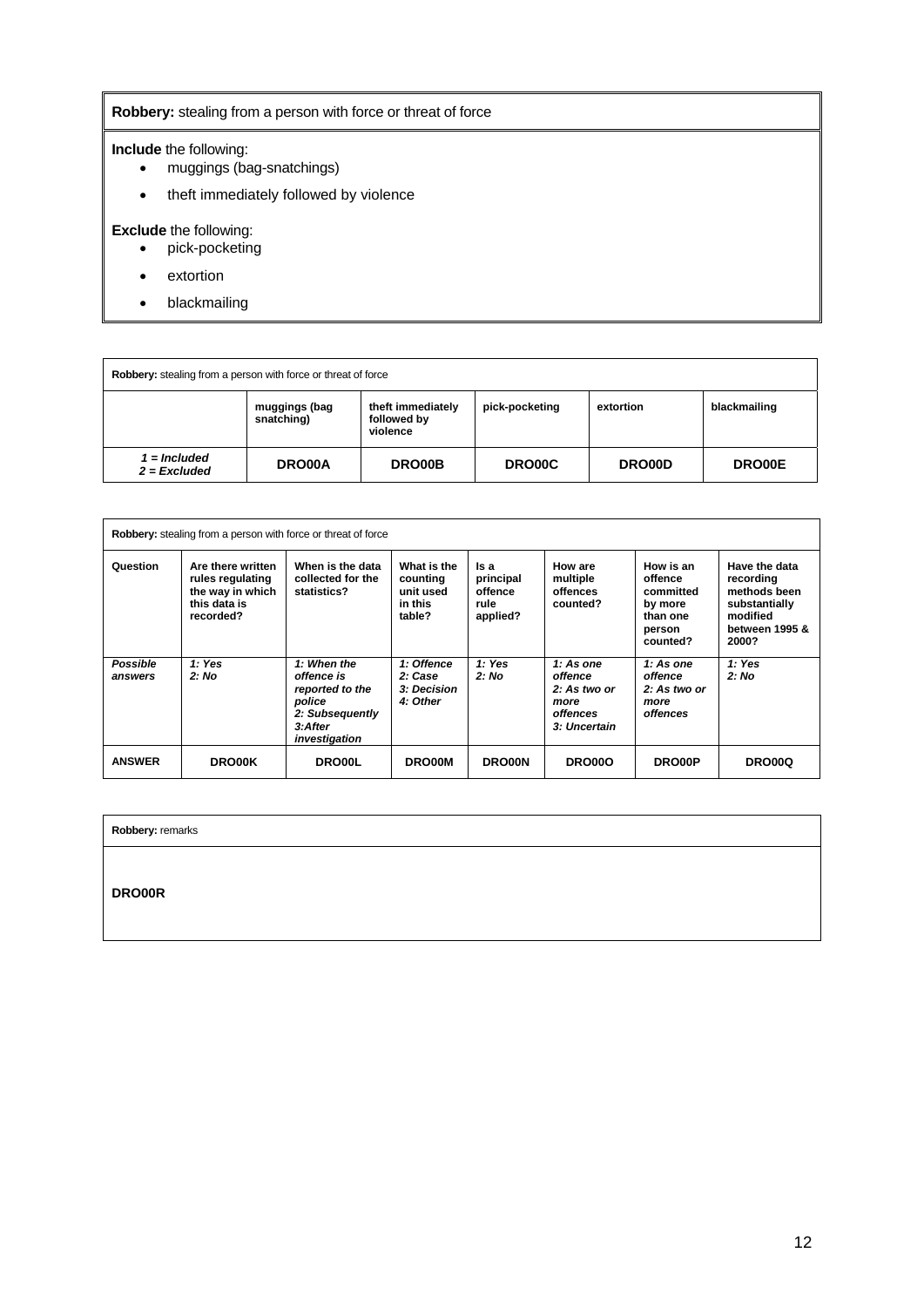**Robbery:** stealing from a person with force or threat of force

**Include** the following:

- muggings (bag-snatchings)
- theft immediately followed by violence

**Exclude** the following:

- pick-pocketing
- extortion
- blackmailing

| **Robbery:** stealing from a person with force or threat of force | | | | | |
|---|---|---|---|---|---|
| | **muggings (bag snatching)** | **theft immediately followed by violence** | **pick-pocketing** | **extortion** | **blackmailing** |
| *1 = Included*<br>*2 = Excluded* | **DRO00A** | **DRO00B** | **DRO00C** | **DRO00D** | **DRO00E** |

| **Robbery:** stealing from a person with force or threat of force | | | | | | | |
|---|---|---|---|---|---|---|---|
| **Question** | **Are there written rules regulating the way in which this data is recorded?** | **When is the data collected for the statistics?** | **What is the counting unit used in this table?** | **Is a principal offence rule applied?** | **How are multiple offences counted?** | **How is an offence committed by more than one person counted?** | **Have the data recording methods been substantially modified between 1995 & 2000?** |
| ***Possible answers*** | ***1: Yes***<br>***2: No*** | ***1: When the offence is reported to the police***<br>***2: Subsequently***<br>***3:After investigation*** | ***1: Offence***<br>***2: Case***<br>***3: Decision***<br>***4: Other*** | ***1: Yes***<br>***2: No*** | ***1: As one offence***<br>***2: As two or more offences***<br>***3: Uncertain*** | ***1: As one offence***<br>***2: As two or more offences*** | ***1: Yes***<br>***2: No*** |
| **ANSWER** | **DRO00K** | **DRO00L** | **DRO00M** | **DRO00N** | **DRO00O** | **DRO00P** | **DRO00Q** |

| **Robbery:** remarks |
|---|
| **DRO00R** |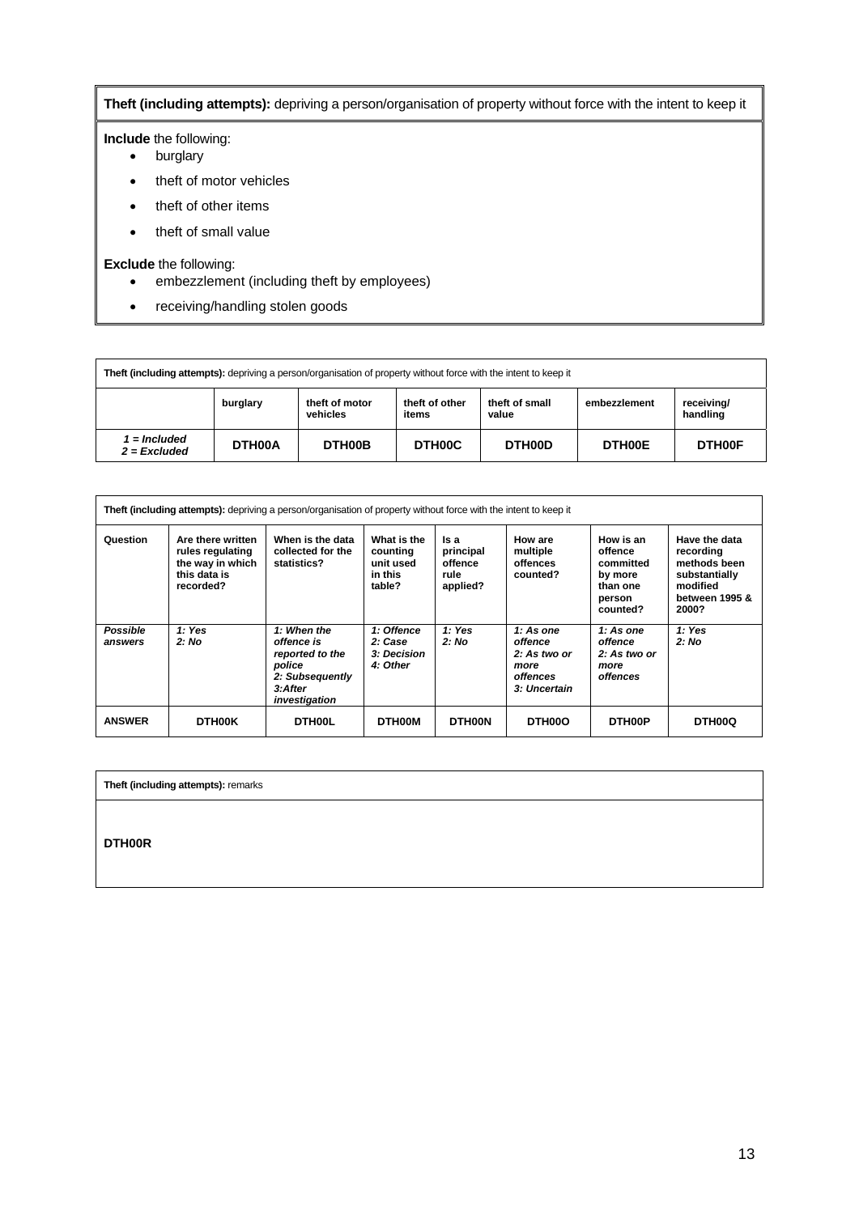**Theft (including attempts):** depriving a person/organisation of property without force with the intent to keep it

**Include** the following:

- burglary
- theft of motor vehicles
- theft of other items
- theft of small value

**Exclude** the following:

- embezzlement (including theft by employees)
- receiving/handling stolen goods

| **Theft (including attempts):** depriving a person/organisation of property without force with the intent to keep it | | | | | | |
|---|---|---|---|---|---|---|
| | burglary | theft of motor vehicles | theft of other items | theft of small value | embezzlement | receiving/ handling |
| *1 = Included 2 = Excluded* | **DTH00A** | **DTH00B** | **DTH00C** | **DTH00D** | **DTH00E** | **DTH00F** |

| **Theft (including attempts):** depriving a person/organisation of property without force with the intent to keep it | | | | | | | |
|---|---|---|---|---|---|---|---|
| **Question** | **Are there written rules regulating the way in which this data is recorded?** | **When is the data collected for the statistics?** | **What is the counting unit used in this table?** | **Is a principal offence rule applied?** | **How are multiple offences counted?** | **How is an offence committed by more than one person counted?** | **Have the data recording methods been substantially modified between 1995 & 2000?** |
| ***Possible answers*** | ***1: Yes 2: No*** | ***1: When the offence is reported to the police 2: Subsequently 3:After investigation*** | ***1: Offence 2: Case 3: Decision 4: Other*** | ***1: Yes 2: No*** | ***1: As one offence 2: As two or more offences 3: Uncertain*** | ***1: As one offence 2: As two or more offences*** | ***1: Yes 2: No*** |
| **ANSWER** | **DTH00K** | **DTH00L** | **DTH00M** | **DTH00N** | **DTH00O** | **DTH00P** | **DTH00Q** |

| **Theft (including attempts):** remarks |
|---|
| **DTH00R** |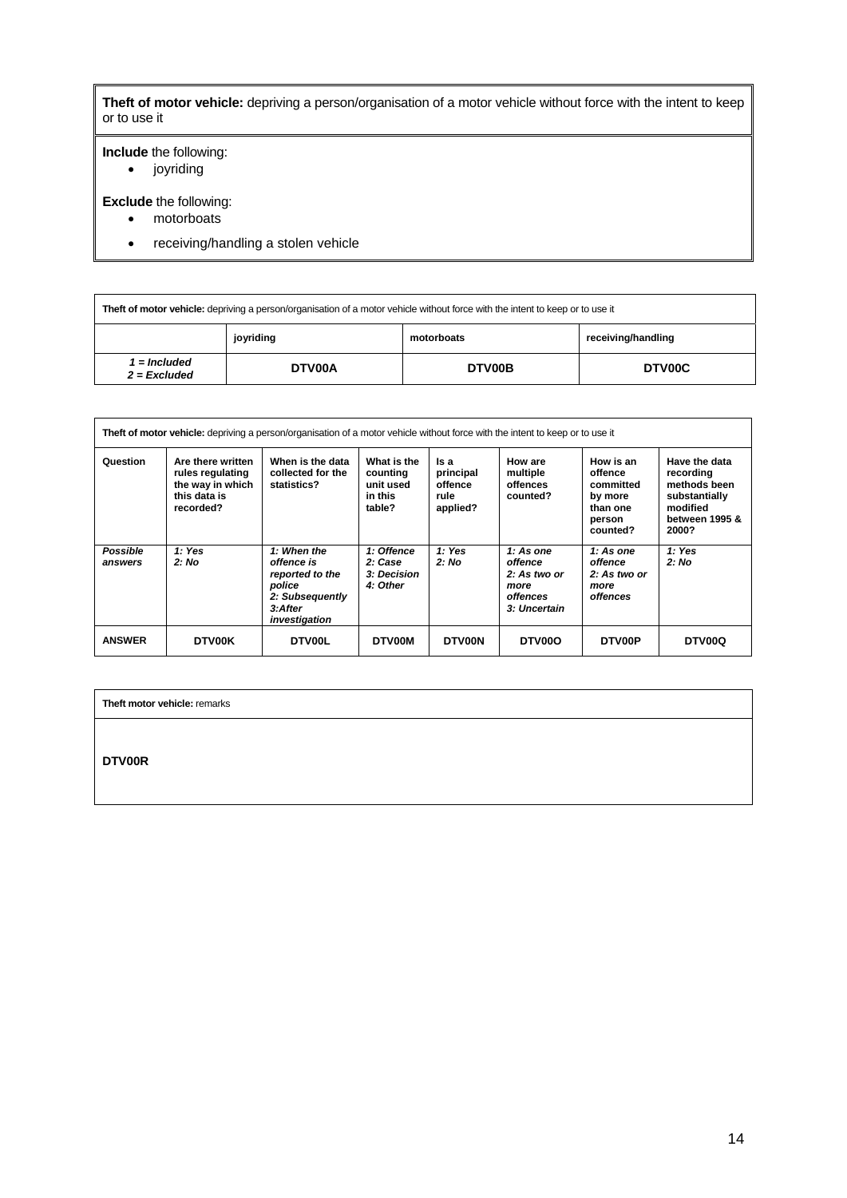**Theft of motor vehicle:** depriving a person/organisation of a motor vehicle without force with the intent to keep or to use it

**Include** the following:

- joyriding

**Exclude** the following:

- motorboats
- receiving/handling a stolen vehicle

| **Theft of motor vehicle:** depriving a person/organisation of a motor vehicle without force with the intent to keep or to use it | | | |
|---|---|---|---|
| | **joyriding** | **motorboats** | **receiving/handling** |
| ***1 = Included*** ***2 = Excluded*** | **DTV00A** | **DTV00B** | **DTV00C** |

| **Theft of motor vehicle:** depriving a person/organisation of a motor vehicle without force with the intent to keep or to use it | | | | | | | |
|---|---|---|---|---|---|---|---|
| **Question** | **Are there written rules regulating the way in which this data is recorded?** | **When is the data collected for the statistics?** | **What is the counting unit used in this table?** | **Is a principal offence rule applied?** | **How are multiple offences counted?** | **How is an offence committed by more than one person counted?** | **Have the data recording methods been substantially modified between 1995 & 2000?** |
| ***Possible answers*** | ***1: Yes*** ***2: No*** | ***1: When the offence is reported to the police*** ***2: Subsequently*** ***3:After investigation*** | ***1: Offence*** ***2: Case*** ***3: Decision*** ***4: Other*** | ***1: Yes*** ***2: No*** | ***1: As one offence*** ***2: As two or more offences*** ***3: Uncertain*** | ***1: As one offence*** ***2: As two or more offences*** | ***1: Yes*** ***2: No*** |
| **ANSWER** | **DTV00K** | **DTV00L** | **DTV00M** | **DTV00N** | **DTV00O** | **DTV00P** | **DTV00Q** |

| **Theft motor vehicle:** remarks |
|---|
| **DTV00R** |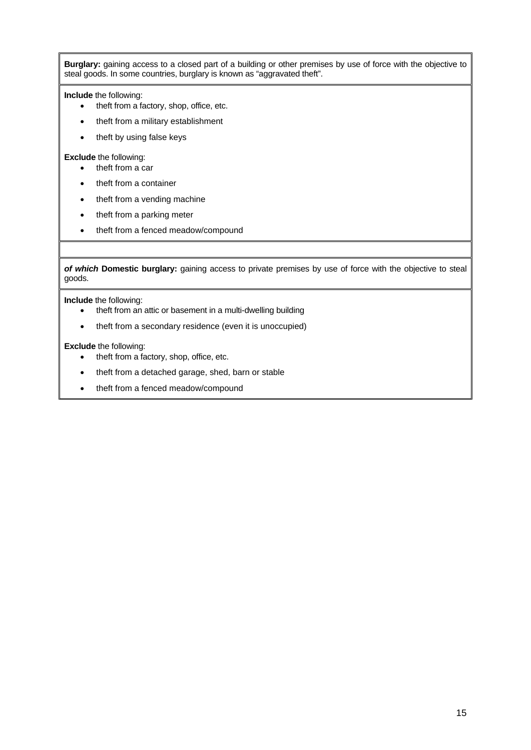**Burglary:** gaining access to a closed part of a building or other premises by use of force with the objective to steal goods. In some countries, burglary is known as "aggravated theft".

**Include** the following:

- theft from a factory, shop, office, etc.
- theft from a military establishment
- theft by using false keys

**Exclude** the following:

- theft from a car
- theft from a container
- theft from a vending machine
- theft from a parking meter
- theft from a fenced meadow/compound

***of which*** **Domestic burglary:** gaining access to private premises by use of force with the objective to steal goods.

**Include** the following:

- theft from an attic or basement in a multi-dwelling building
- theft from a secondary residence (even it is unoccupied)

**Exclude** the following:

- theft from a factory, shop, office, etc.
- theft from a detached garage, shed, barn or stable
- theft from a fenced meadow/compound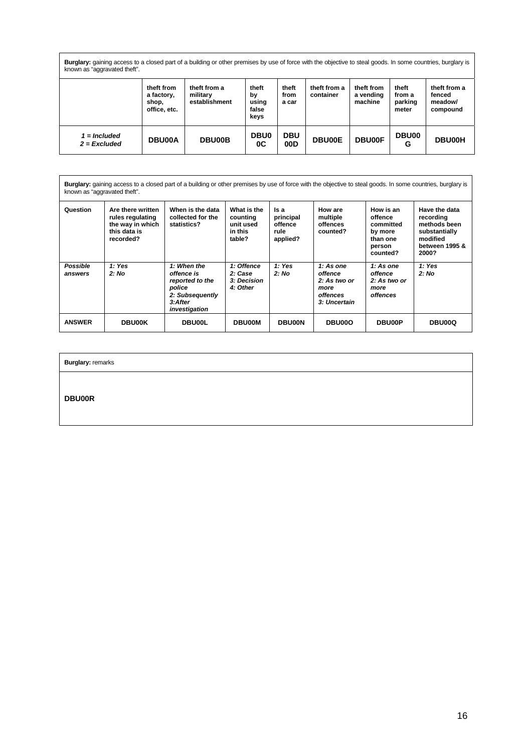| **Burglary:** gaining access to a closed part of a building or other premises by use of force with the objective to steal goods. In some countries, burglary is known as "aggravated theft". | | | | | | | | |
|---|---|---|---|---|---|---|---|---|
| | **theft from a factory, shop, office, etc.** | **theft from a military establishment** | **theft by using false keys** | **theft from a car** | **theft from a container** | **theft from a vending machine** | **theft from a parking meter** | **theft from a fenced meadow/ compound** |
| ***1 = Included*** ***2 = Excluded*** | **DBU00A** | **DBU00B** | **DBU00C** | **DBU00D** | **DBU00E** | **DBU00F** | **DBU00G** | **DBU00H** |

| **Burglary:** gaining access to a closed part of a building or other premises by use of force with the objective to steal goods. In some countries, burglary is known as "aggravated theft". | | | | | | | |
|---|---|---|---|---|---|---|---|
| **Question** | **Are there written rules regulating the way in which this data is recorded?** | **When is the data collected for the statistics?** | **What is the counting unit used in this table?** | **Is a principal offence rule applied?** | **How are multiple offences counted?** | **How is an offence committed by more than one person counted?** | **Have the data recording methods been substantially modified between 1995 & 2000?** |
| ***Possible answers*** | ***1: Yes*** ***2: No*** | ***1: When the offence is reported to the police*** ***2: Subsequently*** ***3:After investigation*** | ***1: Offence*** ***2: Case*** ***3: Decision*** ***4: Other*** | ***1: Yes*** ***2: No*** | ***1: As one offence*** ***2: As two or more offences*** ***3: Uncertain*** | ***1: As one offence*** ***2: As two or more offences*** | ***1: Yes*** ***2: No*** |
| **ANSWER** | **DBU00K** | **DBU00L** | **DBU00M** | **DBU00N** | **DBU00O** | **DBU00P** | **DBU00Q** |

| **Burglary:** remarks |
|---|
| **DBU00R** |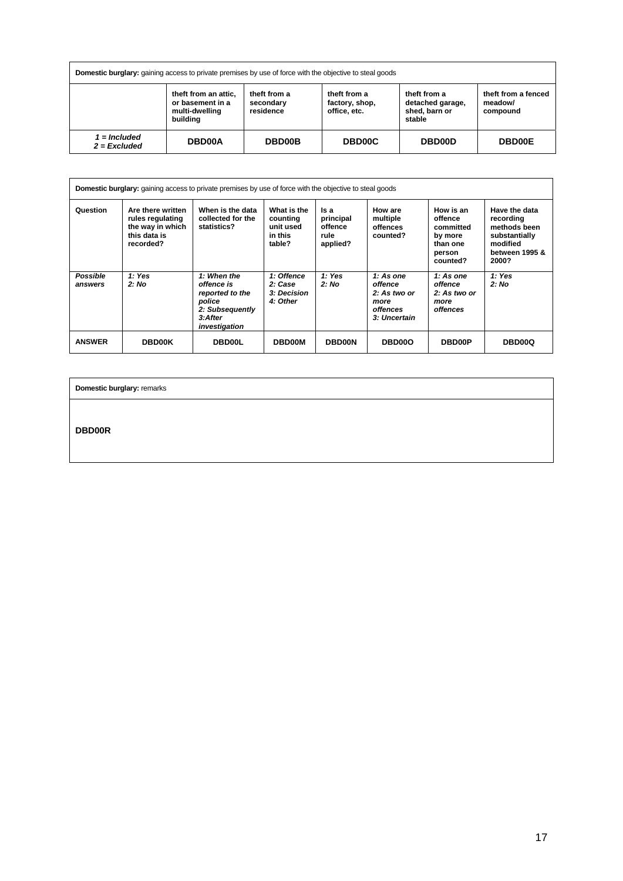| **Domestic burglary:** gaining access to private premises by use of force with the objective to steal goods | | | | | |
|---|---|---|---|---|---|
| | **theft from an attic, or basement in a multi-dwelling building** | **theft from a secondary residence** | **theft from a factory, shop, office, etc.** | **theft from a detached garage, shed, barn or stable** | **theft from a fenced meadow/ compound** |
| ***1 = Included*** ***2 = Excluded*** | **DBD00A** | **DBD00B** | **DBD00C** | **DBD00D** | **DBD00E** |

| **Domestic burglary:** gaining access to private premises by use of force with the objective to steal goods | | | | | | | |
|---|---|---|---|---|---|---|---|
| **Question** | **Are there written rules regulating the way in which this data is recorded?** | **When is the data collected for the statistics?** | **What is the counting unit used in this table?** | **Is a principal offence rule applied?** | **How are multiple offences counted?** | **How is an offence committed by more than one person counted?** | **Have the data recording methods been substantially modified between 1995 & 2000?** |
| ***Possible answers*** | ***1: Yes*** ***2: No*** | ***1: When the offence is reported to the police*** ***2: Subsequently*** ***3:After investigation*** | ***1: Offence*** ***2: Case*** ***3: Decision*** ***4: Other*** | ***1: Yes*** ***2: No*** | ***1: As one offence*** ***2: As two or more offences*** ***3: Uncertain*** | ***1: As one offence*** ***2: As two or more offences*** | ***1: Yes*** ***2: No*** |
| **ANSWER** | **DBD00K** | **DBD00L** | **DBD00M** | **DBD00N** | **DBD00O** | **DBD00P** | **DBD00Q** |

| **Domestic burglary:** remarks |
|---|
| **DBD00R** |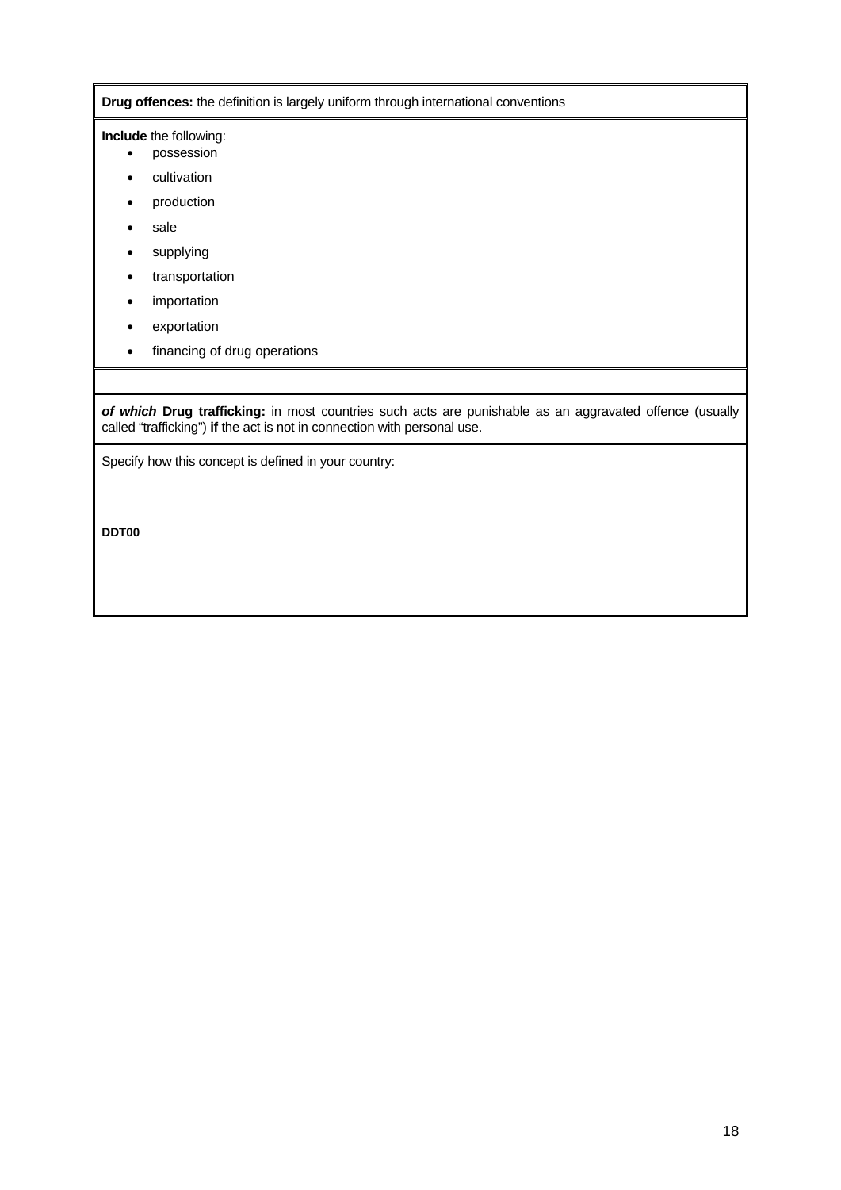**Drug offences:** the definition is largely uniform through international conventions

**Include** the following:

- possession
- cultivation
- production
- sale
- supplying
- transportation
- importation
- exportation
- financing of drug operations

***of which*** **Drug trafficking:** in most countries such acts are punishable as an aggravated offence (usually called "trafficking") **if** the act is not in connection with personal use.

Specify how this concept is defined in your country:

**DDT00**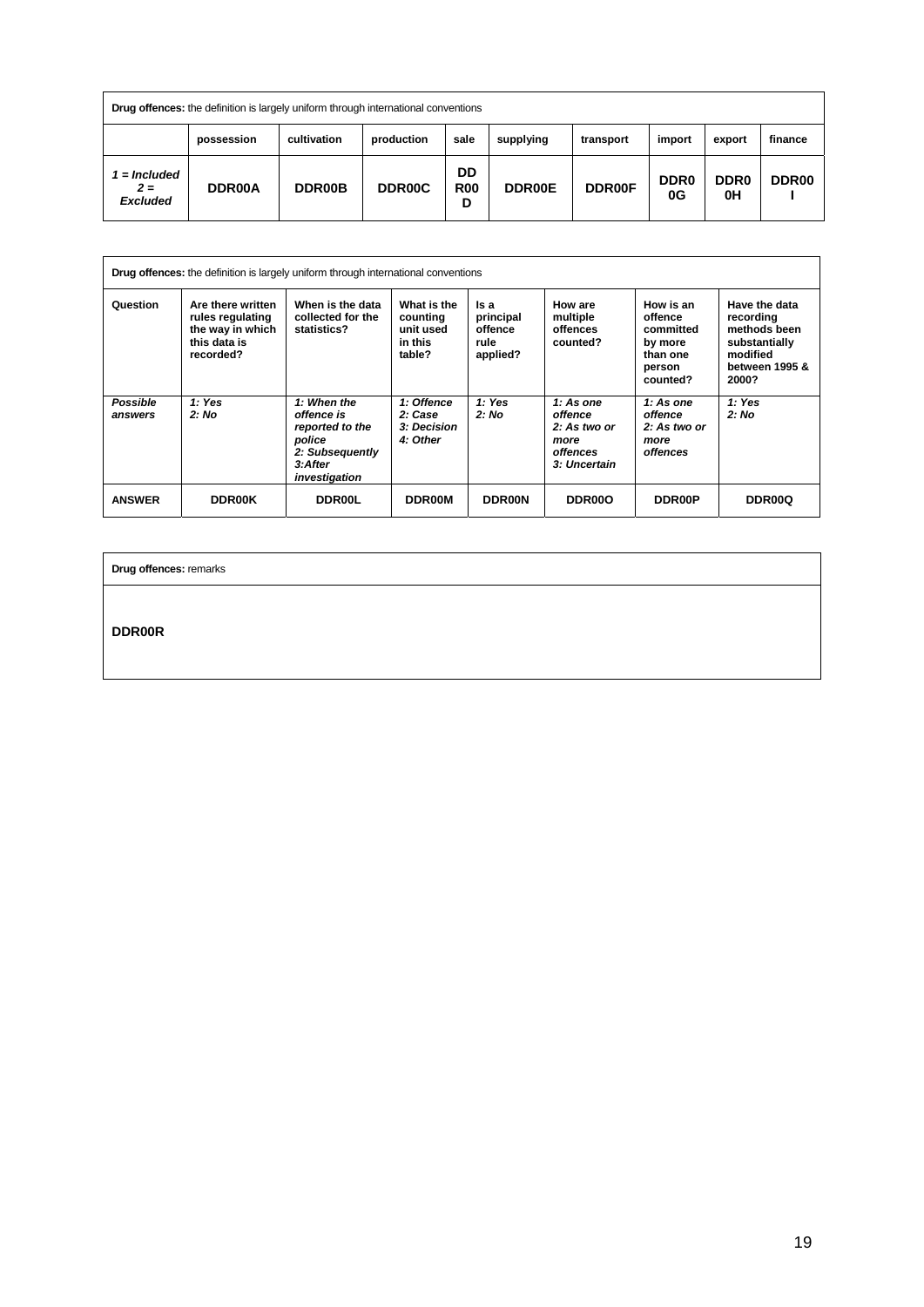| **Drug offences:** the definition is largely uniform through international conventions | | | | | | | | | |
|---|---|---|---|---|---|---|---|---|---|
| | possession | cultivation | production | sale | supplying | transport | import | export | finance |
| *1 = Included 2 = Excluded* | **DDR00A** | **DDR00B** | **DDR00C** | **DDR00D** | **DDR00E** | **DDR00F** | **DDR00G** | **DDR00H** | **DDR00I** |

| **Drug offences:** the definition is largely uniform through international conventions | | | | | | | |
|---|---|---|---|---|---|---|---|
| **Question** | **Are there written rules regulating the way in which this data is recorded?** | **When is the data collected for the statistics?** | **What is the counting unit used in this table?** | **Is a principal offence rule applied?** | **How are multiple offences counted?** | **How is an offence committed by more than one person counted?** | **Have the data recording methods been substantially modified between 1995 & 2000?** |
| ***Possible answers*** | ***1: Yes 2: No*** | ***1: When the offence is reported to the police 2: Subsequently 3:After investigation*** | ***1: Offence 2: Case 3: Decision 4: Other*** | ***1: Yes 2: No*** | ***1: As one offence 2: As two or more offences 3: Uncertain*** | ***1: As one offence 2: As two or more offences*** | ***1: Yes 2: No*** |
| **ANSWER** | **DDR00K** | **DDR00L** | **DDR00M** | **DDR00N** | **DDR00O** | **DDR00P** | **DDR00Q** |

| **Drug offences:** remarks |
|---|
| **DDR00R** |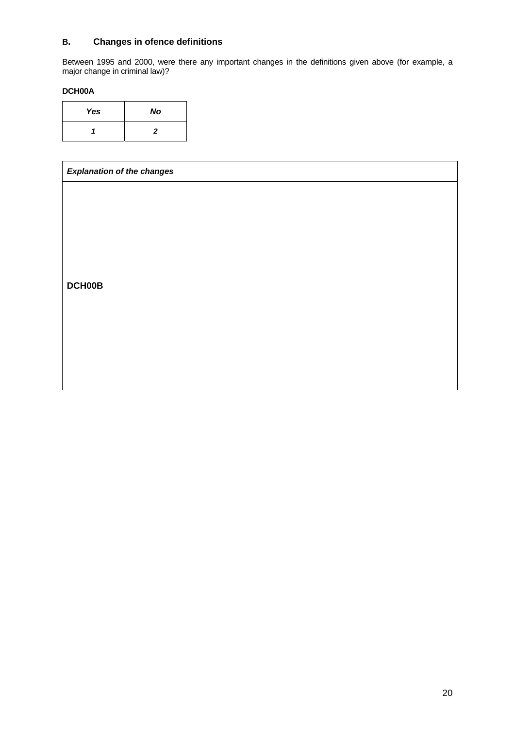## B. Changes in ofence definitions

Between 1995 and 2000, were there any important changes in the definitions given above (for example, a major change in criminal law)?

**DCH00A**

| *Yes* | *No* |
|---|---|
| *1* | *2* |

| *Explanation of the changes* |
|---|
| **DCH00B** |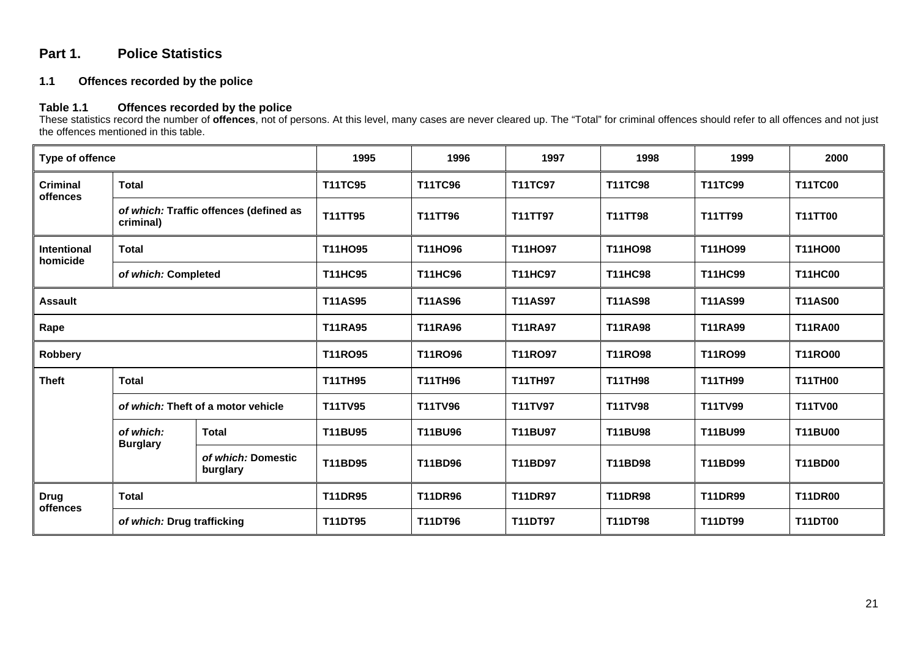## Part 1. Police Statistics

### 1.1 Offences recorded by the police

#### Table 1.1 Offences recorded by the police

These statistics record the number of **offences**, not of persons. At this level, many cases are never cleared up. The "Total" for criminal offences should refer to all offences and not just the offences mentioned in this table.

| Type of offence | | | 1995 | 1996 | 1997 | 1998 | 1999 | 2000 |
|---|---|---|---|---|---|---|---|---|
| **Criminal offences** | **Total** | | **T11TC95** | **T11TC96** | **T11TC97** | **T11TC98** | **T11TC99** | **T11TC00** |
| | ***of which:* Traffic offences (defined as criminal)** | | **T11TT95** | **T11TT96** | **T11TT97** | **T11TT98** | **T11TT99** | **T11TT00** |
| **Intentional homicide** | **Total** | | **T11HO95** | **T11HO96** | **T11HO97** | **T11HO98** | **T11HO99** | **T11HO00** |
| | ***of which:* Completed** | | **T11HC95** | **T11HC96** | **T11HC97** | **T11HC98** | **T11HC99** | **T11HC00** |
| **Assault** | | | **T11AS95** | **T11AS96** | **T11AS97** | **T11AS98** | **T11AS99** | **T11AS00** |
| **Rape** | | | **T11RA95** | **T11RA96** | **T11RA97** | **T11RA98** | **T11RA99** | **T11RA00** |
| **Robbery** | | | **T11RO95** | **T11RO96** | **T11RO97** | **T11RO98** | **T11RO99** | **T11RO00** |
| **Theft** | **Total** | | **T11TH95** | **T11TH96** | **T11TH97** | **T11TH98** | **T11TH99** | **T11TH00** |
| | ***of which:* Theft of a motor vehicle** | | **T11TV95** | **T11TV96** | **T11TV97** | **T11TV98** | **T11TV99** | **T11TV00** |
| | ***of which:* Burglary** | **Total** | **T11BU95** | **T11BU96** | **T11BU97** | **T11BU98** | **T11BU99** | **T11BU00** |
| | | ***of which:* Domestic burglary** | **T11BD95** | **T11BD96** | **T11BD97** | **T11BD98** | **T11BD99** | **T11BD00** |
| **Drug offences** | **Total** | | **T11DR95** | **T11DR96** | **T11DR97** | **T11DR98** | **T11DR99** | **T11DR00** |
| | ***of which:* Drug trafficking** | | **T11DT95** | **T11DT96** | **T11DT97** | **T11DT98** | **T11DT99** | **T11DT00** |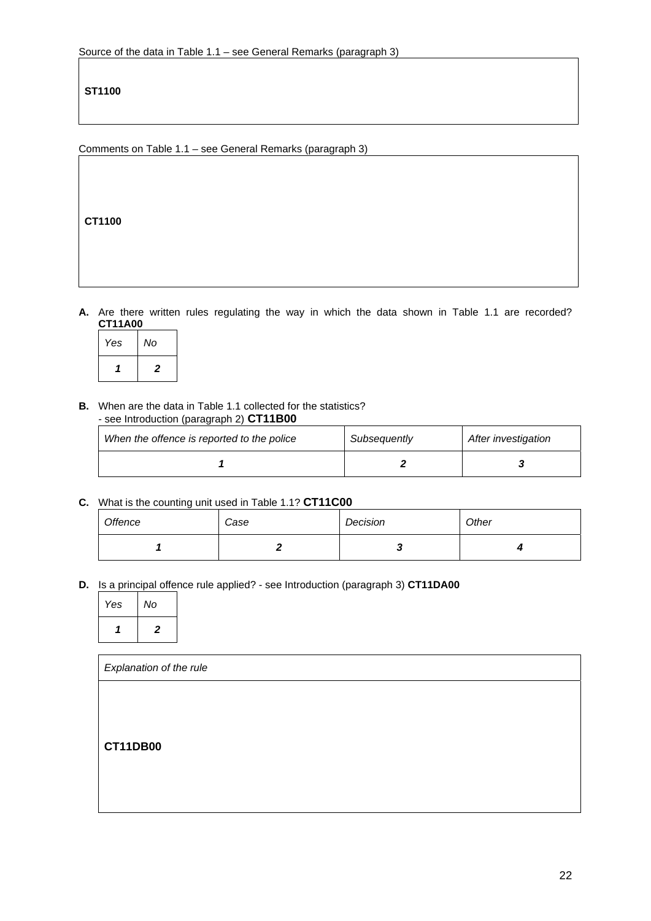Source of the data in Table 1.1 – see General Remarks (paragraph 3)

| **ST1100** |
|---|

Comments on Table 1.1 – see General Remarks (paragraph 3)

| **CT1100** |
|---|

**A.** Are there written rules regulating the way in which the data shown in Table 1.1 are recorded? **CT11A00**

| *Yes* | *No* |
|---|---|
| ***1*** | ***2*** |

**B.** When are the data in Table 1.1 collected for the statistics?
- see Introduction (paragraph 2) **CT11B00**

| *When the offence is reported to the police* | *Subsequently* | *After investigation* |
|---|---|---|
| ***1*** | ***2*** | ***3*** |

**C.** What is the counting unit used in Table 1.1? **CT11C00**

| *Offence* | *Case* | *Decision* | *Other* |
|---|---|---|---|
| ***1*** | ***2*** | ***3*** | ***4*** |

**D.** Is a principal offence rule applied? - see Introduction (paragraph 3) **CT11DA00**

| *Yes* | *No* |
|---|---|
| ***1*** | ***2*** |

| *Explanation of the rule* |
|---|
| **CT11DB00** |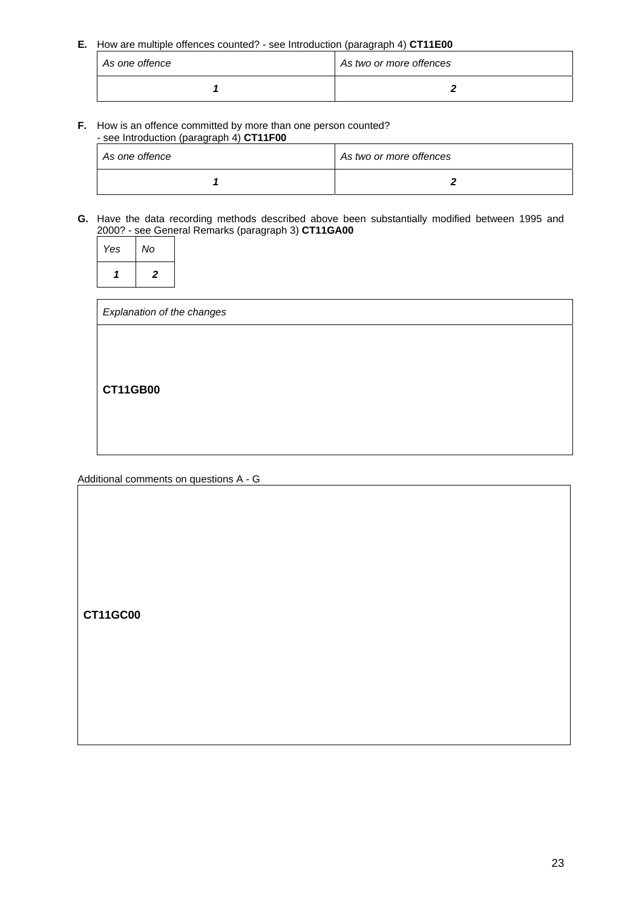**E.** How are multiple offences counted? - see Introduction (paragraph 4) **CT11E00**

| *As one offence* | *As two or more offences* |
|---|---|
| ***1*** | ***2*** |

**F.** How is an offence committed by more than one person counted? - see Introduction (paragraph 4) **CT11F00**

| *As one offence* | *As two or more offences* |
|---|---|
| ***1*** | ***2*** |

**G.** Have the data recording methods described above been substantially modified between 1995 and 2000? - see General Remarks (paragraph 3) **CT11GA00**

| *Yes* | *No* |
|---|---|
| ***1*** | ***2*** |

| *Explanation of the changes* |
|---|
| **CT11GB00** |

Additional comments on questions A - G

| |
|---|
| **CT11GC00** |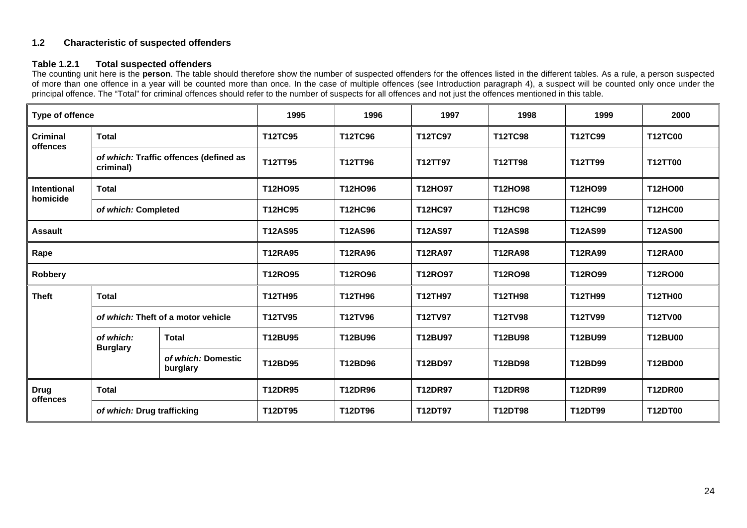### 1.2 Characteristic of suspected offenders

#### Table 1.2.1 Total suspected offenders

The counting unit here is the **person**. The table should therefore show the number of suspected offenders for the offences listed in the different tables. As a rule, a person suspected of more than one offence in a year will be counted more than once. In the case of multiple offences (see Introduction paragraph 4), a suspect will be counted only once under the principal offence. The "Total" for criminal offences should refer to the number of suspects for all offences and not just the offences mentioned in this table.

| Type of offence | | | 1995 | 1996 | 1997 | 1998 | 1999 | 2000 |
|---|---|---|---|---|---|---|---|---|
| **Criminal offences** | **Total** | | **T12TC95** | **T12TC96** | **T12TC97** | **T12TC98** | **T12TC99** | **T12TC00** |
| | ***of which:*** **Traffic offences (defined as criminal)** | | **T12TT95** | **T12TT96** | **T12TT97** | **T12TT98** | **T12TT99** | **T12TT00** |
| **Intentional homicide** | **Total** | | **T12HO95** | **T12HO96** | **T12HO97** | **T12HO98** | **T12HO99** | **T12HO00** |
| | ***of which:*** **Completed** | | **T12HC95** | **T12HC96** | **T12HC97** | **T12HC98** | **T12HC99** | **T12HC00** |
| **Assault** | | | **T12AS95** | **T12AS96** | **T12AS97** | **T12AS98** | **T12AS99** | **T12AS00** |
| **Rape** | | | **T12RA95** | **T12RA96** | **T12RA97** | **T12RA98** | **T12RA99** | **T12RA00** |
| **Robbery** | | | **T12RO95** | **T12RO96** | **T12RO97** | **T12RO98** | **T12RO99** | **T12RO00** |
| **Theft** | **Total** | | **T12TH95** | **T12TH96** | **T12TH97** | **T12TH98** | **T12TH99** | **T12TH00** |
| | ***of which:*** **Theft of a motor vehicle** | | **T12TV95** | **T12TV96** | **T12TV97** | **T12TV98** | **T12TV99** | **T12TV00** |
| | ***of which:*** **Burglary** | **Total** | **T12BU95** | **T12BU96** | **T12BU97** | **T12BU98** | **T12BU99** | **T12BU00** |
| | | ***of which:*** **Domestic burglary** | **T12BD95** | **T12BD96** | **T12BD97** | **T12BD98** | **T12BD99** | **T12BD00** |
| **Drug offences** | **Total** | | **T12DR95** | **T12DR96** | **T12DR97** | **T12DR98** | **T12DR99** | **T12DR00** |
| | ***of which:*** **Drug trafficking** | | **T12DT95** | **T12DT96** | **T12DT97** | **T12DT98** | **T12DT99** | **T12DT00** |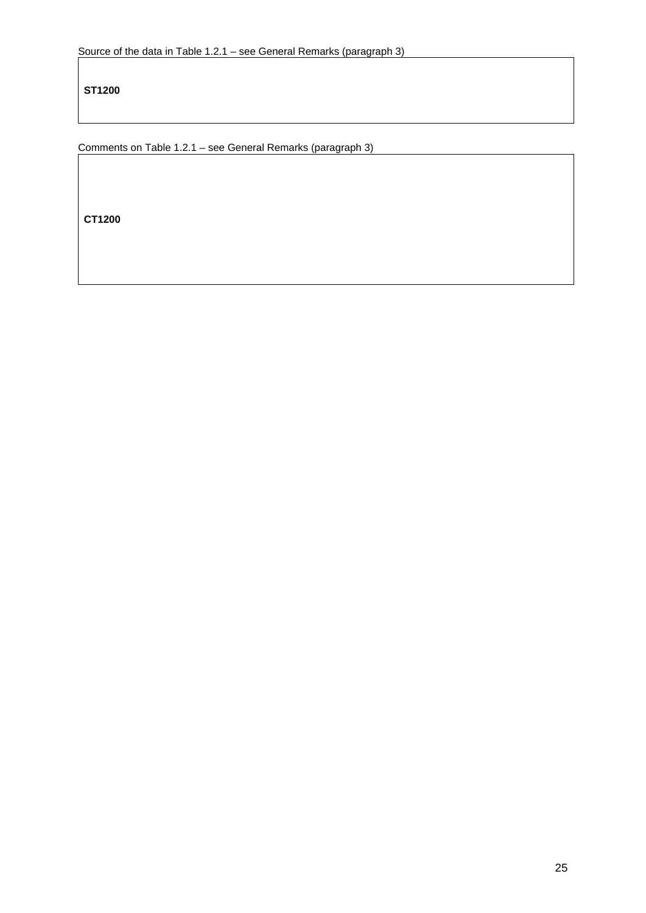Source of the data in Table 1.2.1 – see General Remarks (paragraph 3)

| **ST1200** |
|---|

Comments on Table 1.2.1 – see General Remarks (paragraph 3)

| **CT1200** |
|---|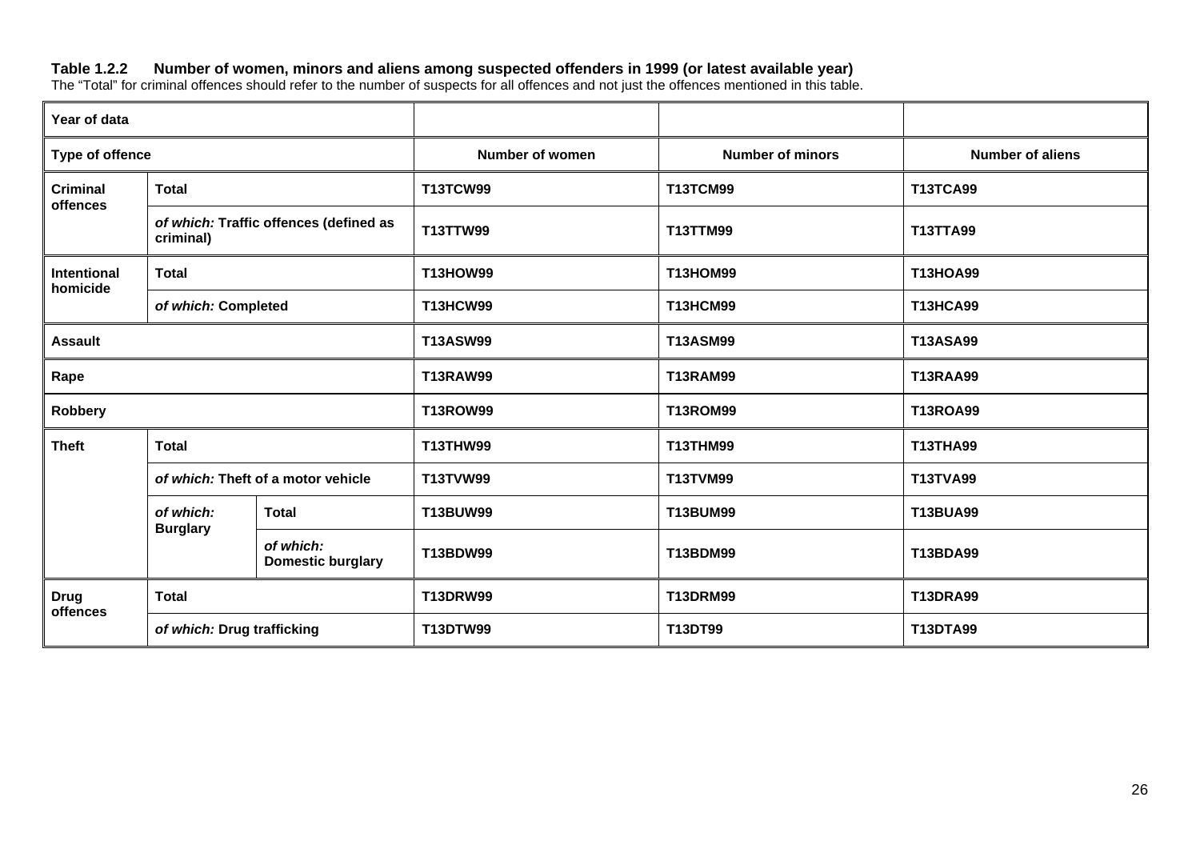**Table 1.2.2 Number of women, minors and aliens among suspected offenders in 1999 (or latest available year)**

The "Total" for criminal offences should refer to the number of suspects for all offences and not just the offences mentioned in this table.

| Year of data | | | | | |
|---|---|---|---|---|---|
| **Type of offence** | | | **Number of women** | **Number of minors** | **Number of aliens** |
| **Criminal offences** | **Total** | | **T13TCW99** | **T13TCM99** | **T13TCA99** |
| | ***of which:*** **Traffic offences (defined as criminal)** | | **T13TTW99** | **T13TTM99** | **T13TTA99** |
| **Intentional homicide** | **Total** | | **T13HOW99** | **T13HOM99** | **T13HOA99** |
| | ***of which:*** **Completed** | | **T13HCW99** | **T13HCM99** | **T13HCA99** |
| **Assault** | | | **T13ASW99** | **T13ASM99** | **T13ASA99** |
| **Rape** | | | **T13RAW99** | **T13RAM99** | **T13RAA99** |
| **Robbery** | | | **T13ROW99** | **T13ROM99** | **T13ROA99** |
| **Theft** | **Total** | | **T13THW99** | **T13THM99** | **T13THA99** |
| | ***of which:*** **Theft of a motor vehicle** | | **T13TVW99** | **T13TVM99** | **T13TVA99** |
| | ***of which:*** **Burglary** | **Total** | **T13BUW99** | **T13BUM99** | **T13BUA99** |
| | | ***of which:*** **Domestic burglary** | **T13BDW99** | **T13BDM99** | **T13BDA99** |
| **Drug offences** | **Total** | | **T13DRW99** | **T13DRM99** | **T13DRA99** |
| | ***of which:*** **Drug trafficking** | | **T13DTW99** | **T13DT99** | **T13DTA99** |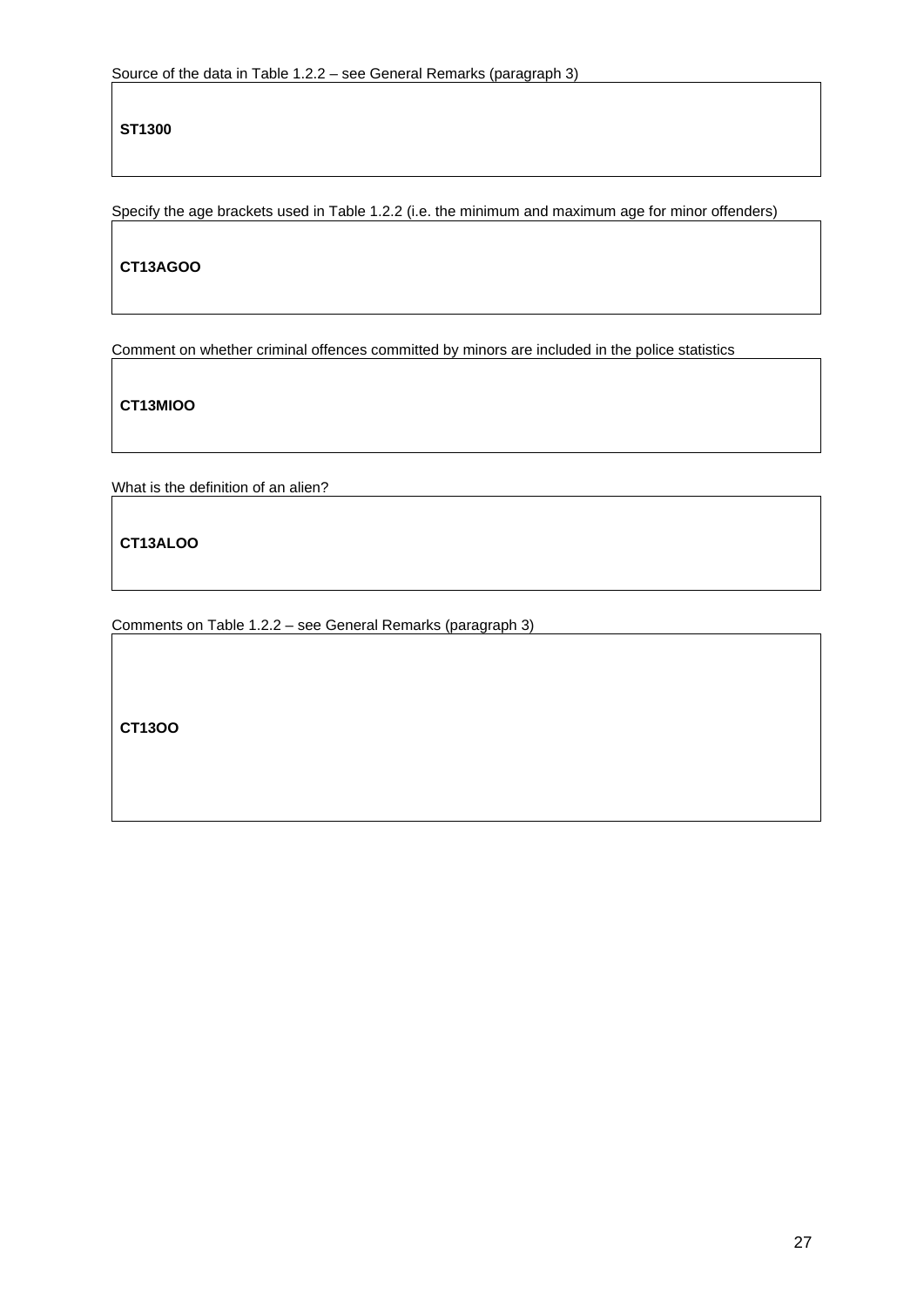Source of the data in Table 1.2.2 – see General Remarks (paragraph 3)

**ST1300**

Specify the age brackets used in Table 1.2.2 (i.e. the minimum and maximum age for minor offenders)

**CT13AGOO**

Comment on whether criminal offences committed by minors are included in the police statistics

**CT13MIOO**

What is the definition of an alien?

**CT13ALOO**

Comments on Table 1.2.2 – see General Remarks (paragraph 3)

**CT13OO**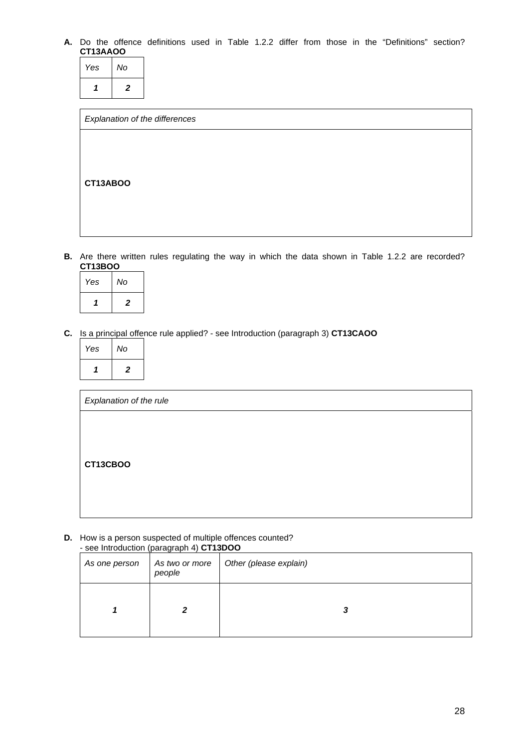**A.** Do the offence definitions used in Table 1.2.2 differ from those in the "Definitions" section? **CT13AAOO**

| *Yes* | *No* |
|---|---|
| ***1*** | ***2*** |

| *Explanation of the differences* |
|---|
| **CT13ABOO** |

**B.** Are there written rules regulating the way in which the data shown in Table 1.2.2 are recorded? **CT13BOO**

| *Yes* | *No* |
|---|---|
| ***1*** | ***2*** |

**C.** Is a principal offence rule applied? - see Introduction (paragraph 3) **CT13CAOO**

| *Yes* | *No* |
|---|---|
| ***1*** | ***2*** |

| *Explanation of the rule* |
|---|
| **CT13CBOO** |

**D.** How is a person suspected of multiple offences counted?
- see Introduction (paragraph 4) **CT13DOO**

| *As one person* | *As two or more people* | *Other (please explain)* |
|---|---|---|
| ***1*** | ***2*** | ***3*** |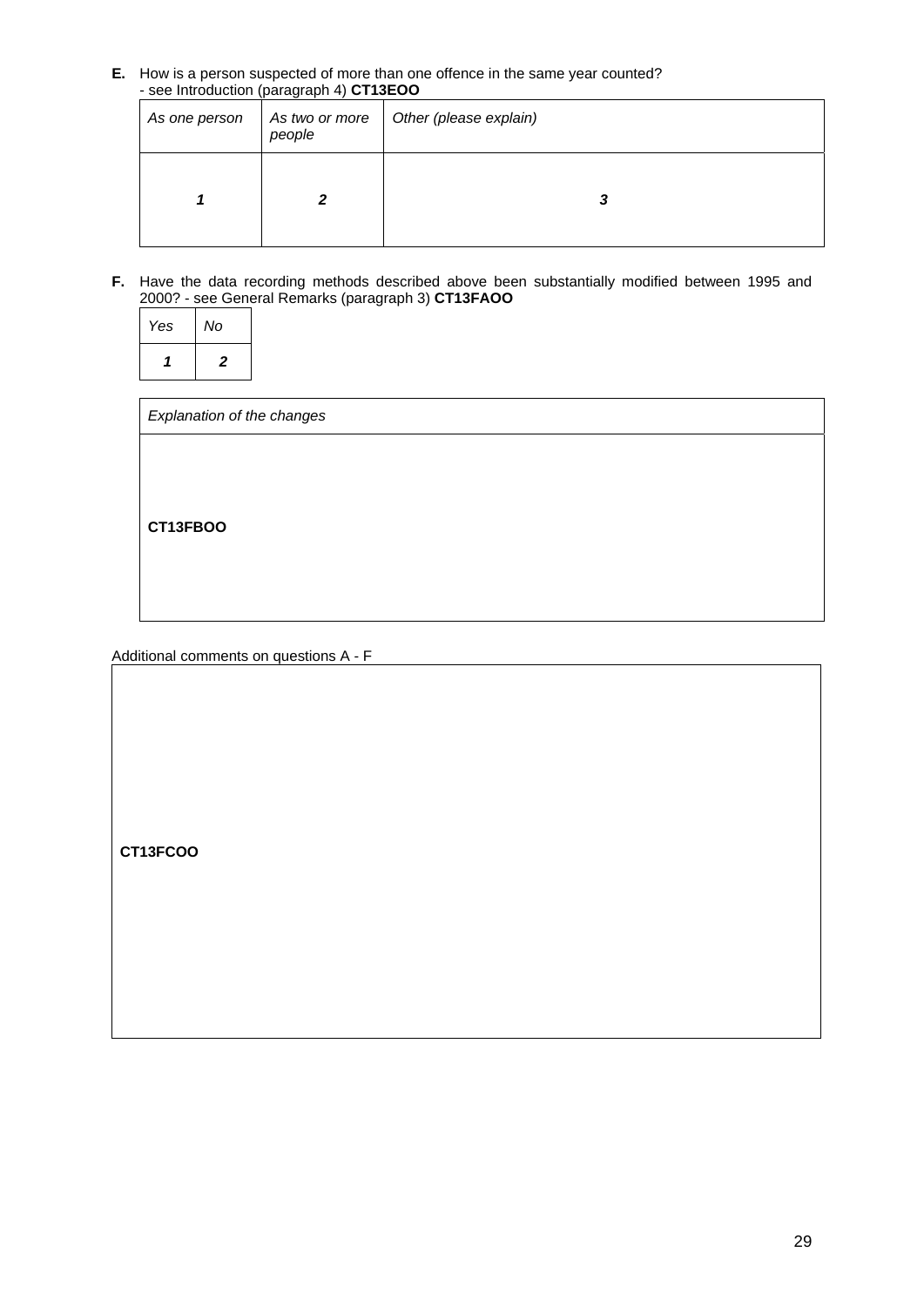**E.** How is a person suspected of more than one offence in the same year counted? - see Introduction (paragraph 4) **CT13EOO**

| *As one person* | *As two or more people* | *Other (please explain)* |
|---|---|---|
| ***1*** | ***2*** | ***3*** |

**F.** Have the data recording methods described above been substantially modified between 1995 and 2000? - see General Remarks (paragraph 3) **CT13FAOO**

| *Yes* | *No* |
|---|---|
| ***1*** | ***2*** |

| *Explanation of the changes* |
|---|
| **CT13FBOO** |

Additional comments on questions A - F

| |
|---|
| **CT13FCOO** |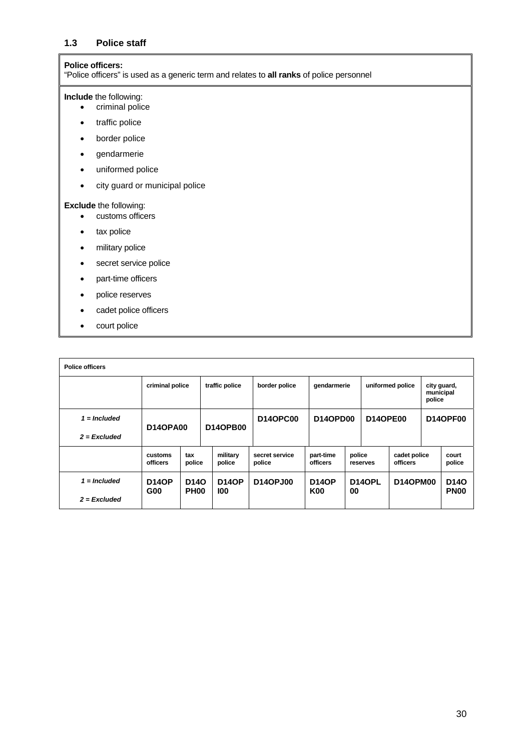## 1.3 Police staff

**Police officers:**
"Police officers" is used as a generic term and relates to **all ranks** of police personnel

**Include** the following:

- criminal police
- traffic police
- border police
- gendarmerie
- uniformed police
- city guard or municipal police

**Exclude** the following:

- customs officers
- tax police
- military police
- secret service police
- part-time officers
- police reserves
- cadet police officers
- court police

| Police officers | | | | | | |
|---|---|---|---|---|---|---|
| | criminal police | traffic police | border police | gendarmerie | uniformed police | city guard, municipal police |
| *1 = Included*<br>*2 = Excluded* | **D14OPA00** | **D14OPB00** | **D14OPC00** | **D14OPD00** | **D14OPE00** | **D14OPF00** |

| | customs officers | tax police | military police | secret service police | part-time officers | police reserves | cadet police officers | court police |
|---|---|---|---|---|---|---|---|---|
| *1 = Included*<br>*2 = Excluded* | **D14OPG00** | **D14OPH00** | **D14OPI00** | **D14OPJ00** | **D14OPK00** | **D14OPL00** | **D14OPM00** | **D14OPN00** |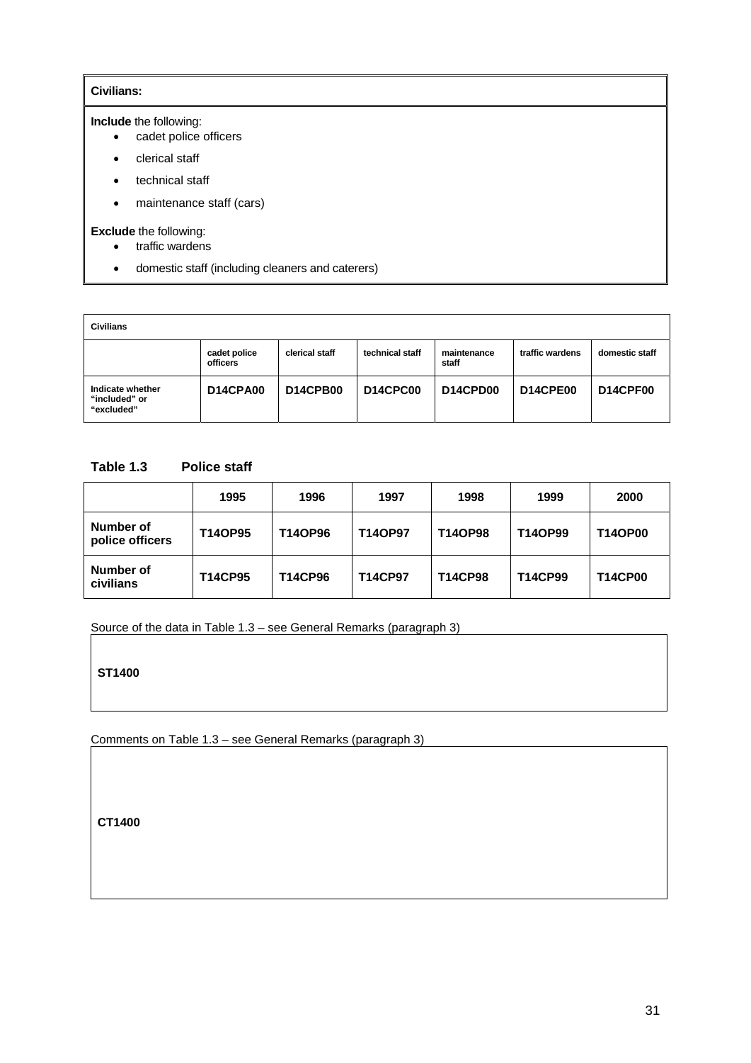**Civilians:**

**Include** the following:

- cadet police officers
- clerical staff
- technical staff
- maintenance staff (cars)

**Exclude** the following:

- traffic wardens
- domestic staff (including cleaners and caterers)

| **Civilians** | | | | | | |
|---|---|---|---|---|---|---|
| | cadet police officers | clerical staff | technical staff | maintenance staff | traffic wardens | domestic staff |
| **Indicate whether "included" or "excluded"** | **D14CPA00** | **D14CPB00** | **D14CPC00** | **D14CPD00** | **D14CPE00** | **D14CPF00** |

**Table 1.3 Police staff**

| | 1995 | 1996 | 1997 | 1998 | 1999 | 2000 |
|---|---|---|---|---|---|---|
| **Number of police officers** | **T14OP95** | **T14OP96** | **T14OP97** | **T14OP98** | **T14OP99** | **T14OP00** |
| **Number of civilians** | **T14CP95** | **T14CP96** | **T14CP97** | **T14CP98** | **T14CP99** | **T14CP00** |

Source of the data in Table 1.3 – see General Remarks (paragraph 3)

**ST1400**

Comments on Table 1.3 – see General Remarks (paragraph 3)

**CT1400**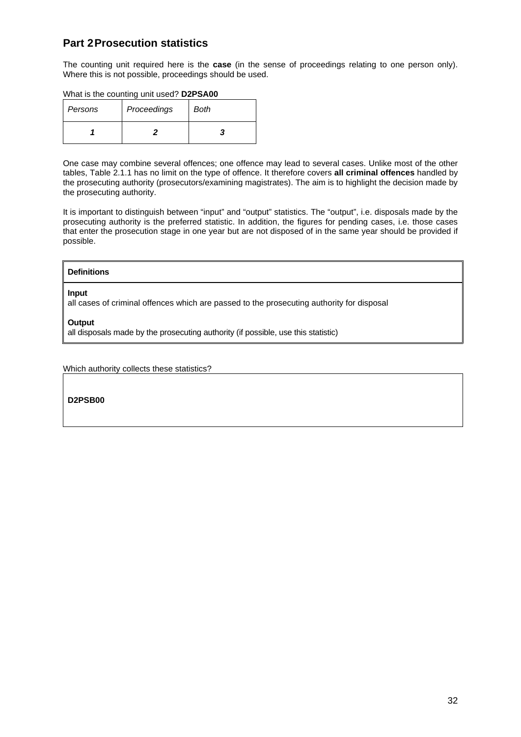## Part 2 Prosecution statistics

The counting unit required here is the **case** (in the sense of proceedings relating to one person only). Where this is not possible, proceedings should be used.

What is the counting unit used? **D2PSA00**

| *Persons* | *Proceedings* | *Both* |
|---|---|---|
| ***1*** | ***2*** | ***3*** |

One case may combine several offences; one offence may lead to several cases. Unlike most of the other tables, Table 2.1.1 has no limit on the type of offence. It therefore covers **all criminal offences** handled by the prosecuting authority (prosecutors/examining magistrates). The aim is to highlight the decision made by the prosecuting authority.

It is important to distinguish between "input" and "output" statistics. The "output", i.e. disposals made by the prosecuting authority is the preferred statistic. In addition, the figures for pending cases, i.e. those cases that enter the prosecution stage in one year but are not disposed of in the same year should be provided if possible.

| **Definitions** |
|---|
| **Input**<br>all cases of criminal offences which are passed to the prosecuting authority for disposal<br><br>**Output**<br>all disposals made by the prosecuting authority (if possible, use this statistic) |

Which authority collects these statistics?

| **D2PSB00** |
|---|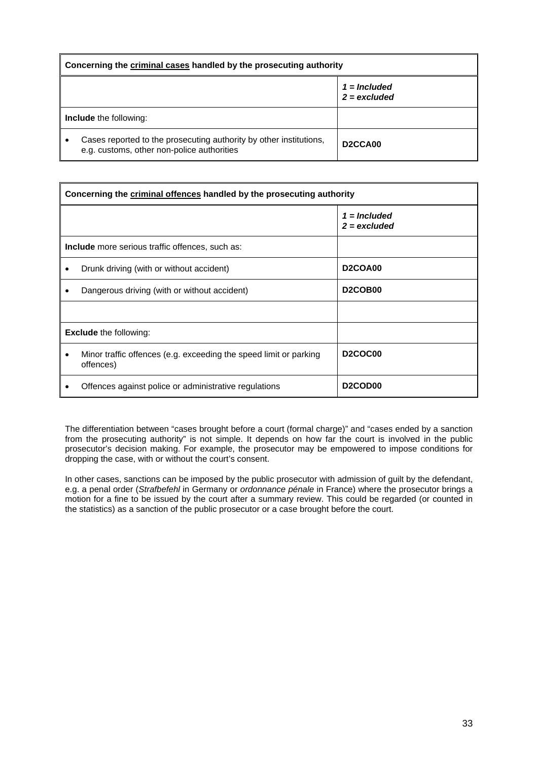| Concerning the <u>criminal cases</u> handled by the prosecuting authority | |
|---|---|
| | *1 = Included*<br>*2 = excluded* |
| **Include** the following: | |
| • Cases reported to the prosecuting authority by other institutions, e.g. customs, other non-police authorities | **D2CCA00** |

| Concerning the <u>criminal offences</u> handled by the prosecuting authority | |
|---|---|
| | *1 = Included*<br>*2 = excluded* |
| **Include** more serious traffic offences, such as: | |
| • Drunk driving (with or without accident) | **D2COA00** |
| • Dangerous driving (with or without accident) | **D2COB00** |
| | |
| **Exclude** the following: | |
| • Minor traffic offences (e.g. exceeding the speed limit or parking offences) | **D2COC00** |
| • Offences against police or administrative regulations | **D2COD00** |

The differentiation between "cases brought before a court (formal charge)" and "cases ended by a sanction from the prosecuting authority" is not simple. It depends on how far the court is involved in the public prosecutor's decision making. For example, the prosecutor may be empowered to impose conditions for dropping the case, with or without the court's consent.

In other cases, sanctions can be imposed by the public prosecutor with admission of guilt by the defendant, e.g. a penal order (*Strafbefehl* in Germany or *ordonnance pénale* in France) where the prosecutor brings a motion for a fine to be issued by the court after a summary review. This could be regarded (or counted in the statistics) as a sanction of the public prosecutor or a case brought before the court.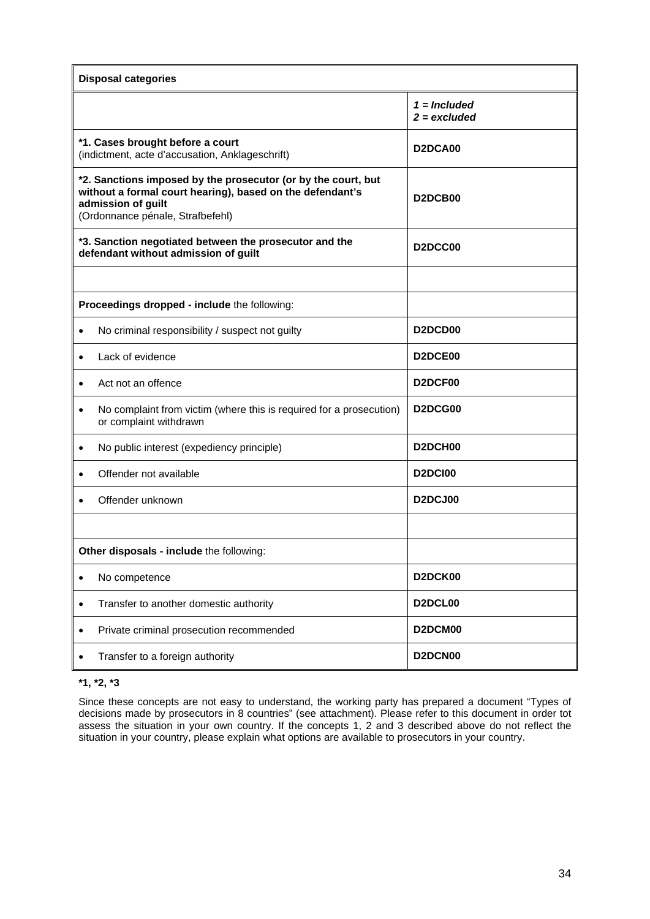| Disposal categories | |
|---|---|
| | *1 = Included*<br>*2 = excluded* |
| **\*1. Cases brought before a court**<br>(indictment, acte d'accusation, Anklageschrift) | **D2DCA00** |
| **\*2. Sanctions imposed by the prosecutor (or by the court, but without a formal court hearing), based on the defendant's admission of guilt**<br>(Ordonnance pénale, Strafbefehl) | **D2DCB00** |
| **\*3. Sanction negotiated between the prosecutor and the defendant without admission of guilt** | **D2DCC00** |
| | |
| **Proceedings dropped - include** the following: | |
| • No criminal responsibility / suspect not guilty | **D2DCD00** |
| • Lack of evidence | **D2DCE00** |
| • Act not an offence | **D2DCF00** |
| • No complaint from victim (where this is required for a prosecution) or complaint withdrawn | **D2DCG00** |
| • No public interest (expediency principle) | **D2DCH00** |
| • Offender not available | **D2DCI00** |
| • Offender unknown | **D2DCJ00** |
| | |
| **Other disposals - include** the following: | |
| • No competence | **D2DCK00** |
| • Transfer to another domestic authority | **D2DCL00** |
| • Private criminal prosecution recommended | **D2DCM00** |
| • Transfer to a foreign authority | **D2DCN00** |

**\*1, \*2, \*3**

Since these concepts are not easy to understand, the working party has prepared a document "Types of decisions made by prosecutors in 8 countries" (see attachment). Please refer to this document in order tot assess the situation in your own country. If the concepts 1, 2 and 3 described above do not reflect the situation in your country, please explain what options are available to prosecutors in your country.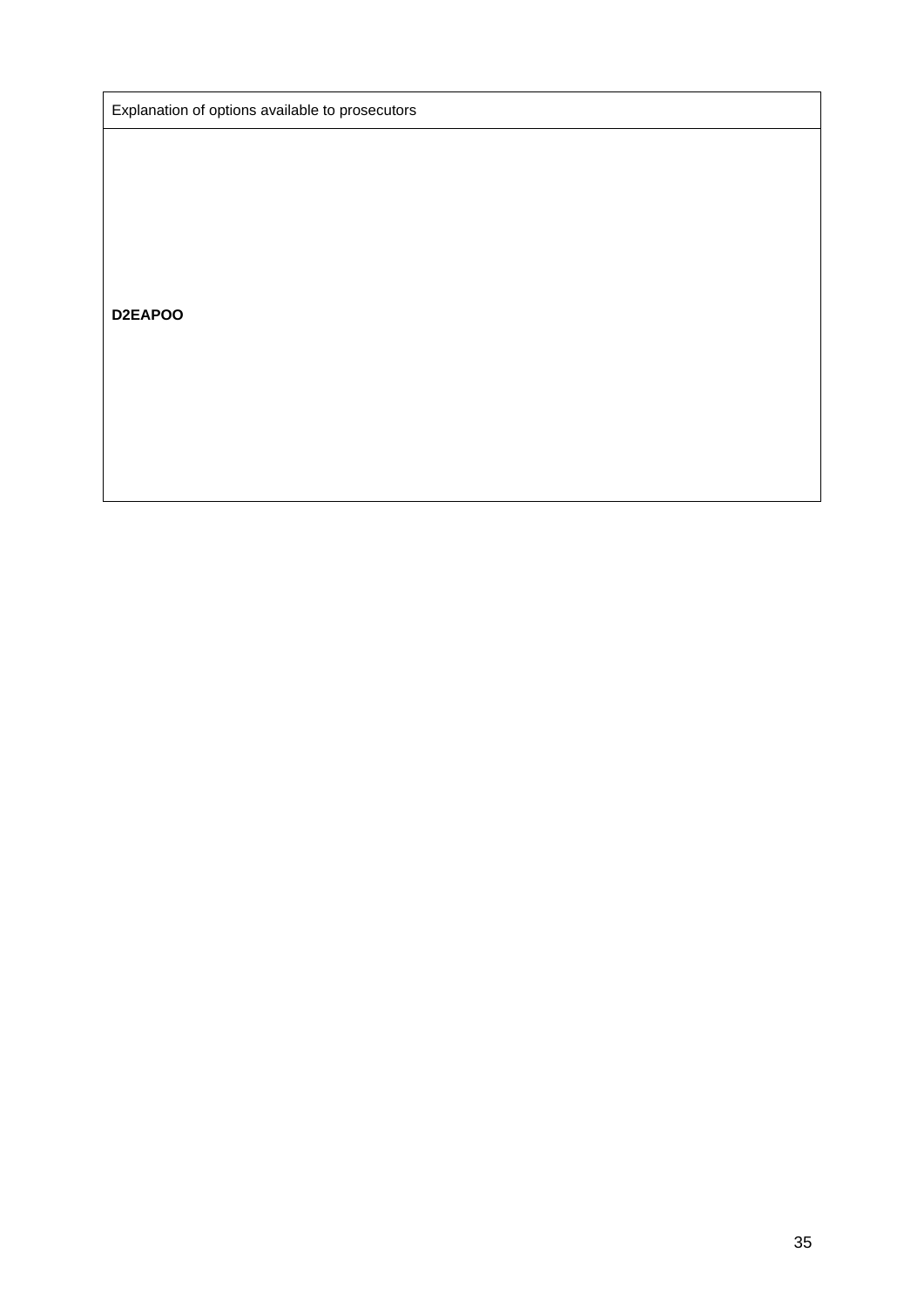| Explanation of options available to prosecutors |
| --- |
| **D2EAPOO** |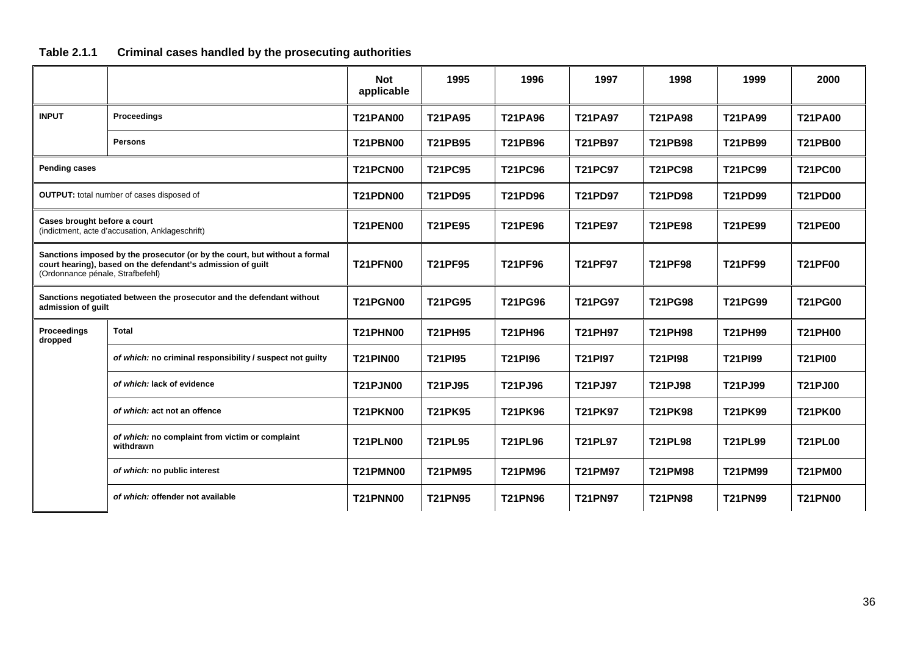**Table 2.1.1 Criminal cases handled by the prosecuting authorities**

| | | Not applicable | 1995 | 1996 | 1997 | 1998 | 1999 | 2000 |
|---|---|---|---|---|---|---|---|---|
| **INPUT** | **Proceedings** | **T21PAN00** | **T21PA95** | **T21PA96** | **T21PA97** | **T21PA98** | **T21PA99** | **T21PA00** |
| | **Persons** | **T21PBN00** | **T21PB95** | **T21PB96** | **T21PB97** | **T21PB98** | **T21PB99** | **T21PB00** |
| **Pending cases** | | **T21PCN00** | **T21PC95** | **T21PC96** | **T21PC97** | **T21PC98** | **T21PC99** | **T21PC00** |
| **OUTPUT:** total number of cases disposed of | | **T21PDN00** | **T21PD95** | **T21PD96** | **T21PD97** | **T21PD98** | **T21PD99** | **T21PD00** |
| **Cases brought before a court** (indictment, acte d'accusation, Anklageschrift) | | **T21PEN00** | **T21PE95** | **T21PE96** | **T21PE97** | **T21PE98** | **T21PE99** | **T21PE00** |
| **Sanctions imposed by the prosecutor (or by the court, but without a formal court hearing), based on the defendant's admission of guilt** (Ordonnance pénale, Strafbefehl) | | **T21PFN00** | **T21PF95** | **T21PF96** | **T21PF97** | **T21PF98** | **T21PF99** | **T21PF00** |
| **Sanctions negotiated between the prosecutor and the defendant without admission of guilt** | | **T21PGN00** | **T21PG95** | **T21PG96** | **T21PG97** | **T21PG98** | **T21PG99** | **T21PG00** |
| **Proceedings dropped** | **Total** | **T21PHN00** | **T21PH95** | **T21PH96** | **T21PH97** | **T21PH98** | **T21PH99** | **T21PH00** |
| | ***of which:*** **no criminal responsibility / suspect not guilty** | **T21PIN00** | **T21PI95** | **T21PI96** | **T21PI97** | **T21PI98** | **T21PI99** | **T21PI00** |
| | ***of which:*** **lack of evidence** | **T21PJN00** | **T21PJ95** | **T21PJ96** | **T21PJ97** | **T21PJ98** | **T21PJ99** | **T21PJ00** |
| | ***of which:*** **act not an offence** | **T21PKN00** | **T21PK95** | **T21PK96** | **T21PK97** | **T21PK98** | **T21PK99** | **T21PK00** |
| | ***of which:*** **no complaint from victim or complaint withdrawn** | **T21PLN00** | **T21PL95** | **T21PL96** | **T21PL97** | **T21PL98** | **T21PL99** | **T21PL00** |
| | ***of which:*** **no public interest** | **T21PMN00** | **T21PM95** | **T21PM96** | **T21PM97** | **T21PM98** | **T21PM99** | **T21PM00** |
| | ***of which:*** **offender not available** | **T21PNN00** | **T21PN95** | **T21PN96** | **T21PN97** | **T21PN98** | **T21PN99** | **T21PN00** |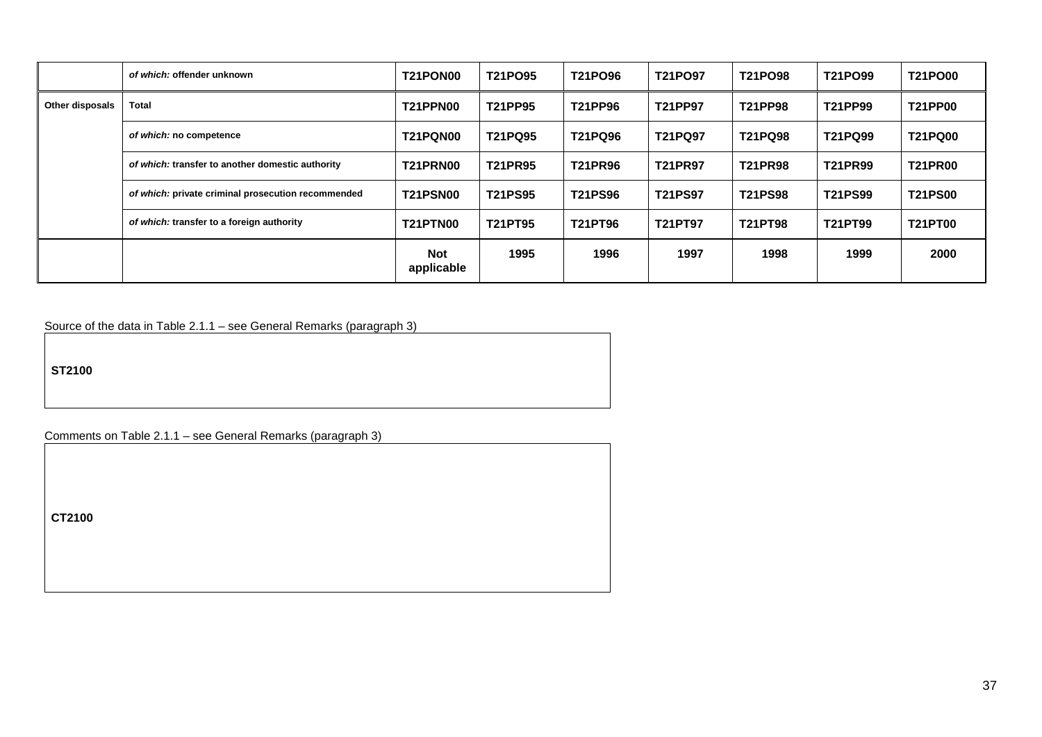| | | | | | | | | |
|---|---|---|---|---|---|---|---|---|
| | *of which:* **offender unknown** | **T21PON00** | **T21PO95** | **T21PO96** | **T21PO97** | **T21PO98** | **T21PO99** | **T21PO00** |
| **Other disposals** | **Total** | **T21PPN00** | **T21PP95** | **T21PP96** | **T21PP97** | **T21PP98** | **T21PP99** | **T21PP00** |
| | *of which:* **no competence** | **T21PQN00** | **T21PQ95** | **T21PQ96** | **T21PQ97** | **T21PQ98** | **T21PQ99** | **T21PQ00** |
| | *of which:* **transfer to another domestic authority** | **T21PRN00** | **T21PR95** | **T21PR96** | **T21PR97** | **T21PR98** | **T21PR99** | **T21PR00** |
| | *of which:* **private criminal prosecution recommended** | **T21PSN00** | **T21PS95** | **T21PS96** | **T21PS97** | **T21PS98** | **T21PS99** | **T21PS00** |
| | *of which:* **transfer to a foreign authority** | **T21PTN00** | **T21PT95** | **T21PT96** | **T21PT97** | **T21PT98** | **T21PT99** | **T21PT00** |
| | | **Not applicable** | **1995** | **1996** | **1997** | **1998** | **1999** | **2000** |

Source of the data in Table 2.1.1 – see General Remarks (paragraph 3)

**ST2100**

Comments on Table 2.1.1 – see General Remarks (paragraph 3)

**CT2100**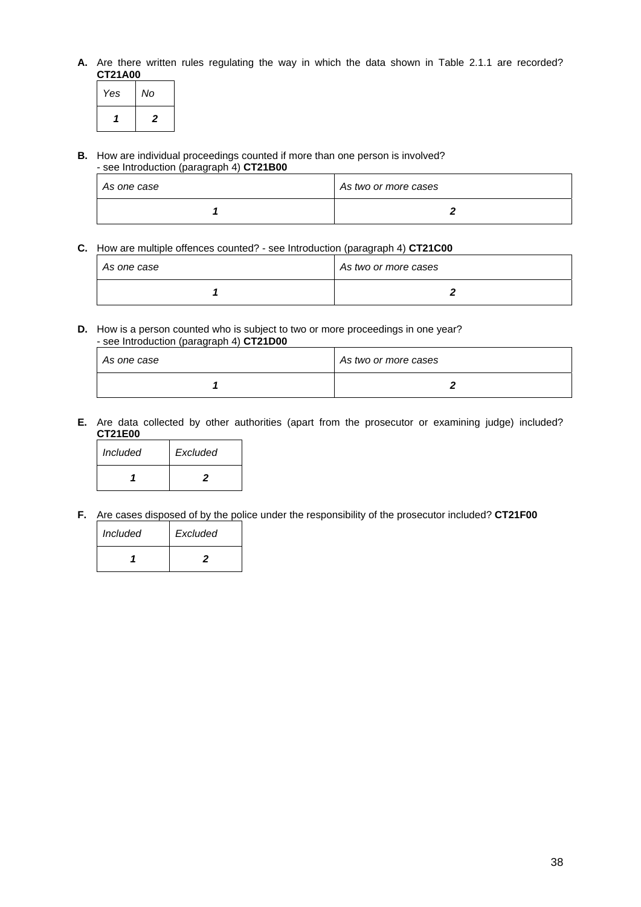**A.** Are there written rules regulating the way in which the data shown in Table 2.1.1 are recorded? **CT21A00**

| *Yes* | *No* |
|---|---|
| ***1*** | ***2*** |

**B.** How are individual proceedings counted if more than one person is involved?
- see Introduction (paragraph 4) **CT21B00**

| *As one case* | *As two or more cases* |
|---|---|
| ***1*** | ***2*** |

**C.** How are multiple offences counted? - see Introduction (paragraph 4) **CT21C00**

| *As one case* | *As two or more cases* |
|---|---|
| ***1*** | ***2*** |

**D.** How is a person counted who is subject to two or more proceedings in one year?
- see Introduction (paragraph 4) **CT21D00**

| *As one case* | *As two or more cases* |
|---|---|
| ***1*** | ***2*** |

**E.** Are data collected by other authorities (apart from the prosecutor or examining judge) included? **CT21E00**

| *Included* | *Excluded* |
|---|---|
| ***1*** | ***2*** |

**F.** Are cases disposed of by the police under the responsibility of the prosecutor included? **CT21F00**

| *Included* | *Excluded* |
|---|---|
| ***1*** | ***2*** |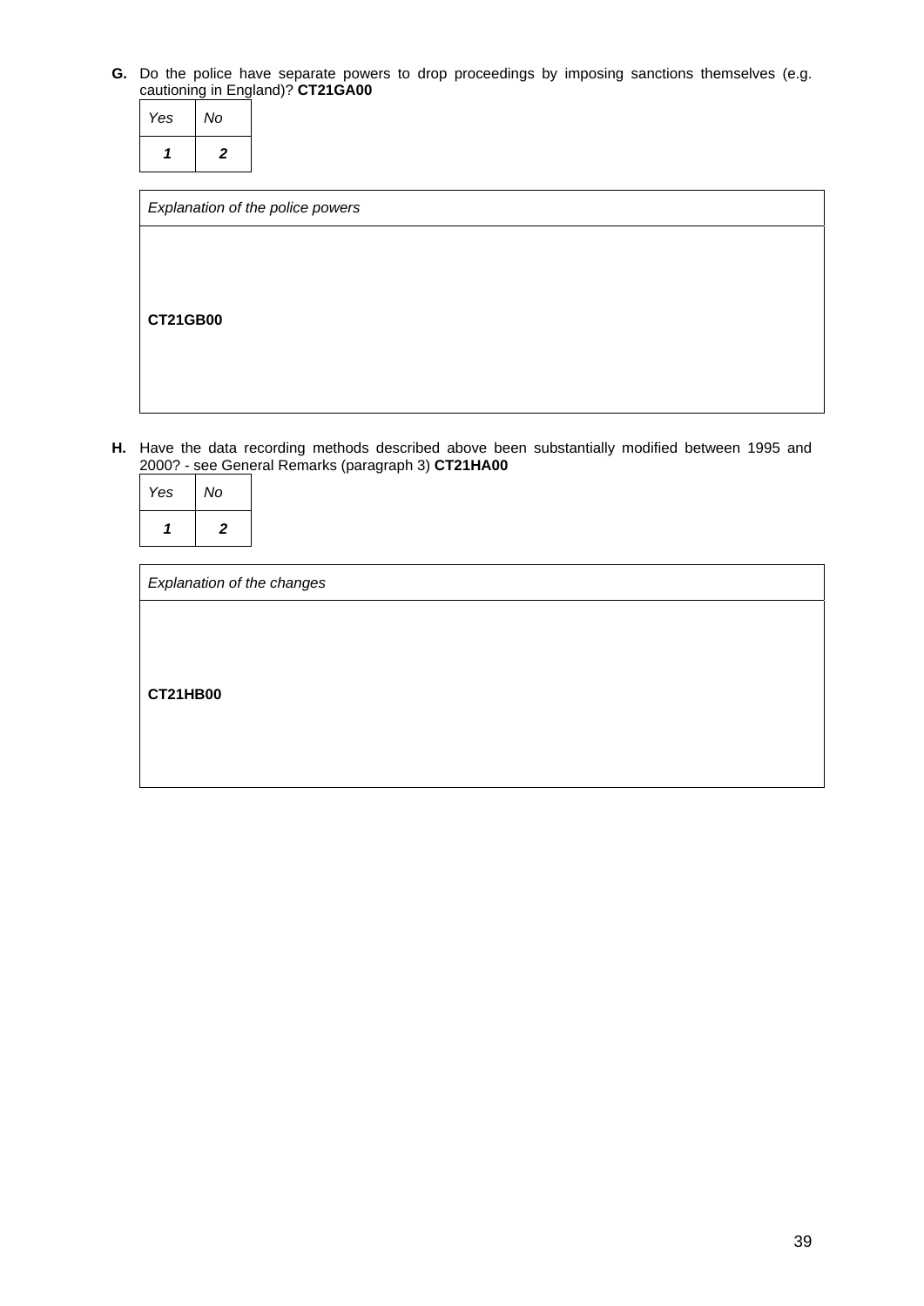**G.** Do the police have separate powers to drop proceedings by imposing sanctions themselves (e.g. cautioning in England)? **CT21GA00**

| *Yes* | *No* |
|---|---|
| ***1*** | ***2*** |

| *Explanation of the police powers* |
|---|
| **CT21GB00** |

**H.** Have the data recording methods described above been substantially modified between 1995 and 2000? - see General Remarks (paragraph 3) **CT21HA00**

| *Yes* | *No* |
|---|---|
| ***1*** | ***2*** |

| *Explanation of the changes* |
|---|
| **CT21HB00** |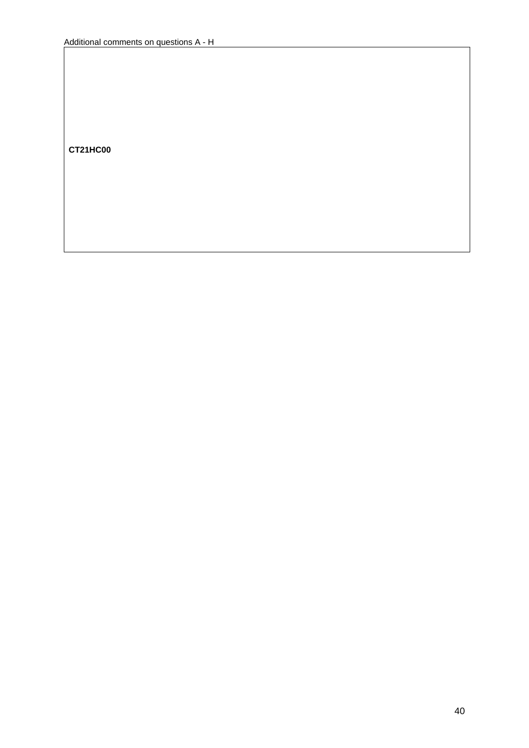Additional comments on questions A - H

| **CT21HC00** |
| --- |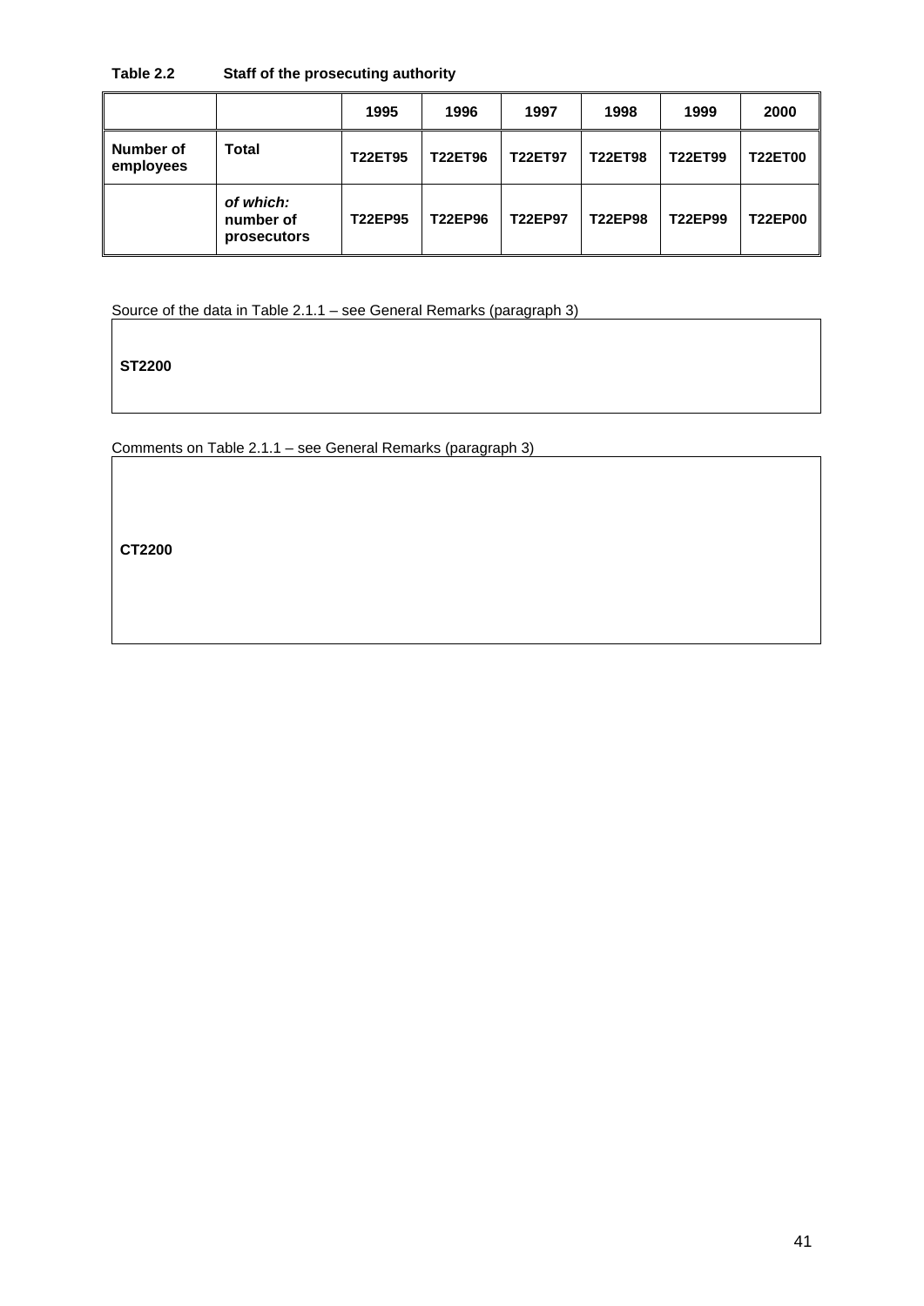**Table 2.2 Staff of the prosecuting authority**

| | | 1995 | 1996 | 1997 | 1998 | 1999 | 2000 |
|---|---|---|---|---|---|---|---|
| **Number of employees** | **Total** | **T22ET95** | **T22ET96** | **T22ET97** | **T22ET98** | **T22ET99** | **T22ET00** |
| | ***of which:* number of prosecutors** | **T22EP95** | **T22EP96** | **T22EP97** | **T22EP98** | **T22EP99** | **T22EP00** |

Source of the data in Table 2.1.1 – see General Remarks (paragraph 3)

**ST2200**

Comments on Table 2.1.1 – see General Remarks (paragraph 3)

**CT2200**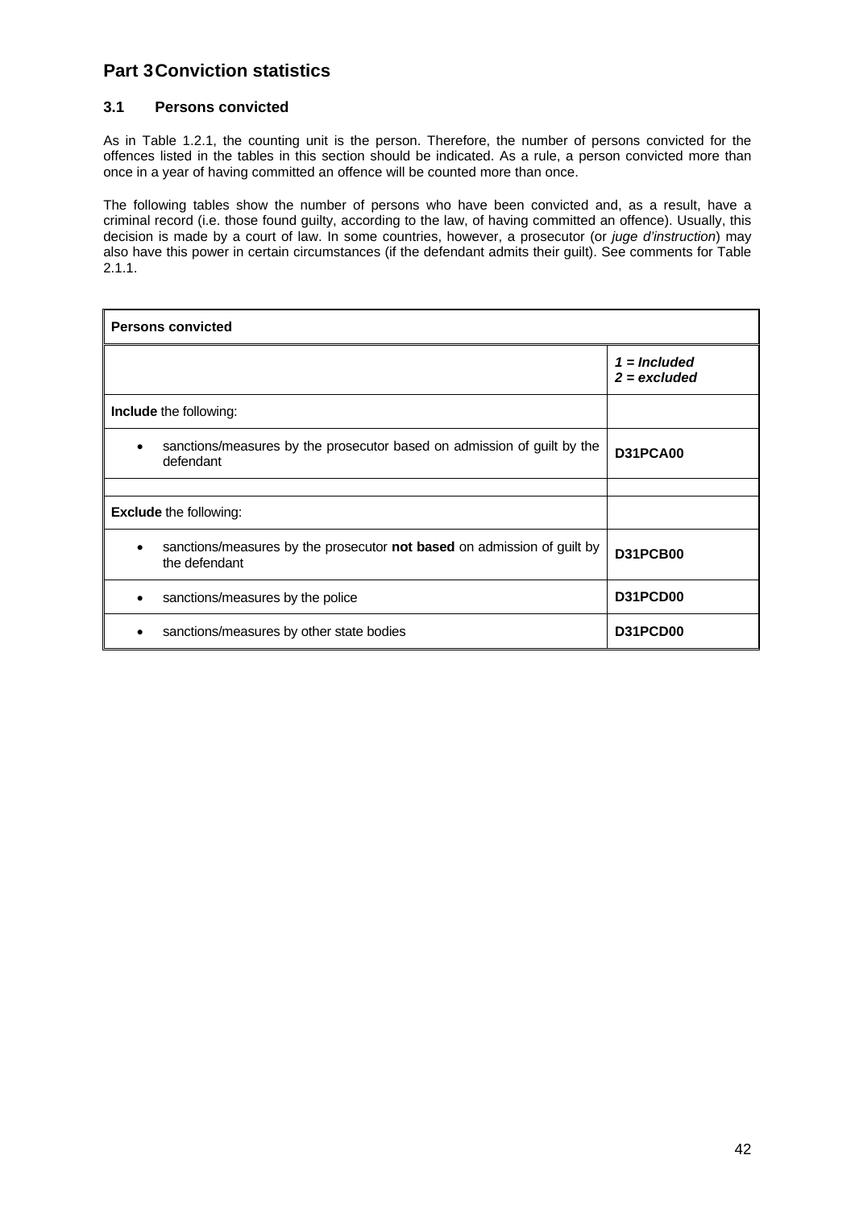# Part 3 Conviction statistics

## 3.1 Persons convicted

As in Table 1.2.1, the counting unit is the person. Therefore, the number of persons convicted for the offences listed in the tables in this section should be indicated. As a rule, a person convicted more than once in a year of having committed an offence will be counted more than once.

The following tables show the number of persons who have been convicted and, as a result, have a criminal record (i.e. those found guilty, according to the law, of having committed an offence). Usually, this decision is made by a court of law. In some countries, however, a prosecutor (or *juge d'instruction*) may also have this power in certain circumstances (if the defendant admits their guilt). See comments for Table 2.1.1.

| **Persons convicted** | |
|---|---|
| | ***1 = Included*** <br> ***2 = excluded*** |
| **Include** the following: | |
| • sanctions/measures by the prosecutor based on admission of guilt by the defendant | **D31PCA00** |
| | |
| **Exclude** the following: | |
| • sanctions/measures by the prosecutor **not based** on admission of guilt by the defendant | **D31PCB00** |
| • sanctions/measures by the police | **D31PCD00** |
| • sanctions/measures by other state bodies | **D31PCD00** |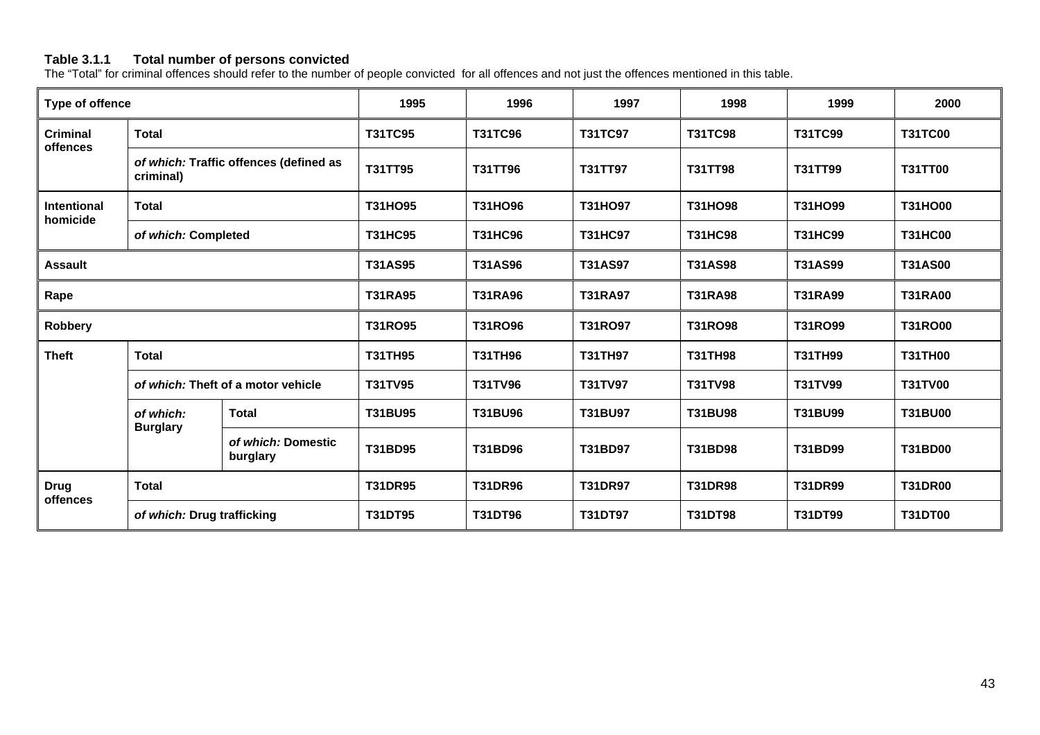**Table 3.1.1 Total number of persons convicted**

The "Total" for criminal offences should refer to the number of people convicted for all offences and not just the offences mentioned in this table.

| Type of offence | | | 1995 | 1996 | 1997 | 1998 | 1999 | 2000 |
|---|---|---|---|---|---|---|---|---|
| **Criminal offences** | **Total** | | **T31TC95** | **T31TC96** | **T31TC97** | **T31TC98** | **T31TC99** | **T31TC00** |
| | ***of which:* Traffic offences (defined as criminal)** | | **T31TT95** | **T31TT96** | **T31TT97** | **T31TT98** | **T31TT99** | **T31TT00** |
| **Intentional homicide** | **Total** | | **T31HO95** | **T31HO96** | **T31HO97** | **T31HO98** | **T31HO99** | **T31HO00** |
| | ***of which:* Completed** | | **T31HC95** | **T31HC96** | **T31HC97** | **T31HC98** | **T31HC99** | **T31HC00** |
| **Assault** | | | **T31AS95** | **T31AS96** | **T31AS97** | **T31AS98** | **T31AS99** | **T31AS00** |
| **Rape** | | | **T31RA95** | **T31RA96** | **T31RA97** | **T31RA98** | **T31RA99** | **T31RA00** |
| **Robbery** | | | **T31RO95** | **T31RO96** | **T31RO97** | **T31RO98** | **T31RO99** | **T31RO00** |
| **Theft** | **Total** | | **T31TH95** | **T31TH96** | **T31TH97** | **T31TH98** | **T31TH99** | **T31TH00** |
| | ***of which:* Theft of a motor vehicle** | | **T31TV95** | **T31TV96** | **T31TV97** | **T31TV98** | **T31TV99** | **T31TV00** |
| | ***of which:* Burglary** | **Total** | **T31BU95** | **T31BU96** | **T31BU97** | **T31BU98** | **T31BU99** | **T31BU00** |
| | | ***of which:* Domestic burglary** | **T31BD95** | **T31BD96** | **T31BD97** | **T31BD98** | **T31BD99** | **T31BD00** |
| **Drug offences** | **Total** | | **T31DR95** | **T31DR96** | **T31DR97** | **T31DR98** | **T31DR99** | **T31DR00** |
| | ***of which:* Drug trafficking** | | **T31DT95** | **T31DT96** | **T31DT97** | **T31DT98** | **T31DT99** | **T31DT00** |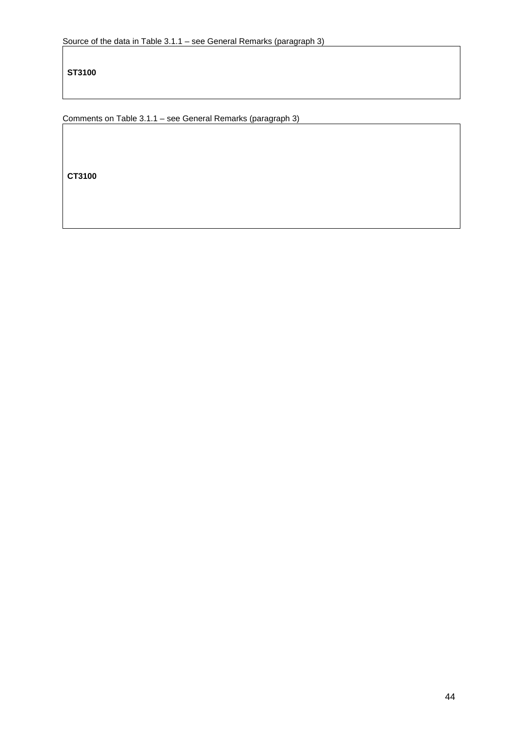Source of the data in Table 3.1.1 – see General Remarks (paragraph 3)

| **ST3100** |
|---|

Comments on Table 3.1.1 – see General Remarks (paragraph 3)

| **CT3100** |
|---|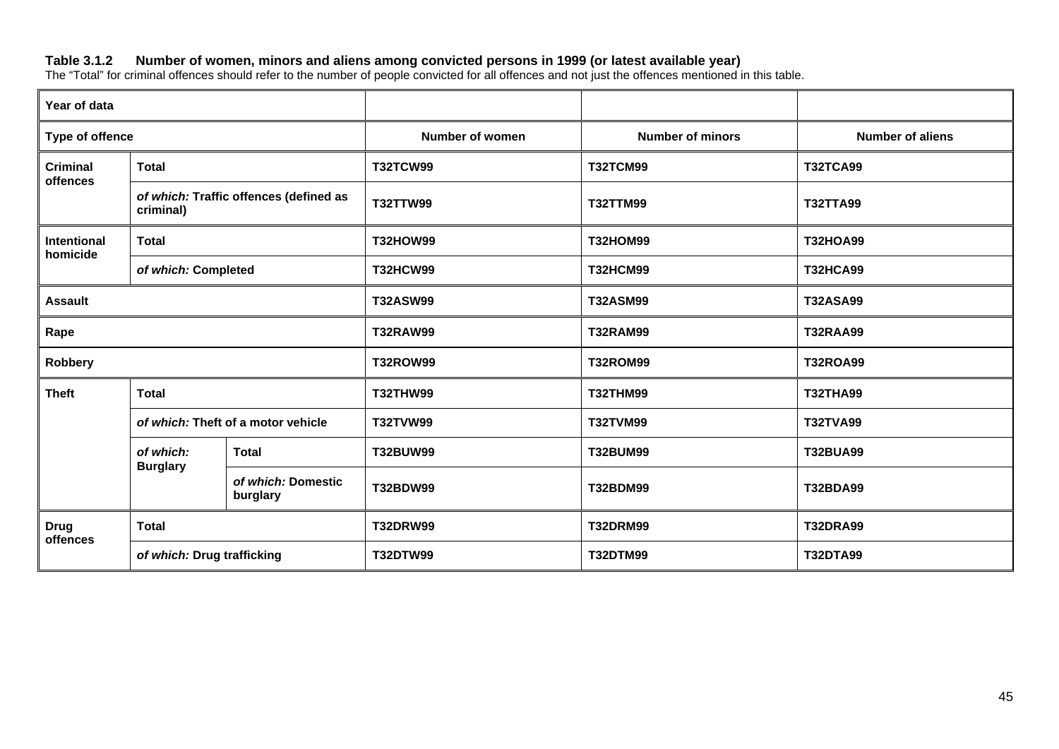**Table 3.1.2 Number of women, minors and aliens among convicted persons in 1999 (or latest available year)**

The "Total" for criminal offences should refer to the number of people convicted for all offences and not just the offences mentioned in this table.

| Year of data | | | | | |
|---|---|---|---|---|---|
| **Type of offence** | | | **Number of women** | **Number of minors** | **Number of aliens** |
| **Criminal offences** | **Total** | | **T32TCW99** | **T32TCM99** | **T32TCA99** |
| | *of which:* **Traffic offences (defined as criminal)** | | **T32TTW99** | **T32TTM99** | **T32TTA99** |
| **Intentional homicide** | **Total** | | **T32HOW99** | **T32HOM99** | **T32HOA99** |
| | *of which:* **Completed** | | **T32HCW99** | **T32HCM99** | **T32HCA99** |
| **Assault** | | | **T32ASW99** | **T32ASM99** | **T32ASA99** |
| **Rape** | | | **T32RAW99** | **T32RAM99** | **T32RAA99** |
| **Robbery** | | | **T32ROW99** | **T32ROM99** | **T32ROA99** |
| **Theft** | **Total** | | **T32THW99** | **T32THM99** | **T32THA99** |
| | *of which:* **Theft of a motor vehicle** | | **T32TVW99** | **T32TVM99** | **T32TVA99** |
| | *of which:* **Burglary** | **Total** | **T32BUW99** | **T32BUM99** | **T32BUA99** |
| | | *of which:* **Domestic burglary** | **T32BDW99** | **T32BDM99** | **T32BDA99** |
| **Drug offences** | **Total** | | **T32DRW99** | **T32DRM99** | **T32DRA99** |
| | *of which:* **Drug trafficking** | | **T32DTW99** | **T32DTM99** | **T32DTA99** |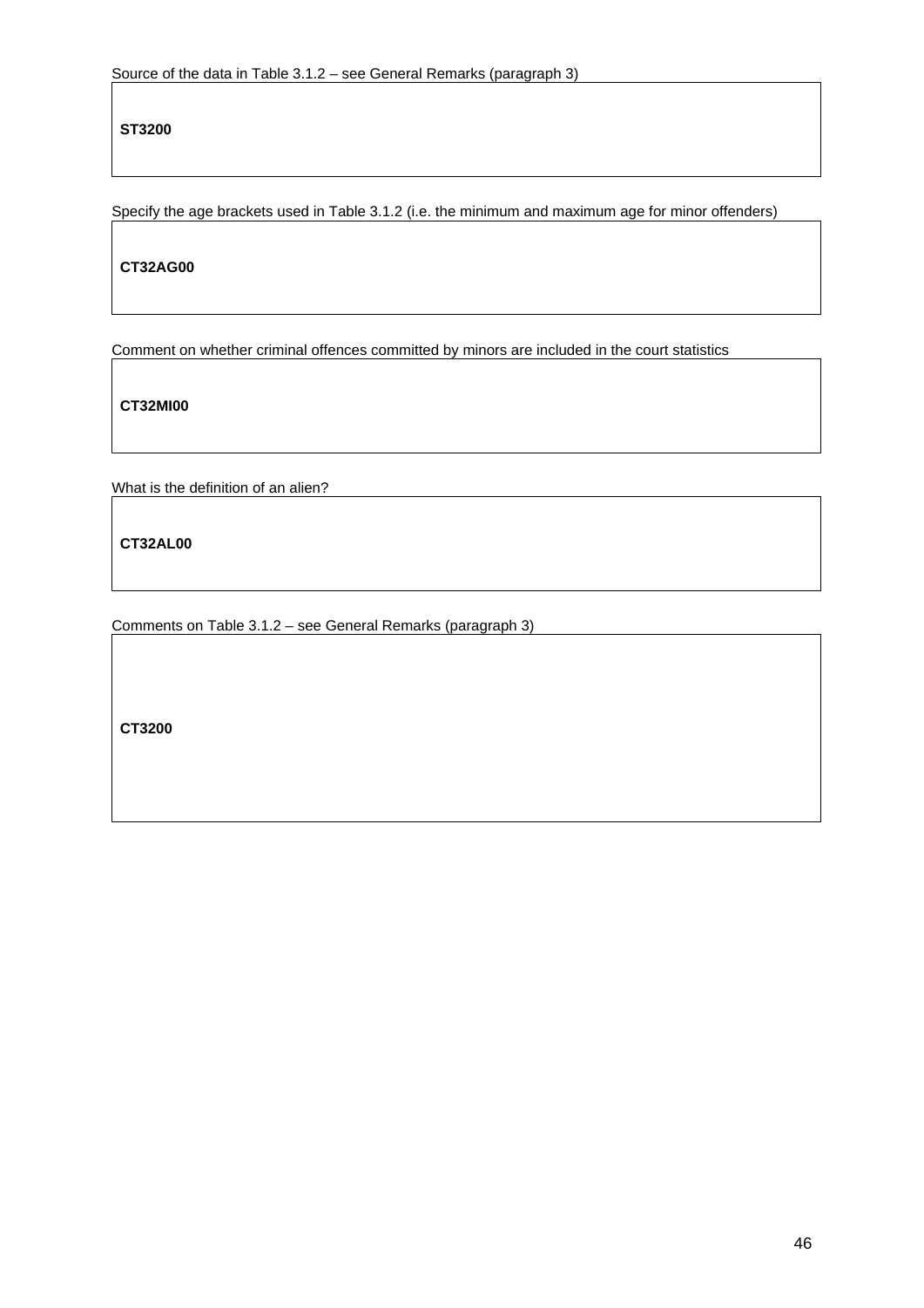Source of the data in Table 3.1.2 – see General Remarks (paragraph 3)

| **ST3200** |
|---|

Specify the age brackets used in Table 3.1.2 (i.e. the minimum and maximum age for minor offenders)

| **CT32AG00** |
|---|

Comment on whether criminal offences committed by minors are included in the court statistics

| **CT32MI00** |
|---|

What is the definition of an alien?

| **CT32AL00** |
|---|

Comments on Table 3.1.2 – see General Remarks (paragraph 3)

| **CT3200** |
|---|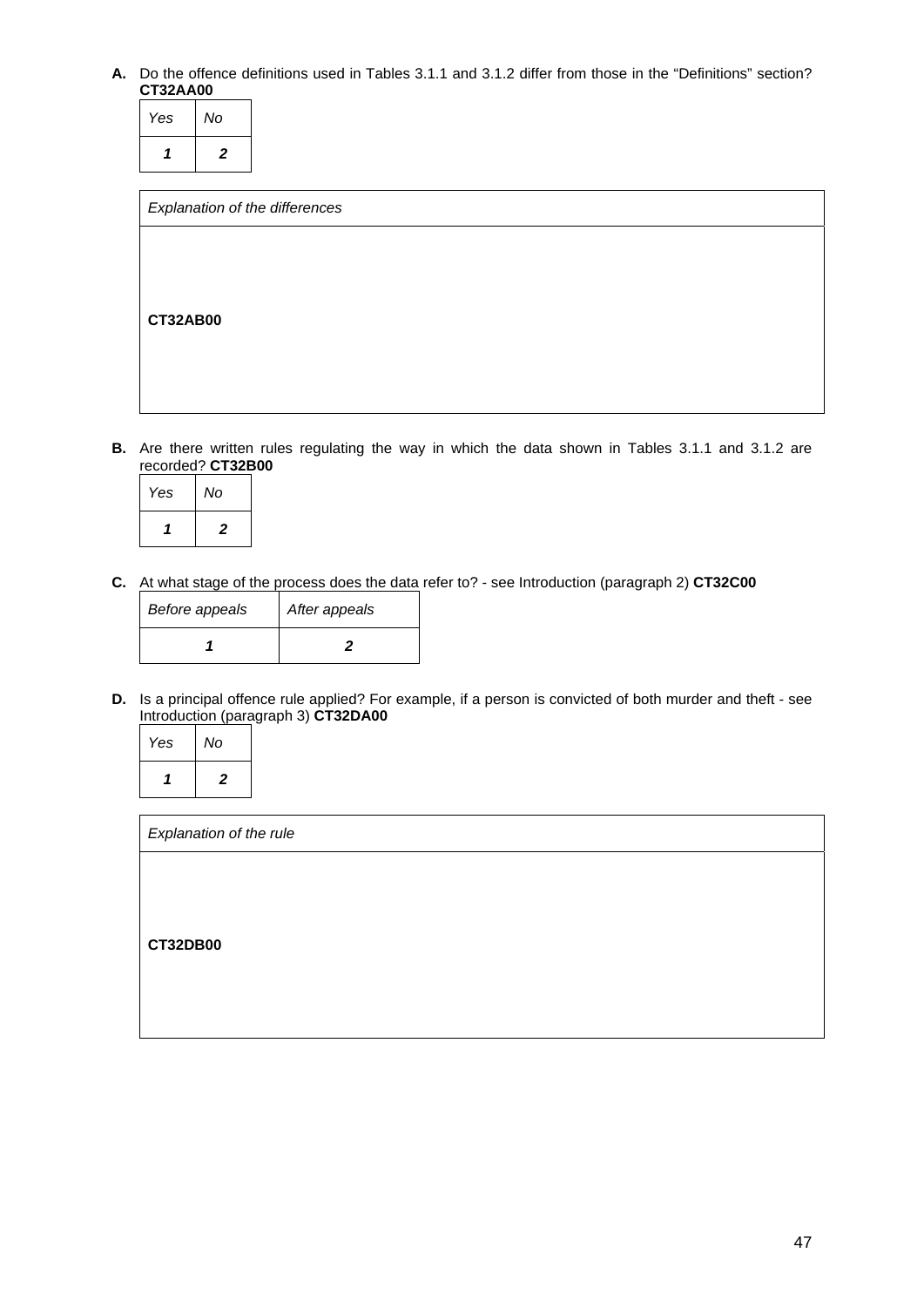**A.** Do the offence definitions used in Tables 3.1.1 and 3.1.2 differ from those in the "Definitions" section? **CT32AA00**

| *Yes* | *No* |
|---|---|
| ***1*** | ***2*** |

| *Explanation of the differences* |
|---|
| **CT32AB00** |

**B.** Are there written rules regulating the way in which the data shown in Tables 3.1.1 and 3.1.2 are recorded? **CT32B00**

| *Yes* | *No* |
|---|---|
| ***1*** | ***2*** |

**C.** At what stage of the process does the data refer to? - see Introduction (paragraph 2) **CT32C00**

| *Before appeals* | *After appeals* |
|---|---|
| ***1*** | ***2*** |

**D.** Is a principal offence rule applied? For example, if a person is convicted of both murder and theft - see Introduction (paragraph 3) **CT32DA00**

| *Yes* | *No* |
|---|---|
| ***1*** | ***2*** |

| *Explanation of the rule* |
|---|
| **CT32DB00** |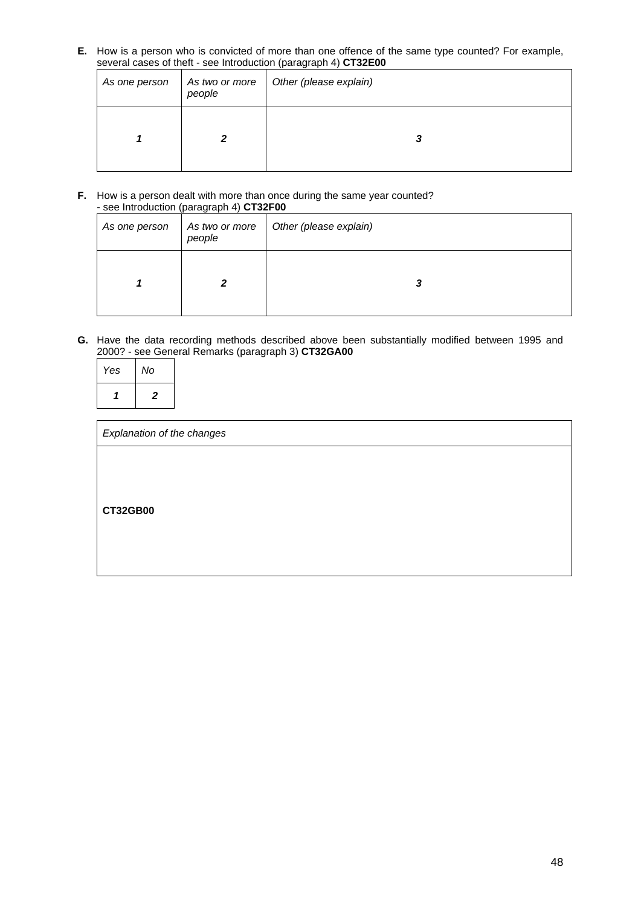**E.** How is a person who is convicted of more than one offence of the same type counted? For example, several cases of theft - see Introduction (paragraph 4) **CT32E00**

| *As one person* | *As two or more people* | *Other (please explain)* |
|---|---|---|
| ***1*** | ***2*** | ***3*** |

**F.** How is a person dealt with more than once during the same year counted? - see Introduction (paragraph 4) **CT32F00**

| *As one person* | *As two or more people* | *Other (please explain)* |
|---|---|---|
| ***1*** | ***2*** | ***3*** |

**G.** Have the data recording methods described above been substantially modified between 1995 and 2000? - see General Remarks (paragraph 3) **CT32GA00**

| *Yes* | *No* |
|---|---|
| ***1*** | ***2*** |

| *Explanation of the changes* |
|---|
| **CT32GB00** |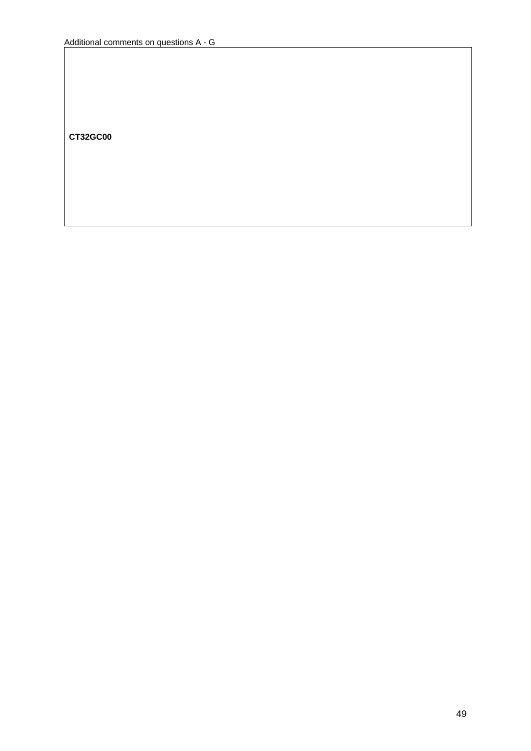Additional comments on questions A - G

| |
|---|
| **CT32GC00** |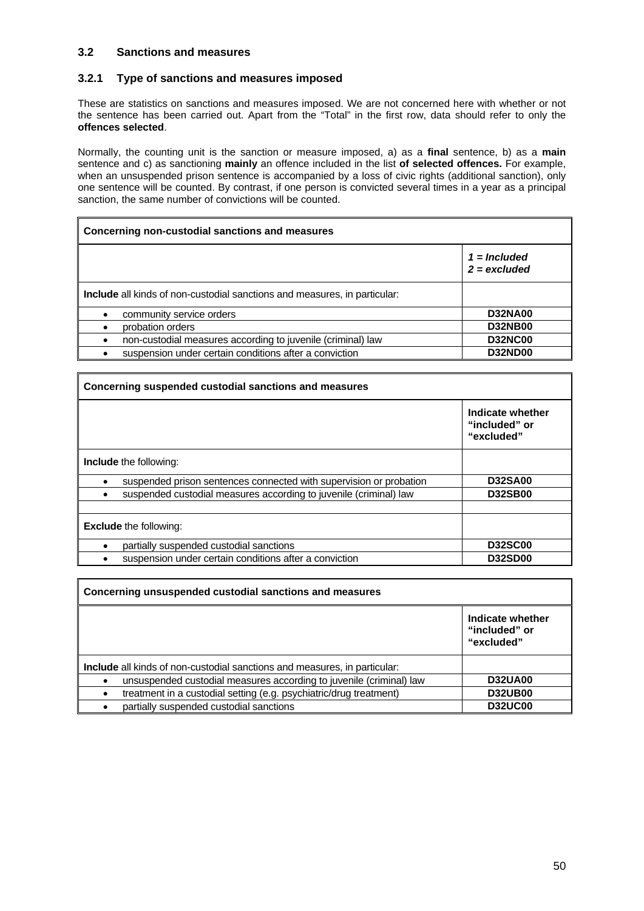### 3.2 Sanctions and measures

### 3.2.1 Type of sanctions and measures imposed

These are statistics on sanctions and measures imposed. We are not concerned here with whether or not the sentence has been carried out. Apart from the "Total" in the first row, data should refer to only the **offences selected**.

Normally, the counting unit is the sanction or measure imposed, a) as a **final** sentence, b) as a **main** sentence and c) as sanctioning **mainly** an offence included in the list **of selected offences.** For example, when an unsuspended prison sentence is accompanied by a loss of civic rights (additional sanction), only one sentence will be counted. By contrast, if one person is convicted several times in a year as a principal sanction, the same number of convictions will be counted.

| **Concerning non-custodial sanctions and measures** | |
|---|---|
| | *1 = Included*<br>*2 = excluded* |
| **Include** all kinds of non-custodial sanctions and measures, in particular: | |
| • community service orders | **D32NA00** |
| • probation orders | **D32NB00** |
| • non-custodial measures according to juvenile (criminal) law | **D32NC00** |
| • suspension under certain conditions after a conviction | **D32ND00** |

| **Concerning suspended custodial sanctions and measures** | |
|---|---|
| | **Indicate whether "included" or "excluded"** |
| **Include** the following: | |
| • suspended prison sentences connected with supervision or probation | **D32SA00** |
| • suspended custodial measures according to juvenile (criminal) law | **D32SB00** |
| | |
| **Exclude** the following: | |
| • partially suspended custodial sanctions | **D32SC00** |
| • suspension under certain conditions after a conviction | **D32SD00** |

| **Concerning unsuspended custodial sanctions and measures** | |
|---|---|
| | **Indicate whether "included" or "excluded"** |
| **Include** all kinds of non-custodial sanctions and measures, in particular: | |
| • unsuspended custodial measures according to juvenile (criminal) law | **D32UA00** |
| • treatment in a custodial setting (e.g. psychiatric/drug treatment) | **D32UB00** |
| • partially suspended custodial sanctions | **D32UC00** |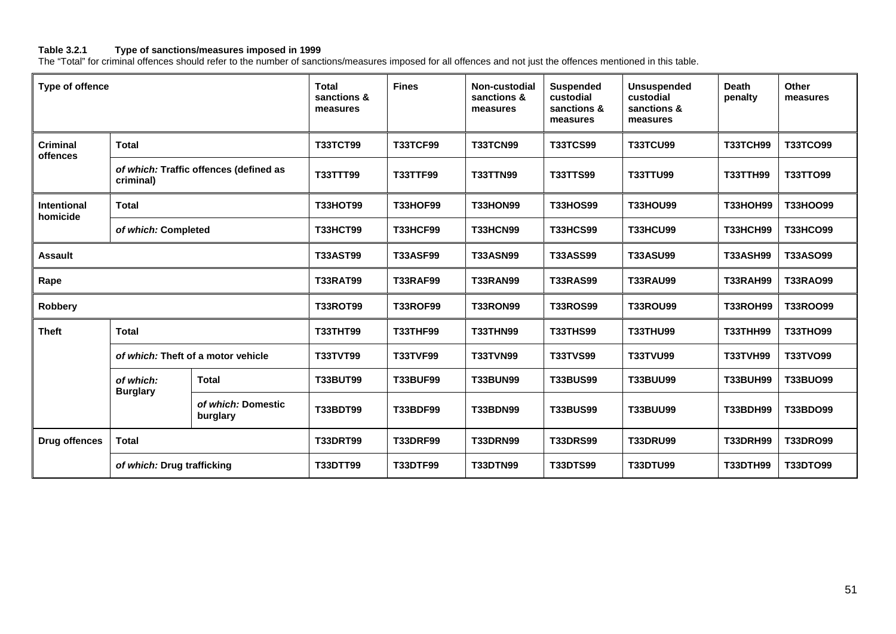**Table 3.2.1 Type of sanctions/measures imposed in 1999**

The "Total" for criminal offences should refer to the number of sanctions/measures imposed for all offences and not just the offences mentioned in this table.

| Type of offence | | | Total sanctions & measures | Fines | Non-custodial sanctions & measures | Suspended custodial sanctions & measures | Unsuspended custodial sanctions & measures | Death penalty | Other measures |
|---|---|---|---|---|---|---|---|---|---|
| **Criminal offences** | **Total** | | T33TCT99 | T33TCF99 | T33TCN99 | T33TCS99 | T33TCU99 | T33TCH99 | T33TCO99 |
| | *of which:* **Traffic offences (defined as criminal)** | | T33TTT99 | T33TTF99 | T33TTN99 | T33TTS99 | T33TTU99 | T33TTH99 | T33TTO99 |
| **Intentional homicide** | **Total** | | T33HOT99 | T33HOF99 | T33HON99 | T33HOS99 | T33HOU99 | T33HOH99 | T33HOO99 |
| | *of which:* **Completed** | | T33HCT99 | T33HCF99 | T33HCN99 | T33HCS99 | T33HCU99 | T33HCH99 | T33HCO99 |
| **Assault** | | | T33AST99 | T33ASF99 | T33ASN99 | T33ASS99 | T33ASU99 | T33ASH99 | T33ASO99 |
| **Rape** | | | T33RAT99 | T33RAF99 | T33RAN99 | T33RAS99 | T33RAU99 | T33RAH99 | T33RAO99 |
| **Robbery** | | | T33ROT99 | T33ROF99 | T33RON99 | T33ROS99 | T33ROU99 | T33ROH99 | T33ROO99 |
| **Theft** | **Total** | | T33THT99 | T33THF99 | T33THN99 | T33THS99 | T33THU99 | T33THH99 | T33THO99 |
| | *of which:* **Theft of a motor vehicle** | | T33TVT99 | T33TVF99 | T33TVN99 | T33TVS99 | T33TVU99 | T33TVH99 | T33TVO99 |
| | *of which:* **Burglary** | **Total** | T33BUT99 | T33BUF99 | T33BUN99 | T33BUS99 | T33BUU99 | T33BUH99 | T33BUO99 |
| | | *of which:* **Domestic burglary** | T33BDT99 | T33BDF99 | T33BDN99 | T33BUS99 | T33BUU99 | T33BDH99 | T33BDO99 |
| **Drug offences** | **Total** | | T33DRT99 | T33DRF99 | T33DRN99 | T33DRS99 | T33DRU99 | T33DRH99 | T33DRO99 |
| | *of which:* **Drug trafficking** | | T33DTT99 | T33DTF99 | T33DTN99 | T33DTS99 | T33DTU99 | T33DTH99 | T33DTO99 |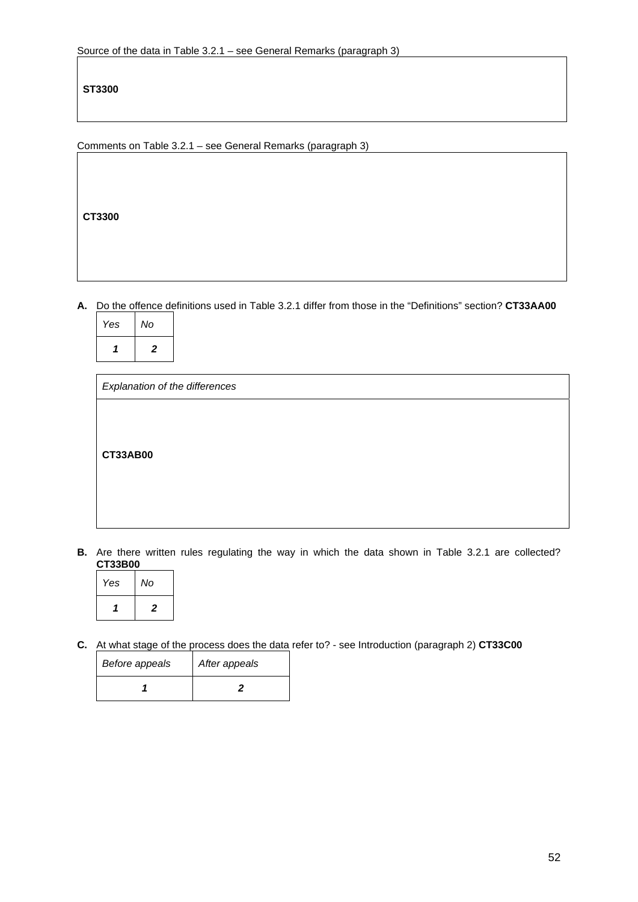Source of the data in Table 3.2.1 – see General Remarks (paragraph 3)

| **ST3300** |
|---|

Comments on Table 3.2.1 – see General Remarks (paragraph 3)

| **CT3300** |
|---|

**A.** Do the offence definitions used in Table 3.2.1 differ from those in the "Definitions" section? **CT33AA00**

| *Yes* | *No* |
|---|---|
| ***1*** | ***2*** |

| *Explanation of the differences* |
|---|
| **CT33AB00** |

**B.** Are there written rules regulating the way in which the data shown in Table 3.2.1 are collected? **CT33B00**

| *Yes* | *No* |
|---|---|
| ***1*** | ***2*** |

**C.** At what stage of the process does the data refer to? - see Introduction (paragraph 2) **CT33C00**

| *Before appeals* | *After appeals* |
|---|---|
| ***1*** | ***2*** |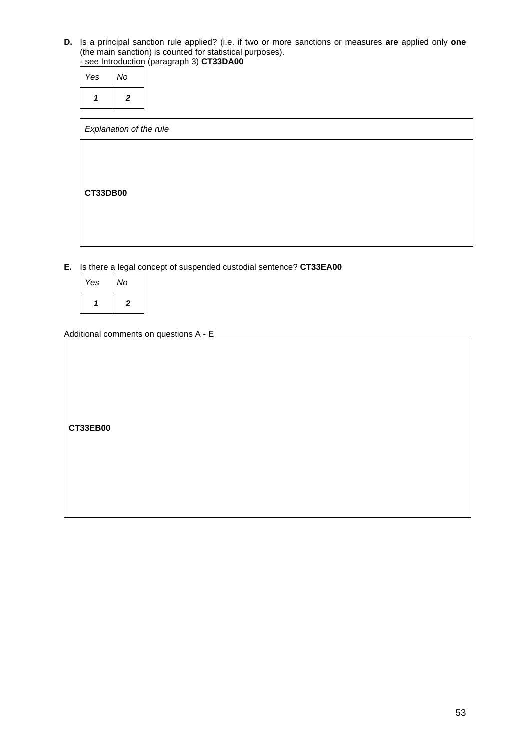**D.** Is a principal sanction rule applied? (i.e. if two or more sanctions or measures **are** applied only **one** (the main sanction) is counted for statistical purposes).
- see Introduction (paragraph 3) **CT33DA00**

| *Yes* | *No* |
|---|---|
| ***1*** | ***2*** |

| *Explanation of the rule* |
|---|
| **CT33DB00** |

**E.** Is there a legal concept of suspended custodial sentence? **CT33EA00**

| *Yes* | *No* |
|---|---|
| ***1*** | ***2*** |

Additional comments on questions A - E

| **CT33EB00** |
|---|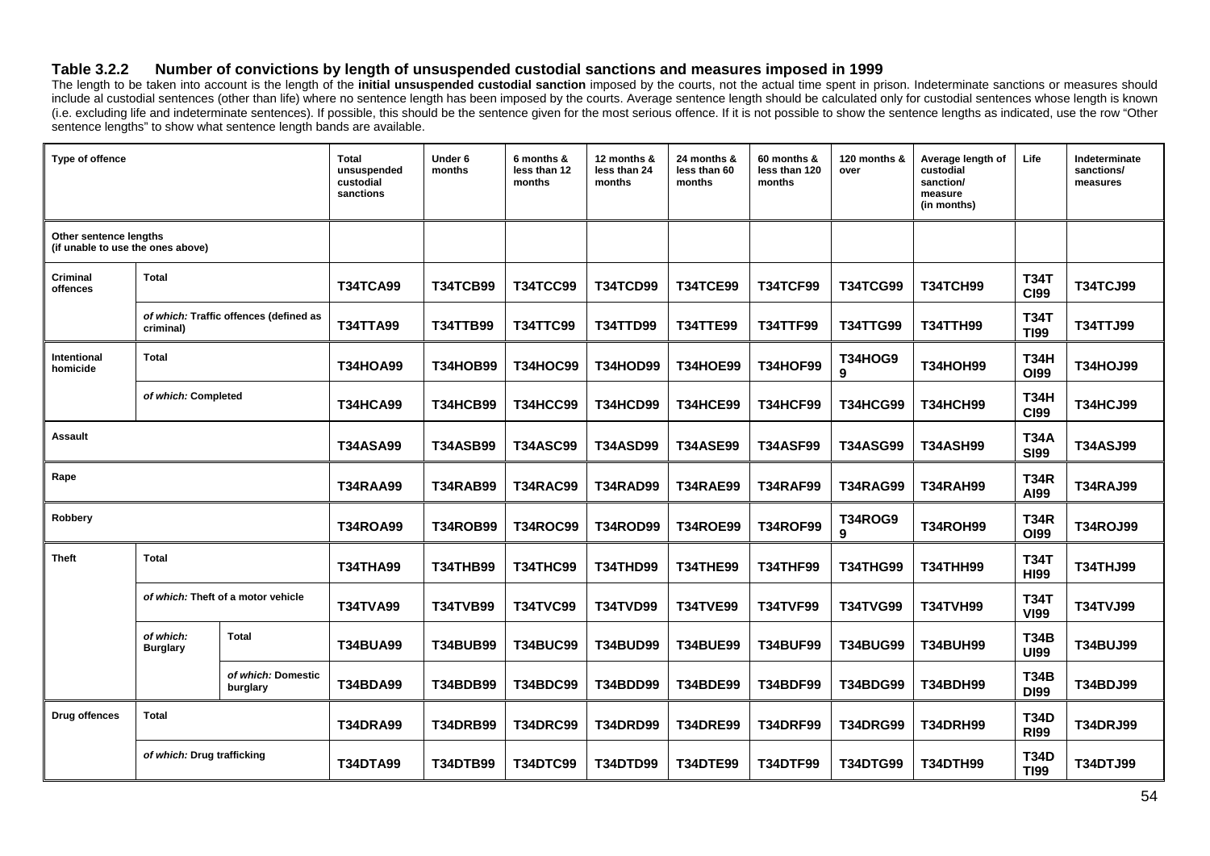### Table 3.2.2 Number of convictions by length of unsuspended custodial sanctions and measures imposed in 1999

The length to be taken into account is the length of the **initial unsuspended custodial sanction** imposed by the courts, not the actual time spent in prison. Indeterminate sanctions or measures should include al custodial sentences (other than life) where no sentence length has been imposed by the courts. Average sentence length should be calculated only for custodial sentences whose length is known (i.e. excluding life and indeterminate sentences). If possible, this should be the sentence given for the most serious offence. If it is not possible to show the sentence lengths as indicated, use the row "Other sentence lengths" to show what sentence length bands are available.

| Type of offence | | | Total unsuspended custodial sanctions | Under 6 months | 6 months & less than 12 months | 12 months & less than 24 months | 24 months & less than 60 months | 60 months & less than 120 months | 120 months & over | Average length of custodial sanction/ measure (in months) | Life | Indeterminate sanctions/ measures |
|---|---|---|---|---|---|---|---|---|---|---|---|---|
| Other sentence lengths (if unable to use the ones above) | | | | | | | | | | | | |
| Criminal offences | Total | | T34TCA99 | T34TCB99 | T34TCC99 | T34TCD99 | T34TCE99 | T34TCF99 | T34TCG99 | T34TCH99 | T34TCI99 | T34TCJ99 |
| | *of which:* Traffic offences (defined as criminal) | | T34TTA99 | T34TTB99 | T34TTC99 | T34TTD99 | T34TTE99 | T34TTF99 | T34TTG99 | T34TTH99 | T34TTI99 | T34TTJ99 |
| Intentional homicide | Total | | T34HOA99 | T34HOB99 | T34HOC99 | T34HOD99 | T34HOE99 | T34HOF99 | T34HOG99 | T34HOH99 | T34HOI99 | T34HOJ99 |
| | *of which:* Completed | | T34HCA99 | T34HCB99 | T34HCC99 | T34HCD99 | T34HCE99 | T34HCF99 | T34HCG99 | T34HCH99 | T34HCI99 | T34HCJ99 |
| Assault | | | T34ASA99 | T34ASB99 | T34ASC99 | T34ASD99 | T34ASE99 | T34ASF99 | T34ASG99 | T34ASH99 | T34ASI99 | T34ASJ99 |
| Rape | | | T34RAA99 | T34RAB99 | T34RAC99 | T34RAD99 | T34RAE99 | T34RAF99 | T34RAG99 | T34RAH99 | T34RAI99 | T34RAJ99 |
| Robbery | | | T34ROA99 | T34ROB99 | T34ROC99 | T34ROD99 | T34ROE99 | T34ROF99 | T34ROG99 | T34ROH99 | T34ROI99 | T34ROJ99 |
| Theft | Total | | T34THA99 | T34THB99 | T34THC99 | T34THD99 | T34THE99 | T34THF99 | T34THG99 | T34THH99 | T34THI99 | T34THJ99 |
| | *of which:* Theft of a motor vehicle | | T34TVA99 | T34TVB99 | T34TVC99 | T34TVD99 | T34TVE99 | T34TVF99 | T34TVG99 | T34TVH99 | T34TVI99 | T34TVJ99 |
| | *of which:* Burglary | Total | T34BUA99 | T34BUB99 | T34BUC99 | T34BUD99 | T34BUE99 | T34BUF99 | T34BUG99 | T34BUH99 | T34BUI99 | T34BUJ99 |
| | | *of which:* Domestic burglary | T34BDA99 | T34BDB99 | T34BDC99 | T34BDD99 | T34BDE99 | T34BDF99 | T34BDG99 | T34BDH99 | T34BDI99 | T34BDJ99 |
| Drug offences | Total | | T34DRA99 | T34DRB99 | T34DRC99 | T34DRD99 | T34DRE99 | T34DRF99 | T34DRG99 | T34DRH99 | T34DRI99 | T34DRJ99 |
| | *of which:* Drug trafficking | | T34DTA99 | T34DTB99 | T34DTC99 | T34DTD99 | T34DTE99 | T34DTF99 | T34DTG99 | T34DTH99 | T34DTI99 | T34DTJ99 |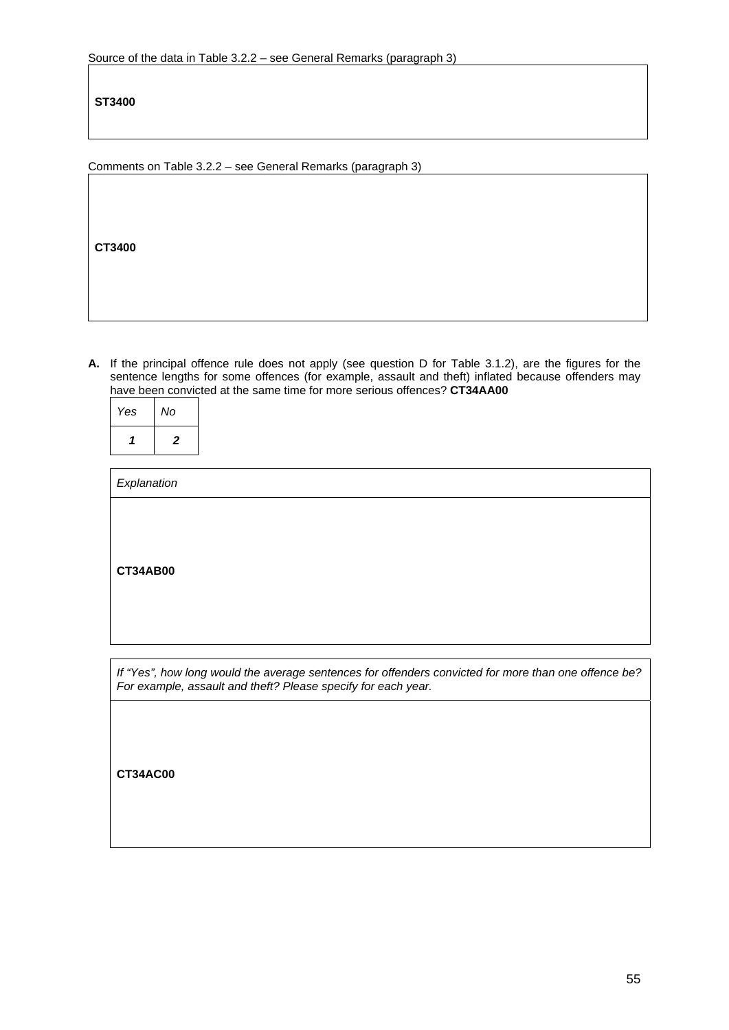Source of the data in Table 3.2.2 – see General Remarks (paragraph 3)

| **ST3400** |
|---|

Comments on Table 3.2.2 – see General Remarks (paragraph 3)

| **CT3400** |
|---|

**A.** If the principal offence rule does not apply (see question D for Table 3.1.2), are the figures for the sentence lengths for some offences (for example, assault and theft) inflated because offenders may have been convicted at the same time for more serious offences? **CT34AA00**

| *Yes* | *No* |
|---|---|
| ***1*** | ***2*** |

| *Explanation* |
|---|
| **CT34AB00** |

| *If "Yes", how long would the average sentences for offenders convicted for more than one offence be? For example, assault and theft? Please specify for each year.* |
|---|
| **CT34AC00** |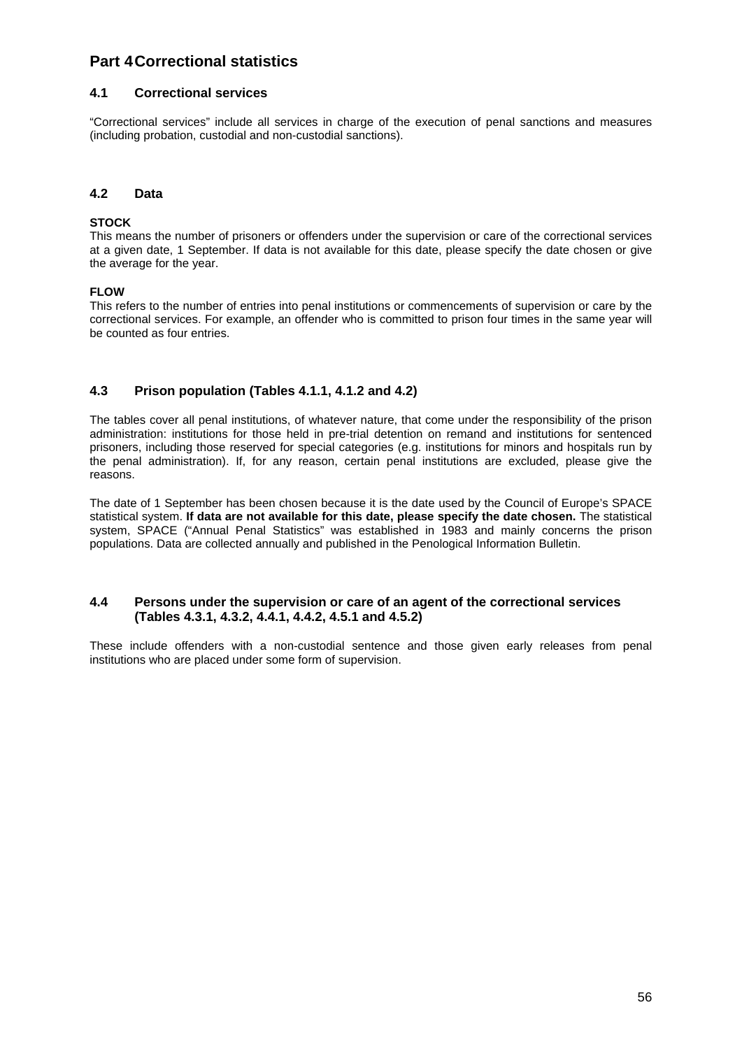# Part 4 Correctional statistics

## 4.1 Correctional services

"Correctional services" include all services in charge of the execution of penal sanctions and measures (including probation, custodial and non-custodial sanctions).

## 4.2 Data

**STOCK**
This means the number of prisoners or offenders under the supervision or care of the correctional services at a given date, 1 September. If data is not available for this date, please specify the date chosen or give the average for the year.

**FLOW**
This refers to the number of entries into penal institutions or commencements of supervision or care by the correctional services. For example, an offender who is committed to prison four times in the same year will be counted as four entries.

## 4.3 Prison population (Tables 4.1.1, 4.1.2 and 4.2)

The tables cover all penal institutions, of whatever nature, that come under the responsibility of the prison administration: institutions for those held in pre-trial detention on remand and institutions for sentenced prisoners, including those reserved for special categories (e.g. institutions for minors and hospitals run by the penal administration). If, for any reason, certain penal institutions are excluded, please give the reasons.

The date of 1 September has been chosen because it is the date used by the Council of Europe's SPACE statistical system. **If data are not available for this date, please specify the date chosen.** The statistical system, SPACE ("Annual Penal Statistics" was established in 1983 and mainly concerns the prison populations. Data are collected annually and published in the Penological Information Bulletin.

## 4.4 Persons under the supervision or care of an agent of the correctional services (Tables 4.3.1, 4.3.2, 4.4.1, 4.4.2, 4.5.1 and 4.5.2)

These include offenders with a non-custodial sentence and those given early releases from penal institutions who are placed under some form of supervision.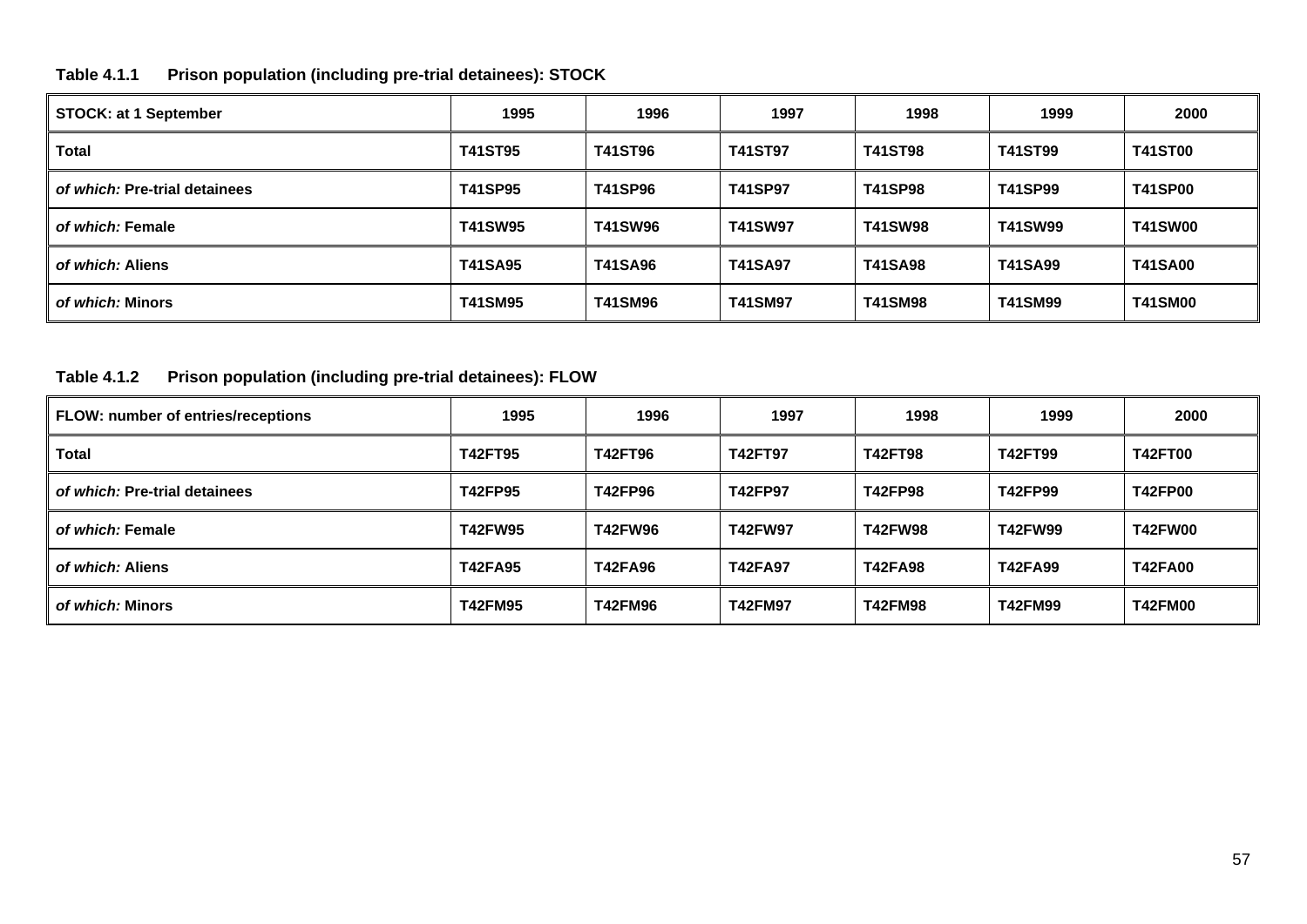**Table 4.1.1 Prison population (including pre-trial detainees): STOCK**

| STOCK: at 1 September | 1995 | 1996 | 1997 | 1998 | 1999 | 2000 |
|---|---|---|---|---|---|---|
| **Total** | **T41ST95** | **T41ST96** | **T41ST97** | **T41ST98** | **T41ST99** | **T41ST00** |
| ***of which:* Pre-trial detainees** | **T41SP95** | **T41SP96** | **T41SP97** | **T41SP98** | **T41SP99** | **T41SP00** |
| ***of which:* Female** | **T41SW95** | **T41SW96** | **T41SW97** | **T41SW98** | **T41SW99** | **T41SW00** |
| ***of which:* Aliens** | **T41SA95** | **T41SA96** | **T41SA97** | **T41SA98** | **T41SA99** | **T41SA00** |
| ***of which:* Minors** | **T41SM95** | **T41SM96** | **T41SM97** | **T41SM98** | **T41SM99** | **T41SM00** |

**Table 4.1.2 Prison population (including pre-trial detainees): FLOW**

| FLOW: number of entries/receptions | 1995 | 1996 | 1997 | 1998 | 1999 | 2000 |
|---|---|---|---|---|---|---|
| **Total** | **T42FT95** | **T42FT96** | **T42FT97** | **T42FT98** | **T42FT99** | **T42FT00** |
| ***of which:* Pre-trial detainees** | **T42FP95** | **T42FP96** | **T42FP97** | **T42FP98** | **T42FP99** | **T42FP00** |
| ***of which:* Female** | **T42FW95** | **T42FW96** | **T42FW97** | **T42FW98** | **T42FW99** | **T42FW00** |
| ***of which:* Aliens** | **T42FA95** | **T42FA96** | **T42FA97** | **T42FA98** | **T42FA99** | **T42FA00** |
| ***of which:* Minors** | **T42FM95** | **T42FM96** | **T42FM97** | **T42FM98** | **T42FM99** | **T42FM00** |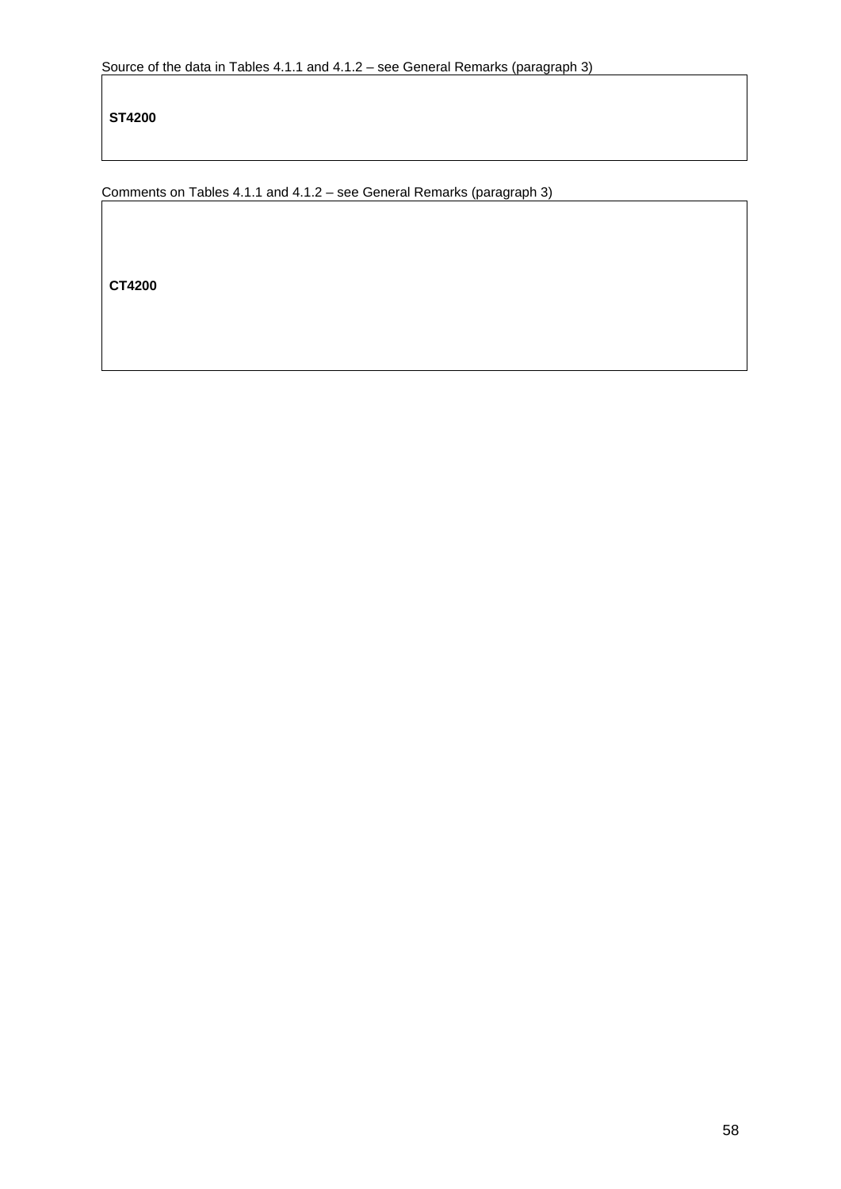Source of the data in Tables 4.1.1 and 4.1.2 – see General Remarks (paragraph 3)

| **ST4200** |
|---|

Comments on Tables 4.1.1 and 4.1.2 – see General Remarks (paragraph 3)

| **CT4200** |
|---|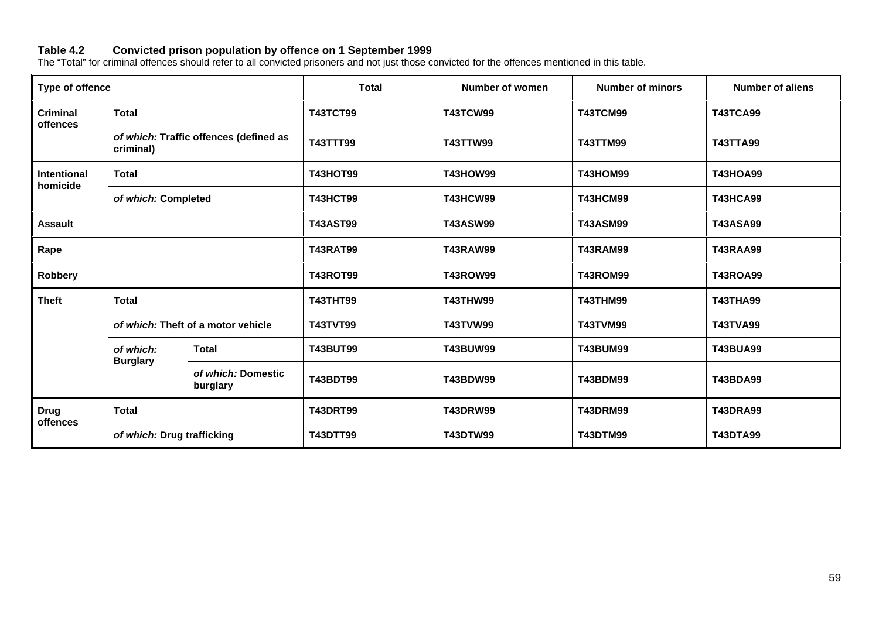**Table 4.2 Convicted prison population by offence on 1 September 1999**

The "Total" for criminal offences should refer to all convicted prisoners and not just those convicted for the offences mentioned in this table.

| Type of offence | | | Total | Number of women | Number of minors | Number of aliens |
|---|---|---|---|---|---|---|
| **Criminal offences** | **Total** | | **T43TCT99** | **T43TCW99** | **T43TCM99** | **T43TCA99** |
| | ***of which:* Traffic offences (defined as criminal)** | | **T43TTT99** | **T43TTW99** | **T43TTM99** | **T43TTA99** |
| **Intentional homicide** | **Total** | | **T43HOT99** | **T43HOW99** | **T43HOM99** | **T43HOA99** |
| | ***of which:* Completed** | | **T43HCT99** | **T43HCW99** | **T43HCM99** | **T43HCA99** |
| **Assault** | | | **T43AST99** | **T43ASW99** | **T43ASM99** | **T43ASA99** |
| **Rape** | | | **T43RAT99** | **T43RAW99** | **T43RAM99** | **T43RAA99** |
| **Robbery** | | | **T43ROT99** | **T43ROW99** | **T43ROM99** | **T43ROA99** |
| **Theft** | **Total** | | **T43THT99** | **T43THW99** | **T43THM99** | **T43THA99** |
| | ***of which:* Theft of a motor vehicle** | | **T43TVT99** | **T43TVW99** | **T43TVM99** | **T43TVA99** |
| | ***of which:* Burglary** | **Total** | **T43BUT99** | **T43BUW99** | **T43BUM99** | **T43BUA99** |
| | | ***of which:* Domestic burglary** | **T43BDT99** | **T43BDW99** | **T43BDM99** | **T43BDA99** |
| **Drug offences** | **Total** | | **T43DRT99** | **T43DRW99** | **T43DRM99** | **T43DRA99** |
| | ***of which:* Drug trafficking** | | **T43DTT99** | **T43DTW99** | **T43DTM99** | **T43DTA99** |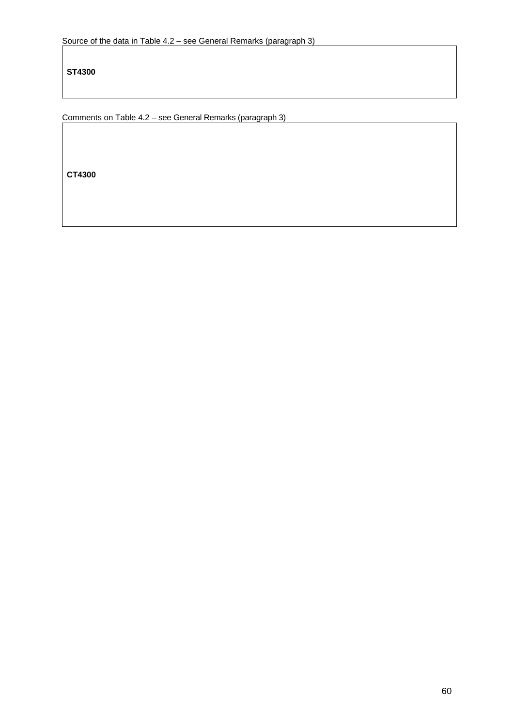Source of the data in Table 4.2 – see General Remarks (paragraph 3)

| **ST4300** |
|---|

Comments on Table 4.2 – see General Remarks (paragraph 3)

| **CT4300** |
|---|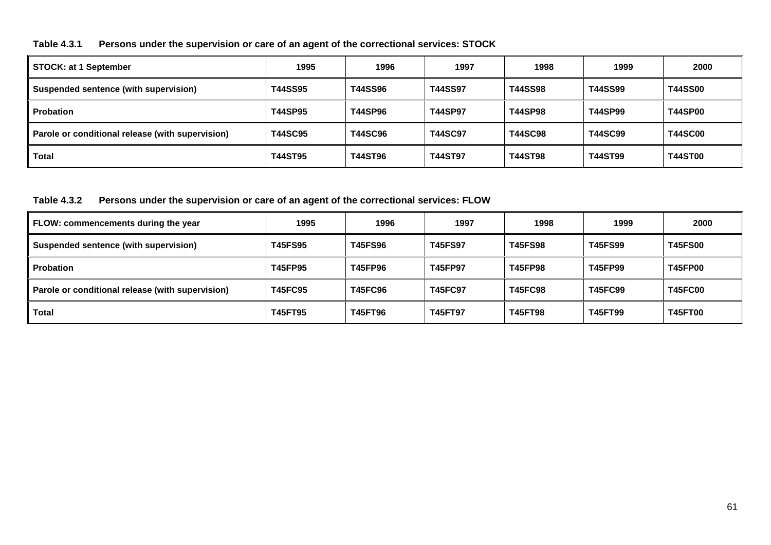**Table 4.3.1 Persons under the supervision or care of an agent of the correctional services: STOCK**

| STOCK: at 1 September | 1995 | 1996 | 1997 | 1998 | 1999 | 2000 |
|---|---|---|---|---|---|---|
| **Suspended sentence (with supervision)** | **T44SS95** | **T44SS96** | **T44SS97** | **T44SS98** | **T44SS99** | **T44SS00** |
| **Probation** | **T44SP95** | **T44SP96** | **T44SP97** | **T44SP98** | **T44SP99** | **T44SP00** |
| **Parole or conditional release (with supervision)** | **T44SC95** | **T44SC96** | **T44SC97** | **T44SC98** | **T44SC99** | **T44SC00** |
| **Total** | **T44ST95** | **T44ST96** | **T44ST97** | **T44ST98** | **T44ST99** | **T44ST00** |

**Table 4.3.2 Persons under the supervision or care of an agent of the correctional services: FLOW**

| FLOW: commencements during the year | 1995 | 1996 | 1997 | 1998 | 1999 | 2000 |
|---|---|---|---|---|---|---|
| **Suspended sentence (with supervision)** | **T45FS95** | **T45FS96** | **T45FS97** | **T45FS98** | **T45FS99** | **T45FS00** |
| **Probation** | **T45FP95** | **T45FP96** | **T45FP97** | **T45FP98** | **T45FP99** | **T45FP00** |
| **Parole or conditional release (with supervision)** | **T45FC95** | **T45FC96** | **T45FC97** | **T45FC98** | **T45FC99** | **T45FC00** |
| **Total** | **T45FT95** | **T45FT96** | **T45FT97** | **T45FT98** | **T45FT99** | **T45FT00** |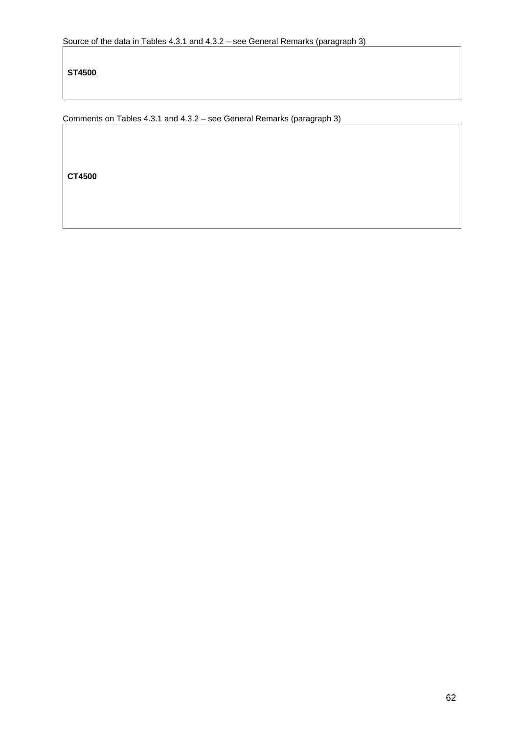Source of the data in Tables 4.3.1 and 4.3.2 – see General Remarks (paragraph 3)

| **ST4500** |
|---|

Comments on Tables 4.3.1 and 4.3.2 – see General Remarks (paragraph 3)

| **CT4500** |
|---|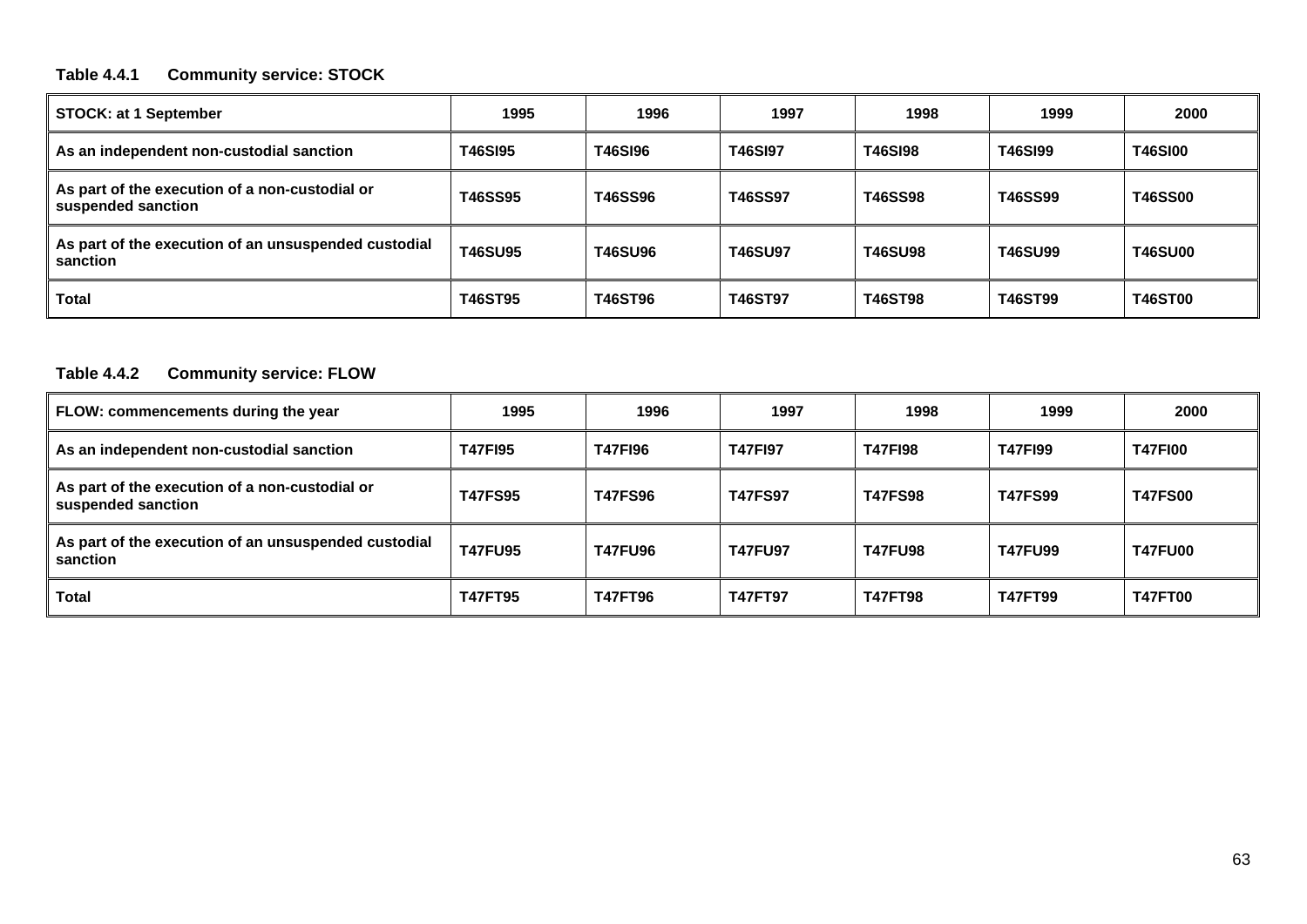**Table 4.4.1 Community service: STOCK**

| STOCK: at 1 September | 1995 | 1996 | 1997 | 1998 | 1999 | 2000 |
|---|---|---|---|---|---|---|
| As an independent non-custodial sanction | T46SI95 | T46SI96 | T46SI97 | T46SI98 | T46SI99 | T46SI00 |
| As part of the execution of a non-custodial or suspended sanction | T46SS95 | T46SS96 | T46SS97 | T46SS98 | T46SS99 | T46SS00 |
| As part of the execution of an unsuspended custodial sanction | T46SU95 | T46SU96 | T46SU97 | T46SU98 | T46SU99 | T46SU00 |
| Total | T46ST95 | T46ST96 | T46ST97 | T46ST98 | T46ST99 | T46ST00 |

**Table 4.4.2 Community service: FLOW**

| FLOW: commencements during the year | 1995 | 1996 | 1997 | 1998 | 1999 | 2000 |
|---|---|---|---|---|---|---|
| As an independent non-custodial sanction | T47FI95 | T47FI96 | T47FI97 | T47FI98 | T47FI99 | T47FI00 |
| As part of the execution of a non-custodial or suspended sanction | T47FS95 | T47FS96 | T47FS97 | T47FS98 | T47FS99 | T47FS00 |
| As part of the execution of an unsuspended custodial sanction | T47FU95 | T47FU96 | T47FU97 | T47FU98 | T47FU99 | T47FU00 |
| Total | T47FT95 | T47FT96 | T47FT97 | T47FT98 | T47FT99 | T47FT00 |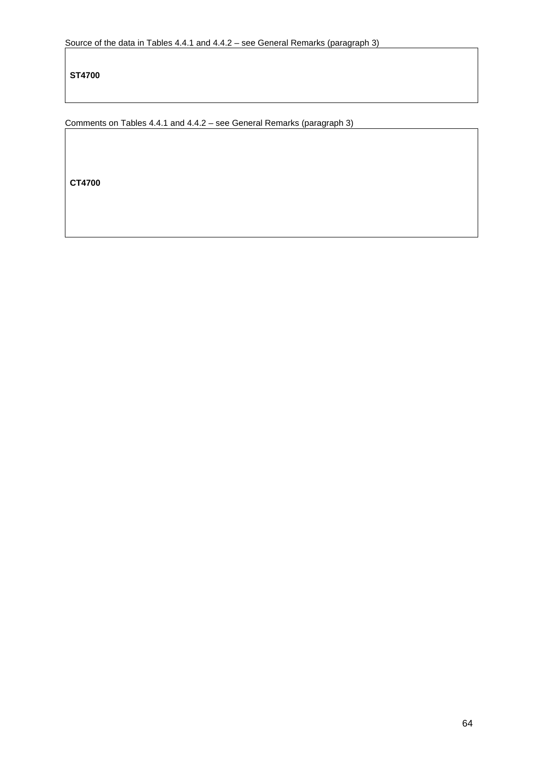Source of the data in Tables 4.4.1 and 4.4.2 – see General Remarks (paragraph 3)

| **ST4700** |
|---|

Comments on Tables 4.4.1 and 4.4.2 – see General Remarks (paragraph 3)

| **CT4700** |
|---|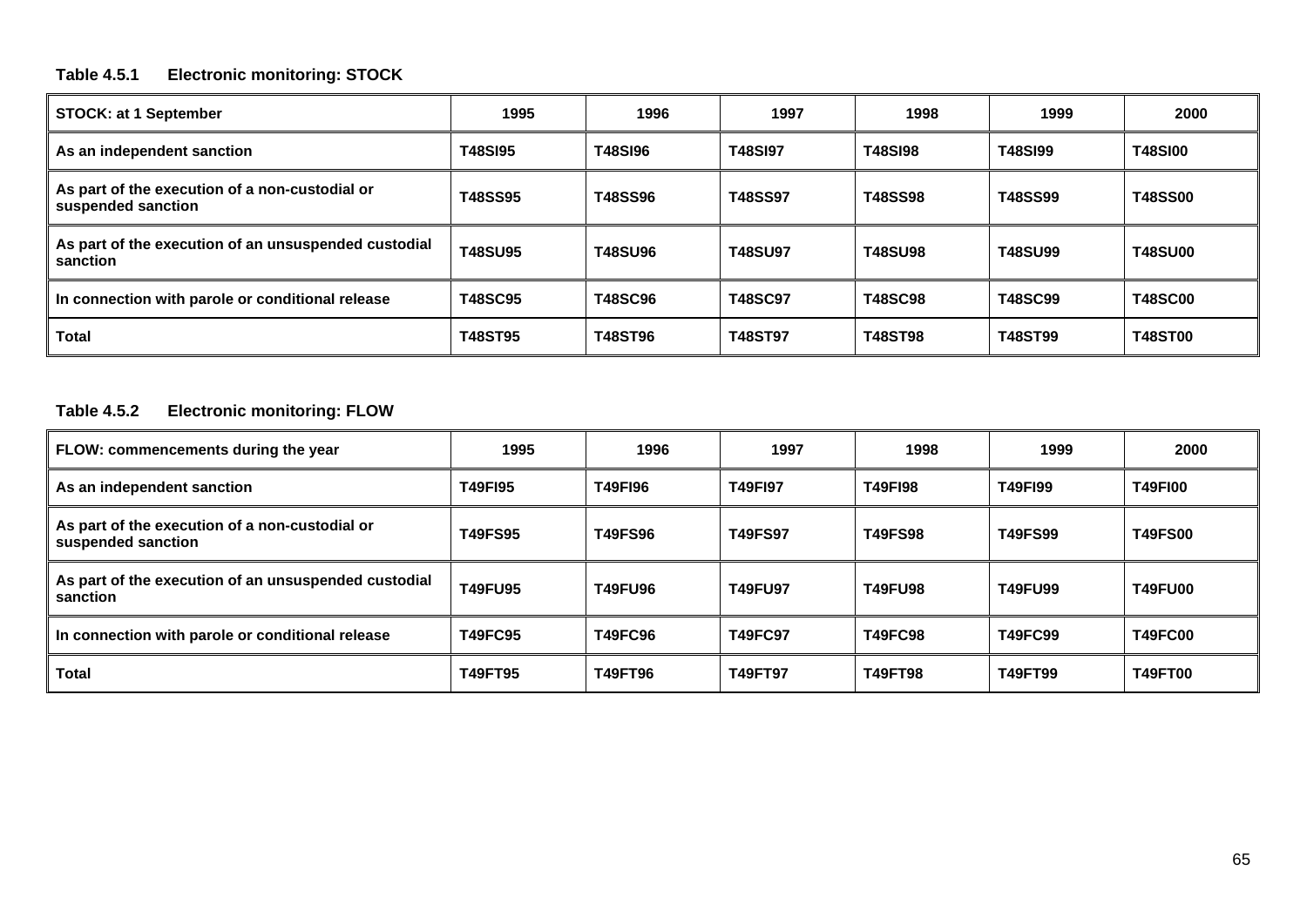**Table 4.5.1 Electronic monitoring: STOCK**

| STOCK: at 1 September | 1995 | 1996 | 1997 | 1998 | 1999 | 2000 |
|---|---|---|---|---|---|---|
| As an independent sanction | T48SI95 | T48SI96 | T48SI97 | T48SI98 | T48SI99 | T48SI00 |
| As part of the execution of a non-custodial or suspended sanction | T48SS95 | T48SS96 | T48SS97 | T48SS98 | T48SS99 | T48SS00 |
| As part of the execution of an unsuspended custodial sanction | T48SU95 | T48SU96 | T48SU97 | T48SU98 | T48SU99 | T48SU00 |
| In connection with parole or conditional release | T48SC95 | T48SC96 | T48SC97 | T48SC98 | T48SC99 | T48SC00 |
| Total | T48ST95 | T48ST96 | T48ST97 | T48ST98 | T48ST99 | T48ST00 |

**Table 4.5.2 Electronic monitoring: FLOW**

| FLOW: commencements during the year | 1995 | 1996 | 1997 | 1998 | 1999 | 2000 |
|---|---|---|---|---|---|---|
| As an independent sanction | T49FI95 | T49FI96 | T49FI97 | T49FI98 | T49FI99 | T49FI00 |
| As part of the execution of a non-custodial or suspended sanction | T49FS95 | T49FS96 | T49FS97 | T49FS98 | T49FS99 | T49FS00 |
| As part of the execution of an unsuspended custodial sanction | T49FU95 | T49FU96 | T49FU97 | T49FU98 | T49FU99 | T49FU00 |
| In connection with parole or conditional release | T49FC95 | T49FC96 | T49FC97 | T49FC98 | T49FC99 | T49FC00 |
| Total | T49FT95 | T49FT96 | T49FT97 | T49FT98 | T49FT99 | T49FT00 |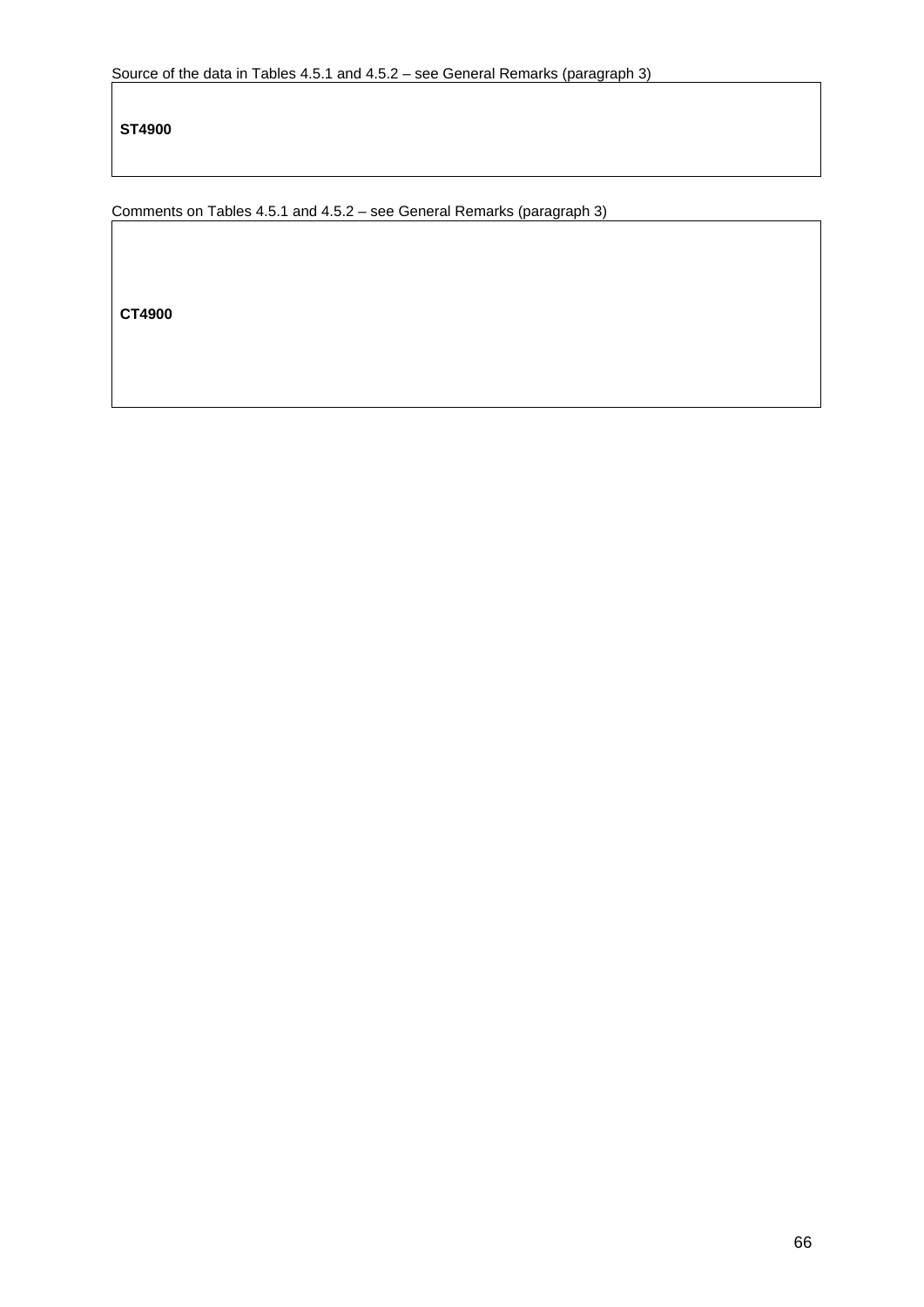Source of the data in Tables 4.5.1 and 4.5.2 – see General Remarks (paragraph 3)

| **ST4900** |
|---|

Comments on Tables 4.5.1 and 4.5.2 – see General Remarks (paragraph 3)

| **CT4900** |
|---|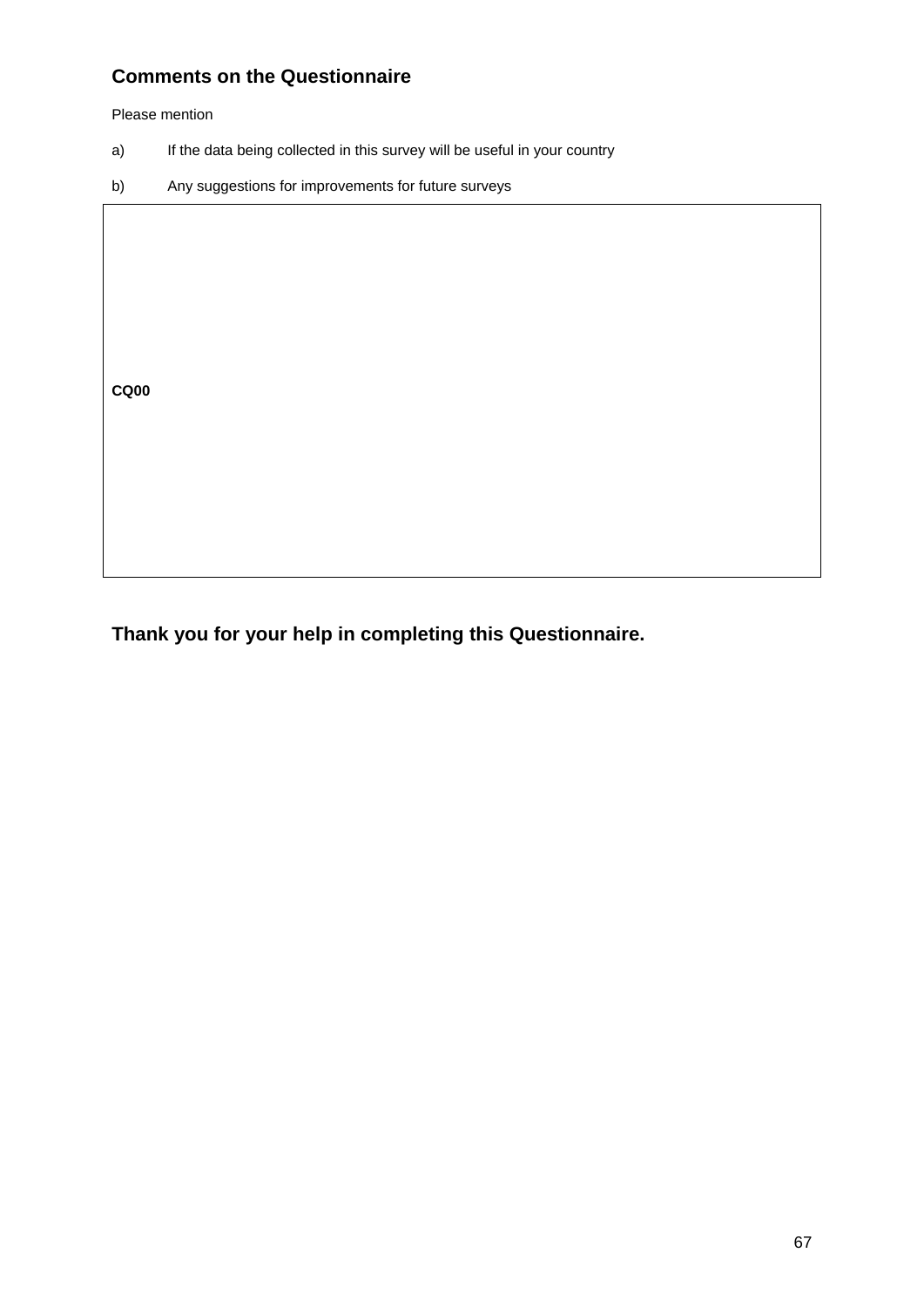## Comments on the Questionnaire

Please mention

a) If the data being collected in this survey will be useful in your country

b) Any suggestions for improvements for future surveys

**CQ00**

**Thank you for your help in completing this Questionnaire.**